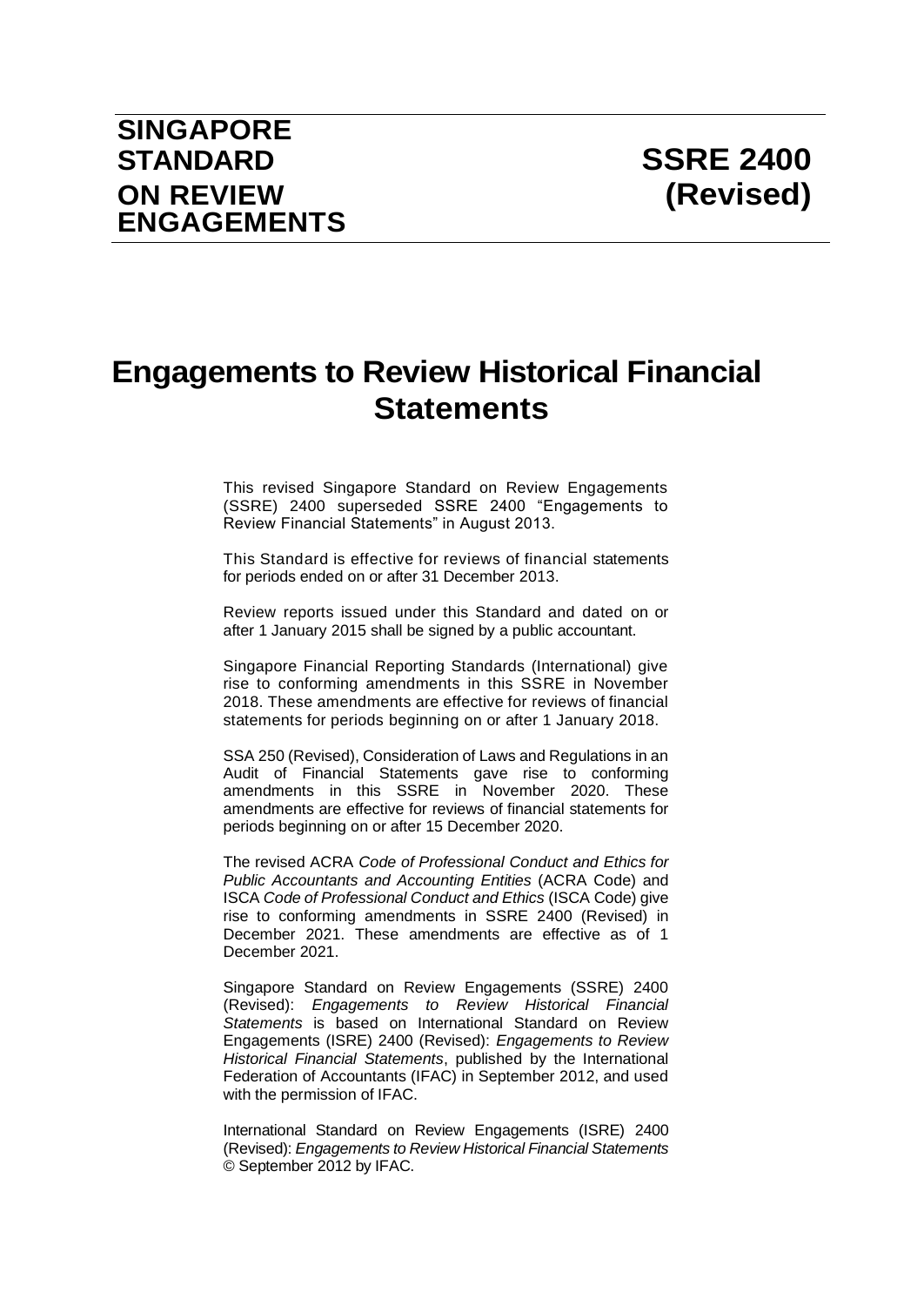**SINGAPORE STANDARD ON REVIEW ENGAGEMENTS**

**SSRE 2400 (Revised)**

# Engagements to Review Historical Financial Statements

This revised Singapore Standard on Review Engagements (SSRE) 2400 superseded SSRE 2400 "Engagements to Review Financial Statements" in August 2013.

This Standard is effective for reviews of financial statements for periods ended on or after 31 December 2013.

Review reports issued under this Standard and dated on or after 1 January 2015 shall be signed by a public accountant.

Singapore Financial Reporting Standards (International) give rise to conforming amendments in this SSRE in November 2018. These amendments are effective for reviews of financial statements for periods beginning on or after 1 January 2018.

SSA 250 (Revised), Consideration of Laws and Regulations in an Audit of Financial Statements gave rise to conforming amendments in this SSRE in November 2020. These amendments are effective for reviews of financial statements for periods beginning on or after 15 December 2020.

The revised ACRA *Code of Professional Conduct and Ethics for Public Accountants and Accounting Entities* (ACRA Code) and ISCA *Code of Professional Conduct and Ethics* (ISCA Code) give rise to conforming amendments in SSRE 2400 (Revised) in December 2021. These amendments are effective as of 1 December 2021.

Singapore Standard on Review Engagements (SSRE) 2400 (Revised): *Engagements to Review Historical Financial Statements* is based on International Standard on Review Engagements (ISRE) 2400 (Revised): *Engagements to Review Historical Financial Statements*, published by the International Federation of Accountants (IFAC) in September 2012, and used with the permission of IFAC.

International Standard on Review Engagements (ISRE) 2400 (Revised): *Engagements to Review Historical Financial Statements* © September 2012 by IFAC.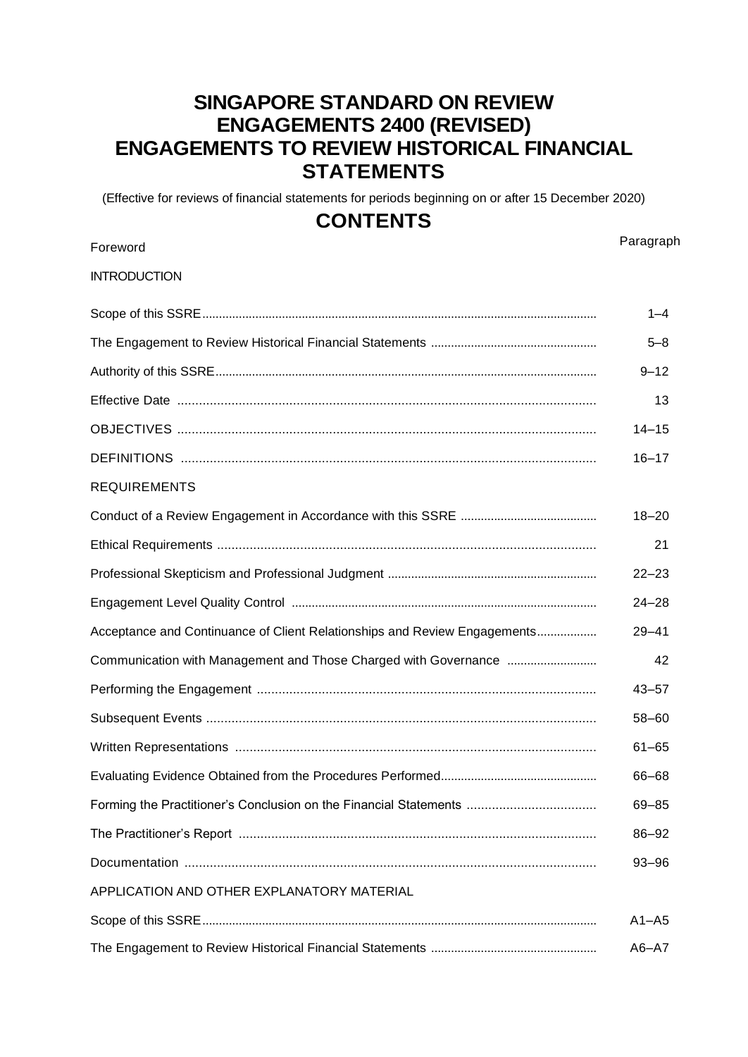# SINGAPORE STANDARD ON REVIEW ENGAGEMENTS 2400 (REVISED) ENGAGEMENTS TO REVIEW HISTORICAL FINANCIAL STATEMENTS

(Effective for reviews of financial statements for periods beginning on or after 15 December 2020)

## CONTENTS

| | Paragraph |
|---|---|
| Foreword | |
| INTRODUCTION | |
| Scope of this SSRE | 1–4 |
| The Engagement to Review Historical Financial Statements | 5–8 |
| Authority of this SSRE | 9–12 |
| Effective Date | 13 |
| OBJECTIVES | 14–15 |
| DEFINITIONS | 16–17 |
| REQUIREMENTS | |
| Conduct of a Review Engagement in Accordance with this SSRE | 18–20 |
| Ethical Requirements | 21 |
| Professional Skepticism and Professional Judgment | 22–23 |
| Engagement Level Quality Control | 24–28 |
| Acceptance and Continuance of Client Relationships and Review Engagements | 29–41 |
| Communication with Management and Those Charged with Governance | 42 |
| Performing the Engagement | 43–57 |
| Subsequent Events | 58–60 |
| Written Representations | 61–65 |
| Evaluating Evidence Obtained from the Procedures Performed | 66–68 |
| Forming the Practitioner's Conclusion on the Financial Statements | 69–85 |
| The Practitioner's Report | 86–92 |
| Documentation | 93–96 |
| APPLICATION AND OTHER EXPLANATORY MATERIAL | |
| Scope of this SSRE | A1–A5 |
| The Engagement to Review Historical Financial Statements | A6–A7 |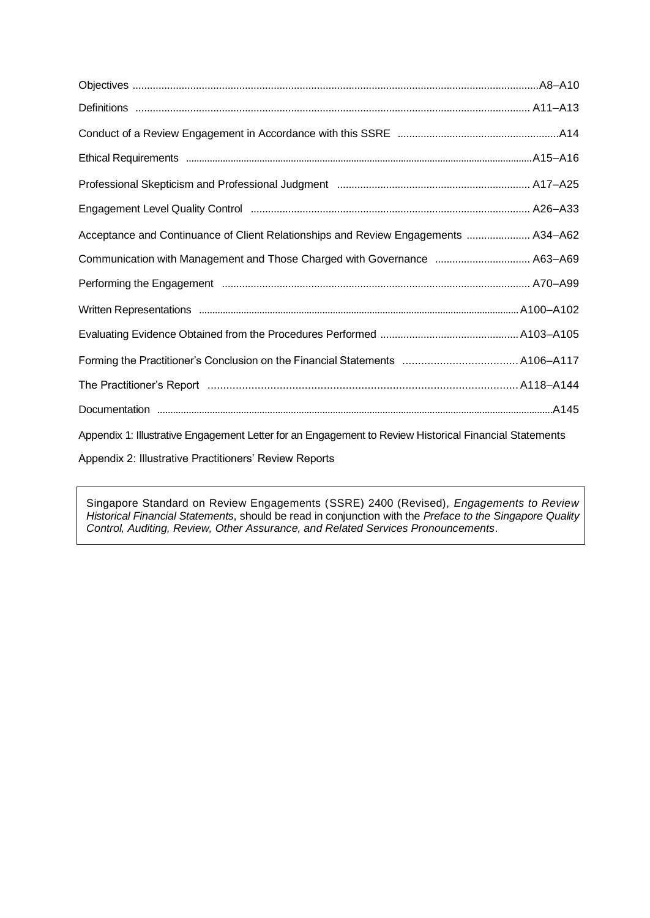| | |
|---|---|
| Objectives | A8–A10 |
| Definitions | A11–A13 |
| Conduct of a Review Engagement in Accordance with this SSRE | A14 |
| Ethical Requirements | A15–A16 |
| Professional Skepticism and Professional Judgment | A17–A25 |
| Engagement Level Quality Control | A26–A33 |
| Acceptance and Continuance of Client Relationships and Review Engagements | A34–A62 |
| Communication with Management and Those Charged with Governance | A63–A69 |
| Performing the Engagement | A70–A99 |
| Written Representations | A100–A102 |
| Evaluating Evidence Obtained from the Procedures Performed | A103–A105 |
| Forming the Practitioner's Conclusion on the Financial Statements | A106–A117 |
| The Practitioner's Report | A118–A144 |
| Documentation | A145 |

Appendix 1: Illustrative Engagement Letter for an Engagement to Review Historical Financial Statements

Appendix 2: Illustrative Practitioners' Review Reports

Singapore Standard on Review Engagements (SSRE) 2400 (Revised), *Engagements to Review Historical Financial Statements*, should be read in conjunction with the *Preface to the Singapore Quality Control, Auditing, Review, Other Assurance, and Related Services Pronouncements*.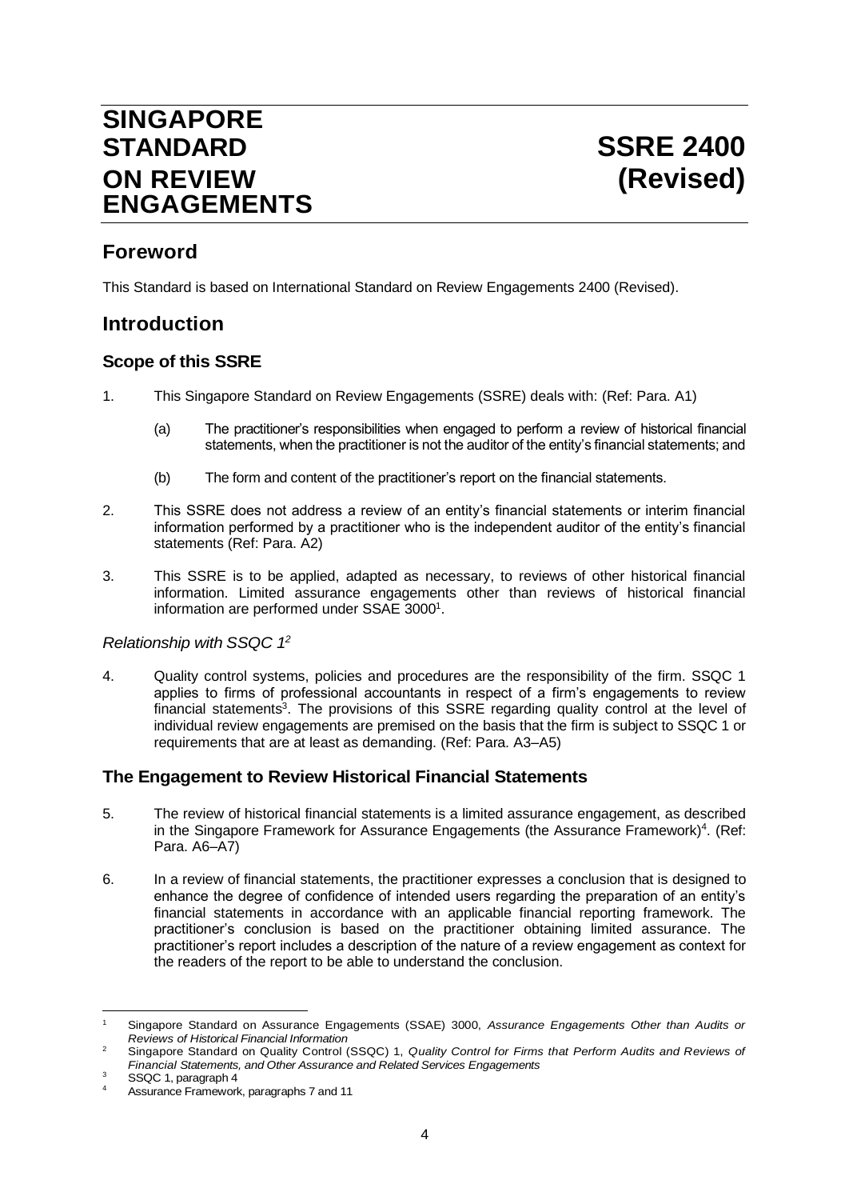# SINGAPORE STANDARD ON REVIEW ENGAGEMENTS

# SSRE 2400 (Revised)

## Foreword

This Standard is based on International Standard on Review Engagements 2400 (Revised).

## Introduction

### Scope of this SSRE

1. This Singapore Standard on Review Engagements (SSRE) deals with: (Ref: Para. A1)

   (a) The practitioner's responsibilities when engaged to perform a review of historical financial statements, when the practitioner is not the auditor of the entity's financial statements; and

   (b) The form and content of the practitioner's report on the financial statements.

2. This SSRE does not address a review of an entity's financial statements or interim financial information performed by a practitioner who is the independent auditor of the entity's financial statements (Ref: Para. A2)

3. This SSRE is to be applied, adapted as necessary, to reviews of other historical financial information. Limited assurance engagements other than reviews of historical financial information are performed under SSAE 3000[1].

*Relationship with SSQC 1[2]*

4. Quality control systems, policies and procedures are the responsibility of the firm. SSQC 1 applies to firms of professional accountants in respect of a firm's engagements to review financial statements[3]. The provisions of this SSRE regarding quality control at the level of individual review engagements are premised on the basis that the firm is subject to SSQC 1 or requirements that are at least as demanding. (Ref: Para. A3–A5)

### The Engagement to Review Historical Financial Statements

5. The review of historical financial statements is a limited assurance engagement, as described in the Singapore Framework for Assurance Engagements (the Assurance Framework)[4]. (Ref: Para. A6–A7)

6. In a review of financial statements, the practitioner expresses a conclusion that is designed to enhance the degree of confidence of intended users regarding the preparation of an entity's financial statements in accordance with an applicable financial reporting framework. The practitioner's conclusion is based on the practitioner obtaining limited assurance. The practitioner's report includes a description of the nature of a review engagement as context for the readers of the report to be able to understand the conclusion.

---

[1] Singapore Standard on Assurance Engagements (SSAE) 3000, *Assurance Engagements Other than Audits or Reviews of Historical Financial Information*

[2] Singapore Standard on Quality Control (SSQC) 1, *Quality Control for Firms that Perform Audits and Reviews of Financial Statements, and Other Assurance and Related Services Engagements*

[3] SSQC 1, paragraph 4

[4] Assurance Framework, paragraphs 7 and 11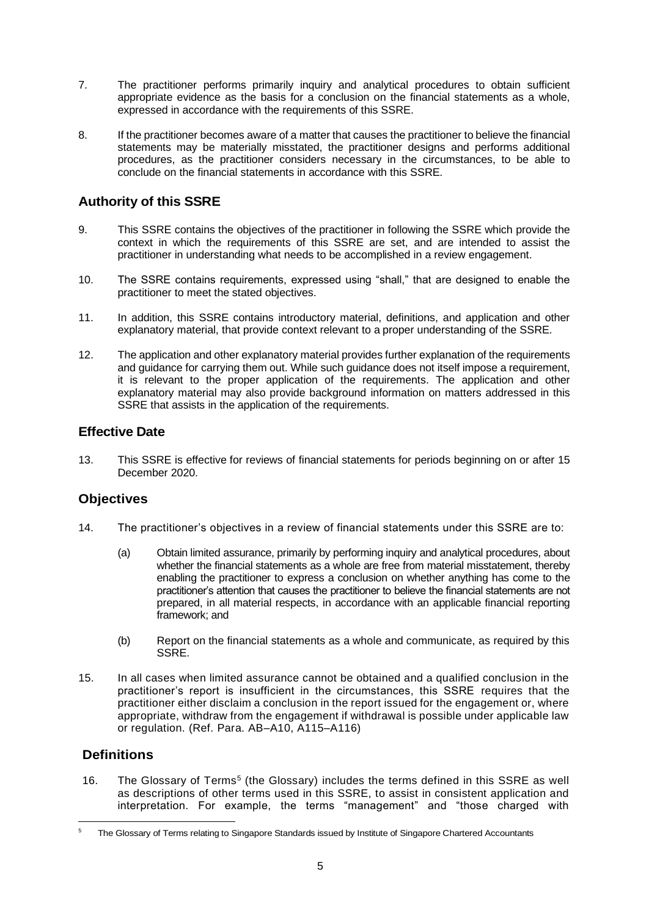7. The practitioner performs primarily inquiry and analytical procedures to obtain sufficient appropriate evidence as the basis for a conclusion on the financial statements as a whole, expressed in accordance with the requirements of this SSRE.

8. If the practitioner becomes aware of a matter that causes the practitioner to believe the financial statements may be materially misstated, the practitioner designs and performs additional procedures, as the practitioner considers necessary in the circumstances, to be able to conclude on the financial statements in accordance with this SSRE.

## Authority of this SSRE

9. This SSRE contains the objectives of the practitioner in following the SSRE which provide the context in which the requirements of this SSRE are set, and are intended to assist the practitioner in understanding what needs to be accomplished in a review engagement.

10. The SSRE contains requirements, expressed using "shall," that are designed to enable the practitioner to meet the stated objectives.

11. In addition, this SSRE contains introductory material, definitions, and application and other explanatory material, that provide context relevant to a proper understanding of the SSRE.

12. The application and other explanatory material provides further explanation of the requirements and guidance for carrying them out. While such guidance does not itself impose a requirement, it is relevant to the proper application of the requirements. The application and other explanatory material may also provide background information on matters addressed in this SSRE that assists in the application of the requirements.

## Effective Date

13. This SSRE is effective for reviews of financial statements for periods beginning on or after 15 December 2020.

## Objectives

14. The practitioner's objectives in a review of financial statements under this SSRE are to:

    (a) Obtain limited assurance, primarily by performing inquiry and analytical procedures, about whether the financial statements as a whole are free from material misstatement, thereby enabling the practitioner to express a conclusion on whether anything has come to the practitioner's attention that causes the practitioner to believe the financial statements are not prepared, in all material respects, in accordance with an applicable financial reporting framework; and

    (b) Report on the financial statements as a whole and communicate, as required by this SSRE.

15. In all cases when limited assurance cannot be obtained and a qualified conclusion in the practitioner's report is insufficient in the circumstances, this SSRE requires that the practitioner either disclaim a conclusion in the report issued for the engagement or, where appropriate, withdraw from the engagement if withdrawal is possible under applicable law or regulation. (Ref. Para. AB–A10, A115–A116)

## Definitions

16. The Glossary of Terms[5] (the Glossary) includes the terms defined in this SSRE as well as descriptions of other terms used in this SSRE, to assist in consistent application and interpretation. For example, the terms "management" and "those charged with

---

[5] The Glossary of Terms relating to Singapore Standards issued by Institute of Singapore Chartered Accountants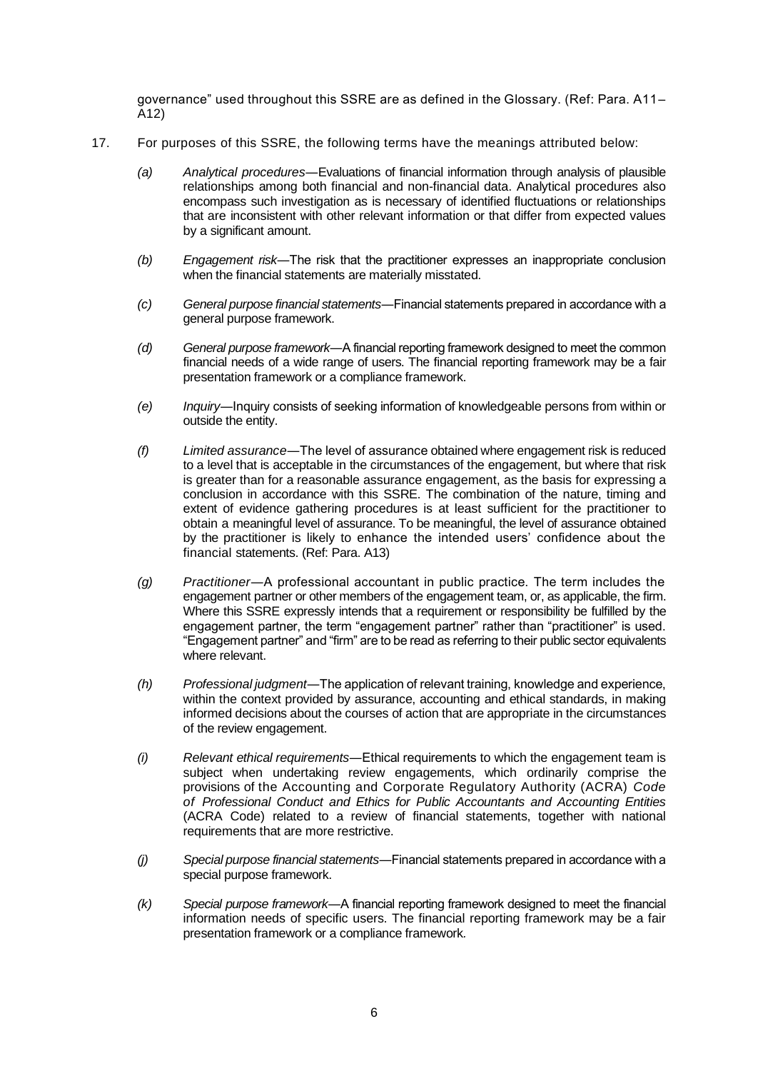governance" used throughout this SSRE are as defined in the Glossary. (Ref: Para. A11–A12)

17. For purposes of this SSRE, the following terms have the meanings attributed below:

    (a) *Analytical procedures*—Evaluations of financial information through analysis of plausible relationships among both financial and non-financial data. Analytical procedures also encompass such investigation as is necessary of identified fluctuations or relationships that are inconsistent with other relevant information or that differ from expected values by a significant amount.

    (b) *Engagement risk*—The risk that the practitioner expresses an inappropriate conclusion when the financial statements are materially misstated.

    (c) *General purpose financial statements*—Financial statements prepared in accordance with a general purpose framework.

    (d) *General purpose framework*—A financial reporting framework designed to meet the common financial needs of a wide range of users. The financial reporting framework may be a fair presentation framework or a compliance framework.

    (e) *Inquiry*—Inquiry consists of seeking information of knowledgeable persons from within or outside the entity.

    (f) *Limited assurance*—The level of assurance obtained where engagement risk is reduced to a level that is acceptable in the circumstances of the engagement, but where that risk is greater than for a reasonable assurance engagement, as the basis for expressing a conclusion in accordance with this SSRE. The combination of the nature, timing and extent of evidence gathering procedures is at least sufficient for the practitioner to obtain a meaningful level of assurance. To be meaningful, the level of assurance obtained by the practitioner is likely to enhance the intended users' confidence about the financial statements. (Ref: Para. A13)

    (g) *Practitioner*—A professional accountant in public practice. The term includes the engagement partner or other members of the engagement team, or, as applicable, the firm. Where this SSRE expressly intends that a requirement or responsibility be fulfilled by the engagement partner, the term "engagement partner" rather than "practitioner" is used. "Engagement partner" and "firm" are to be read as referring to their public sector equivalents where relevant.

    (h) *Professional judgment*—The application of relevant training, knowledge and experience, within the context provided by assurance, accounting and ethical standards, in making informed decisions about the courses of action that are appropriate in the circumstances of the review engagement.

    (i) *Relevant ethical requirements*—Ethical requirements to which the engagement team is subject when undertaking review engagements, which ordinarily comprise the provisions of the Accounting and Corporate Regulatory Authority (ACRA) *Code of Professional Conduct and Ethics for Public Accountants and Accounting Entities* (ACRA Code) related to a review of financial statements, together with national requirements that are more restrictive.

    (j) *Special purpose financial statements*—Financial statements prepared in accordance with a special purpose framework.

    (k) *Special purpose framework*—A financial reporting framework designed to meet the financial information needs of specific users. The financial reporting framework may be a fair presentation framework or a compliance framework.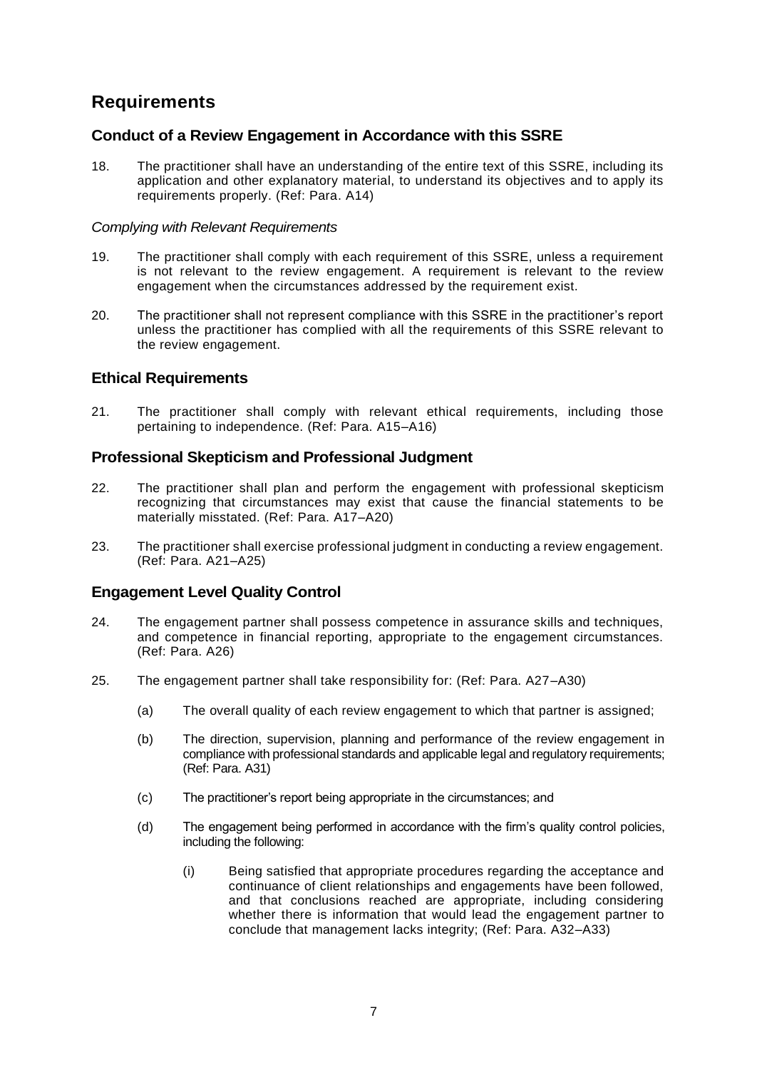## Requirements

### Conduct of a Review Engagement in Accordance with this SSRE

18. The practitioner shall have an understanding of the entire text of this SSRE, including its application and other explanatory material, to understand its objectives and to apply its requirements properly. (Ref: Para. A14)

*Complying with Relevant Requirements*

19. The practitioner shall comply with each requirement of this SSRE, unless a requirement is not relevant to the review engagement. A requirement is relevant to the review engagement when the circumstances addressed by the requirement exist.

20. The practitioner shall not represent compliance with this SSRE in the practitioner's report unless the practitioner has complied with all the requirements of this SSRE relevant to the review engagement.

### Ethical Requirements

21. The practitioner shall comply with relevant ethical requirements, including those pertaining to independence. (Ref: Para. A15–A16)

### Professional Skepticism and Professional Judgment

22. The practitioner shall plan and perform the engagement with professional skepticism recognizing that circumstances may exist that cause the financial statements to be materially misstated. (Ref: Para. A17–A20)

23. The practitioner shall exercise professional judgment in conducting a review engagement. (Ref: Para. A21–A25)

### Engagement Level Quality Control

24. The engagement partner shall possess competence in assurance skills and techniques, and competence in financial reporting, appropriate to the engagement circumstances. (Ref: Para. A26)

25. The engagement partner shall take responsibility for: (Ref: Para. A27–A30)

    (a) The overall quality of each review engagement to which that partner is assigned;

    (b) The direction, supervision, planning and performance of the review engagement in compliance with professional standards and applicable legal and regulatory requirements; (Ref: Para. A31)

    (c) The practitioner's report being appropriate in the circumstances; and

    (d) The engagement being performed in accordance with the firm's quality control policies, including the following:

        (i) Being satisfied that appropriate procedures regarding the acceptance and continuance of client relationships and engagements have been followed, and that conclusions reached are appropriate, including considering whether there is information that would lead the engagement partner to conclude that management lacks integrity; (Ref: Para. A32–A33)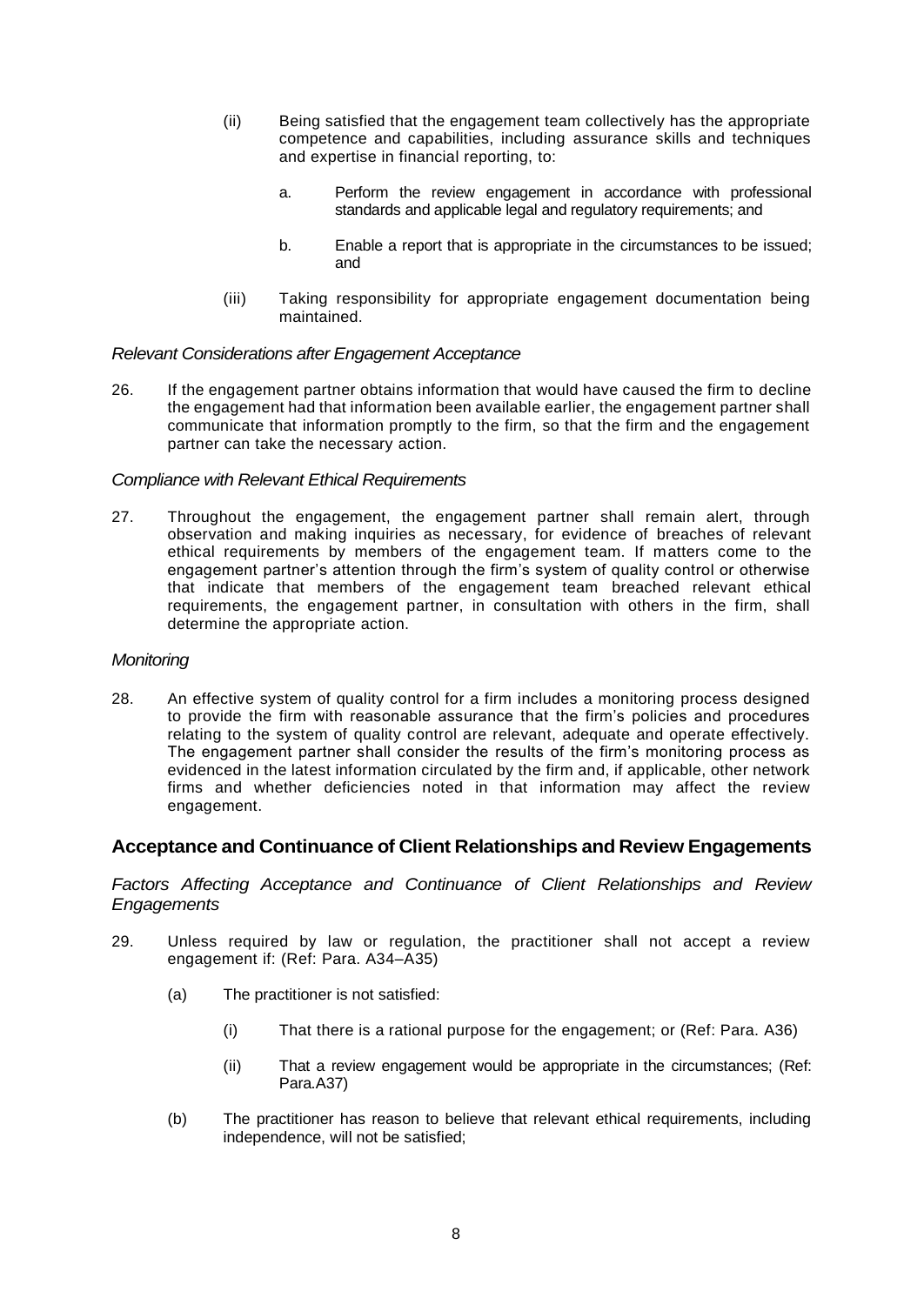(ii) Being satisfied that the engagement team collectively has the appropriate competence and capabilities, including assurance skills and techniques and expertise in financial reporting, to:

a. Perform the review engagement in accordance with professional standards and applicable legal and regulatory requirements; and

b. Enable a report that is appropriate in the circumstances to be issued; and

(iii) Taking responsibility for appropriate engagement documentation being maintained.

*Relevant Considerations after Engagement Acceptance*

26. If the engagement partner obtains information that would have caused the firm to decline the engagement had that information been available earlier, the engagement partner shall communicate that information promptly to the firm, so that the firm and the engagement partner can take the necessary action.

*Compliance with Relevant Ethical Requirements*

27. Throughout the engagement, the engagement partner shall remain alert, through observation and making inquiries as necessary, for evidence of breaches of relevant ethical requirements by members of the engagement team. If matters come to the engagement partner's attention through the firm's system of quality control or otherwise that indicate that members of the engagement team breached relevant ethical requirements, the engagement partner, in consultation with others in the firm, shall determine the appropriate action.

*Monitoring*

28. An effective system of quality control for a firm includes a monitoring process designed to provide the firm with reasonable assurance that the firm's policies and procedures relating to the system of quality control are relevant, adequate and operate effectively. The engagement partner shall consider the results of the firm's monitoring process as evidenced in the latest information circulated by the firm and, if applicable, other network firms and whether deficiencies noted in that information may affect the review engagement.

## Acceptance and Continuance of Client Relationships and Review Engagements

*Factors Affecting Acceptance and Continuance of Client Relationships and Review Engagements*

29. Unless required by law or regulation, the practitioner shall not accept a review engagement if: (Ref: Para. A34–A35)

(a) The practitioner is not satisfied:

(i) That there is a rational purpose for the engagement; or (Ref: Para. A36)

(ii) That a review engagement would be appropriate in the circumstances; (Ref: Para.A37)

(b) The practitioner has reason to believe that relevant ethical requirements, including independence, will not be satisfied;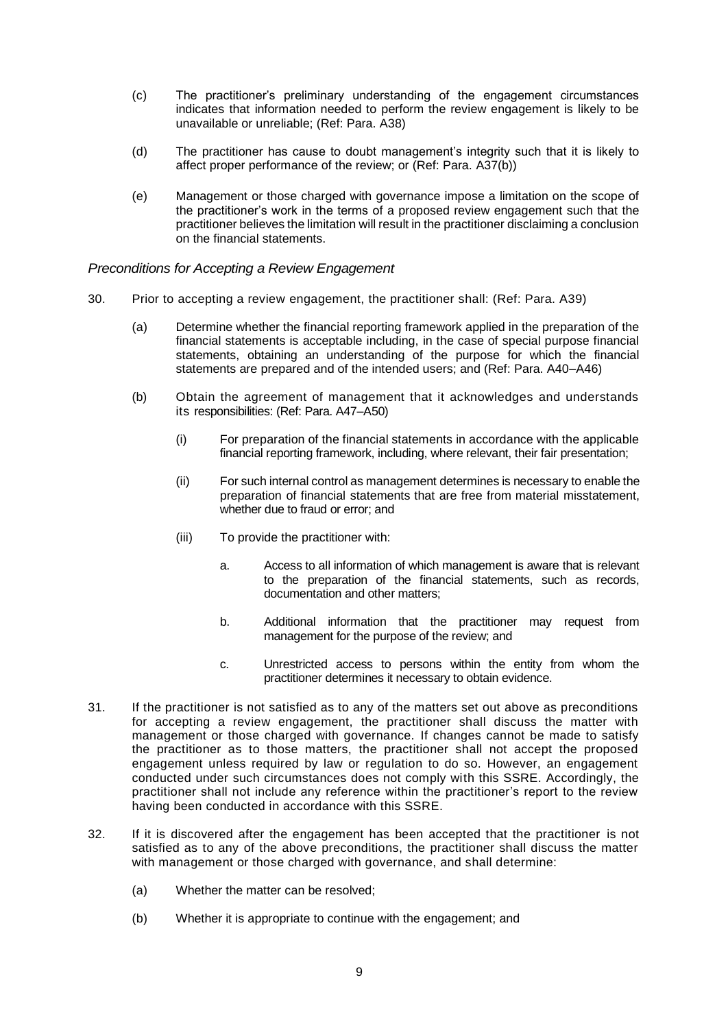(c) The practitioner's preliminary understanding of the engagement circumstances indicates that information needed to perform the review engagement is likely to be unavailable or unreliable; (Ref: Para. A38)

(d) The practitioner has cause to doubt management's integrity such that it is likely to affect proper performance of the review; or (Ref: Para. A37(b))

(e) Management or those charged with governance impose a limitation on the scope of the practitioner's work in the terms of a proposed review engagement such that the practitioner believes the limitation will result in the practitioner disclaiming a conclusion on the financial statements.

*Preconditions for Accepting a Review Engagement*

30. Prior to accepting a review engagement, the practitioner shall: (Ref: Para. A39)

   (a) Determine whether the financial reporting framework applied in the preparation of the financial statements is acceptable including, in the case of special purpose financial statements, obtaining an understanding of the purpose for which the financial statements are prepared and of the intended users; and (Ref: Para. A40–A46)

   (b) Obtain the agreement of management that it acknowledges and understands its responsibilities: (Ref: Para. A47–A50)

      (i) For preparation of the financial statements in accordance with the applicable financial reporting framework, including, where relevant, their fair presentation;

      (ii) For such internal control as management determines is necessary to enable the preparation of financial statements that are free from material misstatement, whether due to fraud or error; and

      (iii) To provide the practitioner with:

         a. Access to all information of which management is aware that is relevant to the preparation of the financial statements, such as records, documentation and other matters;

         b. Additional information that the practitioner may request from management for the purpose of the review; and

         c. Unrestricted access to persons within the entity from whom the practitioner determines it necessary to obtain evidence.

31. If the practitioner is not satisfied as to any of the matters set out above as preconditions for accepting a review engagement, the practitioner shall discuss the matter with management or those charged with governance. If changes cannot be made to satisfy the practitioner as to those matters, the practitioner shall not accept the proposed engagement unless required by law or regulation to do so. However, an engagement conducted under such circumstances does not comply with this SSRE. Accordingly, the practitioner shall not include any reference within the practitioner's report to the review having been conducted in accordance with this SSRE.

32. If it is discovered after the engagement has been accepted that the practitioner is not satisfied as to any of the above preconditions, the practitioner shall discuss the matter with management or those charged with governance, and shall determine:

   (a) Whether the matter can be resolved;

   (b) Whether it is appropriate to continue with the engagement; and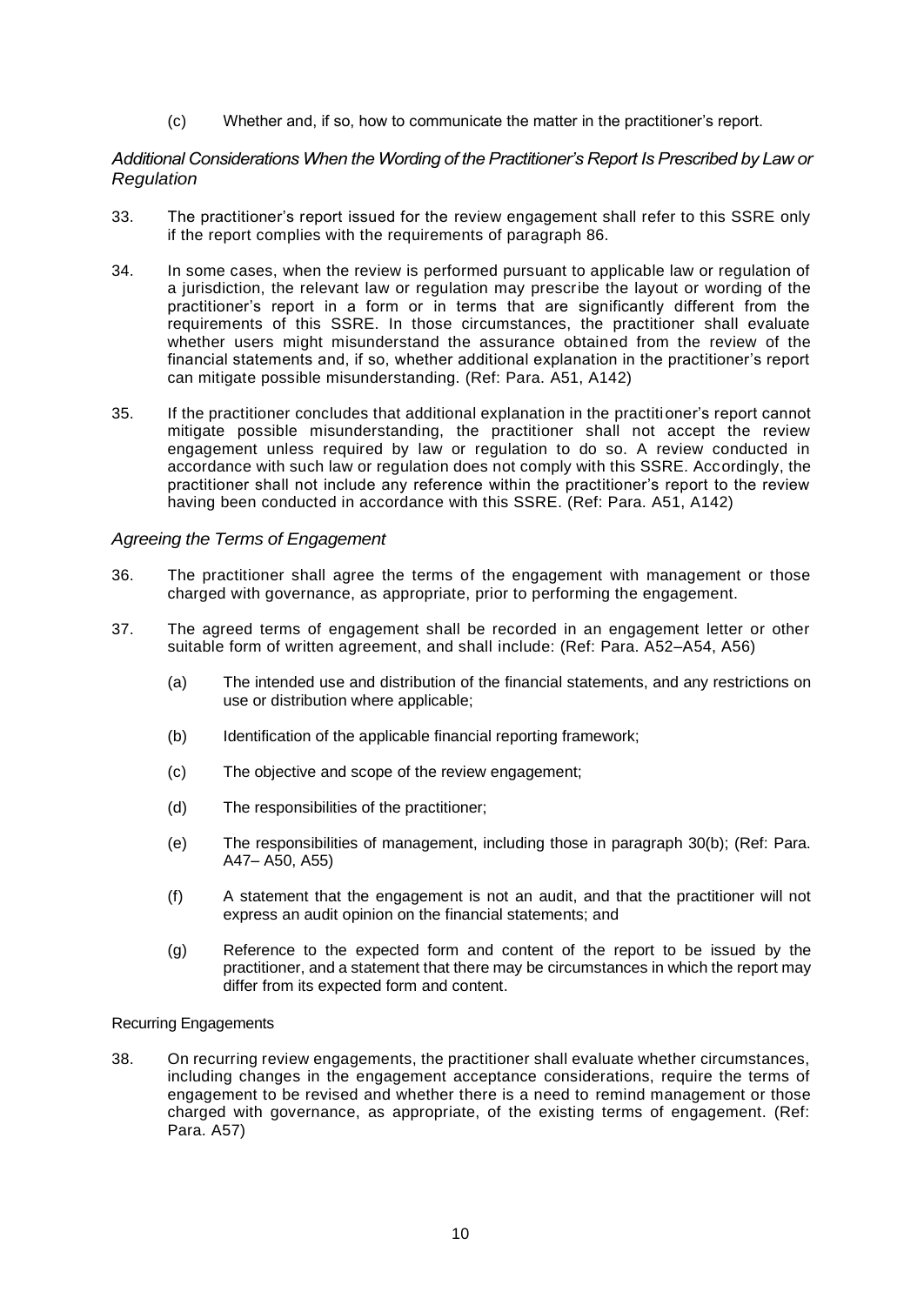(c) Whether and, if so, how to communicate the matter in the practitioner's report.

### *Additional Considerations When the Wording of the Practitioner's Report Is Prescribed by Law or Regulation*

33. The practitioner's report issued for the review engagement shall refer to this SSRE only if the report complies with the requirements of paragraph 86.

34. In some cases, when the review is performed pursuant to applicable law or regulation of a jurisdiction, the relevant law or regulation may prescribe the layout or wording of the practitioner's report in a form or in terms that are significantly different from the requirements of this SSRE. In those circumstances, the practitioner shall evaluate whether users might misunderstand the assurance obtained from the review of the financial statements and, if so, whether additional explanation in the practitioner's report can mitigate possible misunderstanding. (Ref: Para. A51, A142)

35. If the practitioner concludes that additional explanation in the practitioner's report cannot mitigate possible misunderstanding, the practitioner shall not accept the review engagement unless required by law or regulation to do so. A review conducted in accordance with such law or regulation does not comply with this SSRE. Accordingly, the practitioner shall not include any reference within the practitioner's report to the review having been conducted in accordance with this SSRE. (Ref: Para. A51, A142)

### *Agreeing the Terms of Engagement*

36. The practitioner shall agree the terms of the engagement with management or those charged with governance, as appropriate, prior to performing the engagement.

37. The agreed terms of engagement shall be recorded in an engagement letter or other suitable form of written agreement, and shall include: (Ref: Para. A52–A54, A56)

    (a) The intended use and distribution of the financial statements, and any restrictions on use or distribution where applicable;

    (b) Identification of the applicable financial reporting framework;

    (c) The objective and scope of the review engagement;

    (d) The responsibilities of the practitioner;

    (e) The responsibilities of management, including those in paragraph 30(b); (Ref: Para. A47– A50, A55)

    (f) A statement that the engagement is not an audit, and that the practitioner will not express an audit opinion on the financial statements; and

    (g) Reference to the expected form and content of the report to be issued by the practitioner, and a statement that there may be circumstances in which the report may differ from its expected form and content.

#### Recurring Engagements

38. On recurring review engagements, the practitioner shall evaluate whether circumstances, including changes in the engagement acceptance considerations, require the terms of engagement to be revised and whether there is a need to remind management or those charged with governance, as appropriate, of the existing terms of engagement. (Ref: Para. A57)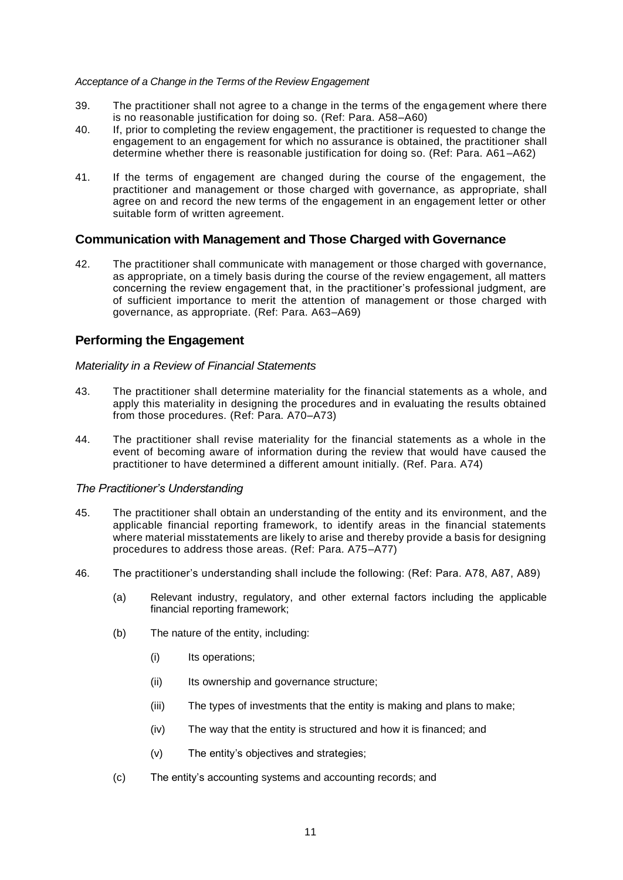*Acceptance of a Change in the Terms of the Review Engagement*

39. The practitioner shall not agree to a change in the terms of the engagement where there is no reasonable justification for doing so. (Ref: Para. A58–A60)

40. If, prior to completing the review engagement, the practitioner is requested to change the engagement to an engagement for which no assurance is obtained, the practitioner shall determine whether there is reasonable justification for doing so. (Ref: Para. A61–A62)

41. If the terms of engagement are changed during the course of the engagement, the practitioner and management or those charged with governance, as appropriate, shall agree on and record the new terms of the engagement in an engagement letter or other suitable form of written agreement.

## Communication with Management and Those Charged with Governance

42. The practitioner shall communicate with management or those charged with governance, as appropriate, on a timely basis during the course of the review engagement, all matters concerning the review engagement that, in the practitioner's professional judgment, are of sufficient importance to merit the attention of management or those charged with governance, as appropriate. (Ref: Para. A63–A69)

## Performing the Engagement

*Materiality in a Review of Financial Statements*

43. The practitioner shall determine materiality for the financial statements as a whole, and apply this materiality in designing the procedures and in evaluating the results obtained from those procedures. (Ref: Para. A70–A73)

44. The practitioner shall revise materiality for the financial statements as a whole in the event of becoming aware of information during the review that would have caused the practitioner to have determined a different amount initially. (Ref. Para. A74)

*The Practitioner's Understanding*

45. The practitioner shall obtain an understanding of the entity and its environment, and the applicable financial reporting framework, to identify areas in the financial statements where material misstatements are likely to arise and thereby provide a basis for designing procedures to address those areas. (Ref: Para. A75–A77)

46. The practitioner's understanding shall include the following: (Ref: Para. A78, A87, A89)

    (a) Relevant industry, regulatory, and other external factors including the applicable financial reporting framework;

    (b) The nature of the entity, including:

        (i) Its operations;

        (ii) Its ownership and governance structure;

        (iii) The types of investments that the entity is making and plans to make;

        (iv) The way that the entity is structured and how it is financed; and

        (v) The entity's objectives and strategies;

    (c) The entity's accounting systems and accounting records; and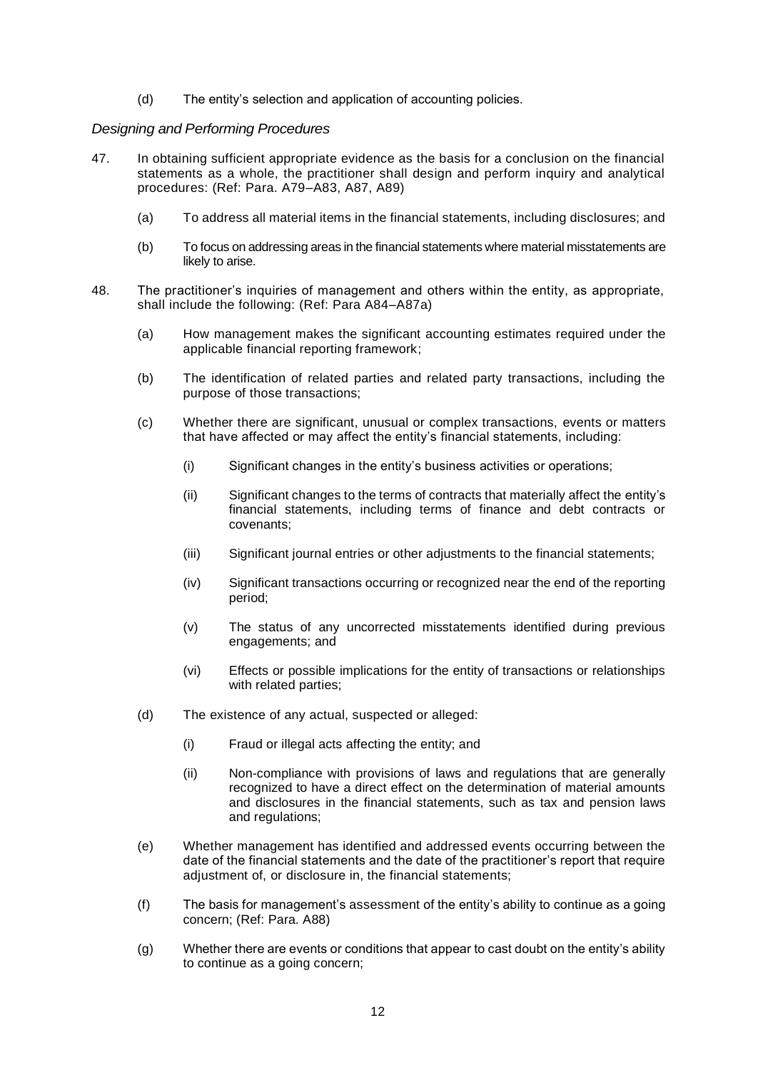(d) The entity's selection and application of accounting policies.

*Designing and Performing Procedures*

47. In obtaining sufficient appropriate evidence as the basis for a conclusion on the financial statements as a whole, the practitioner shall design and perform inquiry and analytical procedures: (Ref: Para. A79–A83, A87, A89)

    (a) To address all material items in the financial statements, including disclosures; and

    (b) To focus on addressing areas in the financial statements where material misstatements are likely to arise.

48. The practitioner's inquiries of management and others within the entity, as appropriate, shall include the following: (Ref: Para A84–A87a)

    (a) How management makes the significant accounting estimates required under the applicable financial reporting framework;

    (b) The identification of related parties and related party transactions, including the purpose of those transactions;

    (c) Whether there are significant, unusual or complex transactions, events or matters that have affected or may affect the entity's financial statements, including:

        (i) Significant changes in the entity's business activities or operations;

        (ii) Significant changes to the terms of contracts that materially affect the entity's financial statements, including terms of finance and debt contracts or covenants;

        (iii) Significant journal entries or other adjustments to the financial statements;

        (iv) Significant transactions occurring or recognized near the end of the reporting period;

        (v) The status of any uncorrected misstatements identified during previous engagements; and

        (vi) Effects or possible implications for the entity of transactions or relationships with related parties;

    (d) The existence of any actual, suspected or alleged:

        (i) Fraud or illegal acts affecting the entity; and

        (ii) Non-compliance with provisions of laws and regulations that are generally recognized to have a direct effect on the determination of material amounts and disclosures in the financial statements, such as tax and pension laws and regulations;

    (e) Whether management has identified and addressed events occurring between the date of the financial statements and the date of the practitioner's report that require adjustment of, or disclosure in, the financial statements;

    (f) The basis for management's assessment of the entity's ability to continue as a going concern; (Ref: Para. A88)

    (g) Whether there are events or conditions that appear to cast doubt on the entity's ability to continue as a going concern;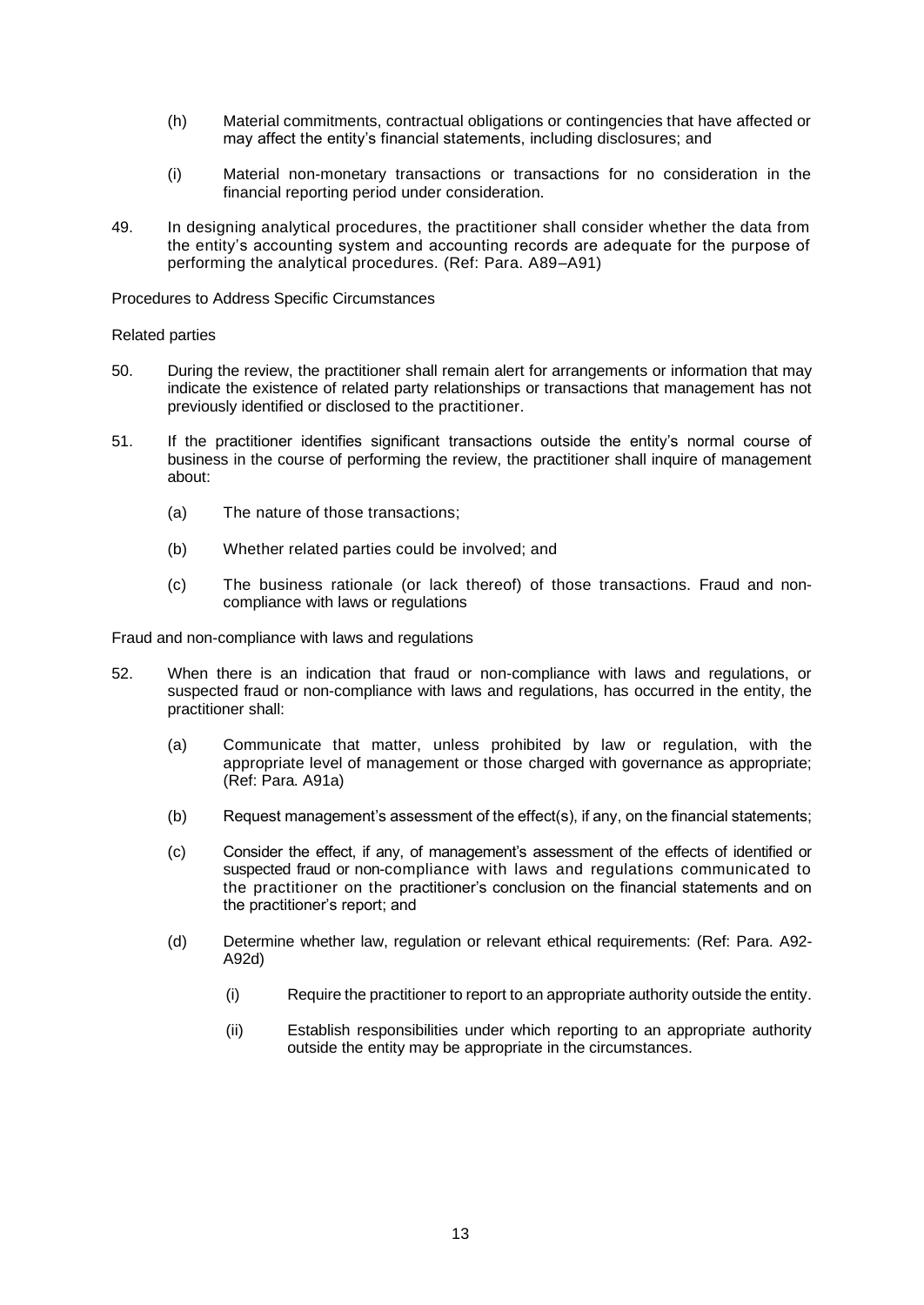(h) Material commitments, contractual obligations or contingencies that have affected or may affect the entity's financial statements, including disclosures; and

(i) Material non-monetary transactions or transactions for no consideration in the financial reporting period under consideration.

49. In designing analytical procedures, the practitioner shall consider whether the data from the entity's accounting system and accounting records are adequate for the purpose of performing the analytical procedures. (Ref: Para. A89–A91)

Procedures to Address Specific Circumstances

Related parties

50. During the review, the practitioner shall remain alert for arrangements or information that may indicate the existence of related party relationships or transactions that management has not previously identified or disclosed to the practitioner.

51. If the practitioner identifies significant transactions outside the entity's normal course of business in the course of performing the review, the practitioner shall inquire of management about:

    (a) The nature of those transactions;

    (b) Whether related parties could be involved; and

    (c) The business rationale (or lack thereof) of those transactions. Fraud and non-compliance with laws or regulations

Fraud and non-compliance with laws and regulations

52. When there is an indication that fraud or non-compliance with laws and regulations, or suspected fraud or non-compliance with laws and regulations, has occurred in the entity, the practitioner shall:

    (a) Communicate that matter, unless prohibited by law or regulation, with the appropriate level of management or those charged with governance as appropriate; (Ref: Para. A91a)

    (b) Request management's assessment of the effect(s), if any, on the financial statements;

    (c) Consider the effect, if any, of management's assessment of the effects of identified or suspected fraud or non-compliance with laws and regulations communicated to the practitioner on the practitioner's conclusion on the financial statements and on the practitioner's report; and

    (d) Determine whether law, regulation or relevant ethical requirements: (Ref: Para. A92-A92d)

        (i) Require the practitioner to report to an appropriate authority outside the entity.

        (ii) Establish responsibilities under which reporting to an appropriate authority outside the entity may be appropriate in the circumstances.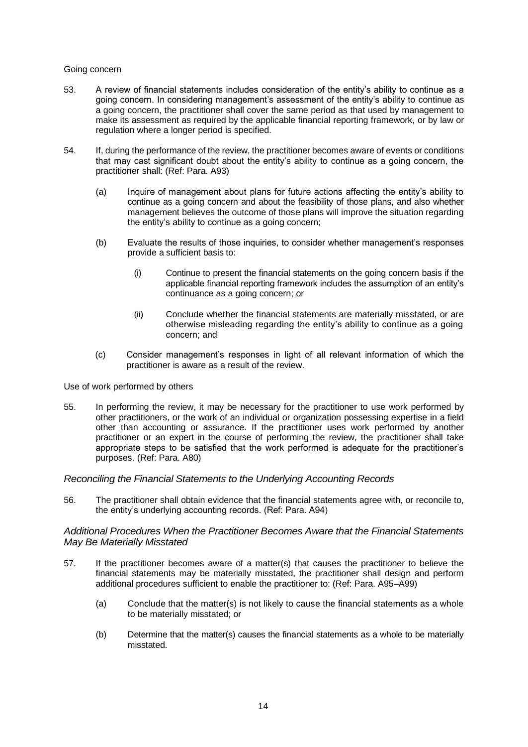Going concern

53. A review of financial statements includes consideration of the entity's ability to continue as a going concern. In considering management's assessment of the entity's ability to continue as a going concern, the practitioner shall cover the same period as that used by management to make its assessment as required by the applicable financial reporting framework, or by law or regulation where a longer period is specified.

54. If, during the performance of the review, the practitioner becomes aware of events or conditions that may cast significant doubt about the entity's ability to continue as a going concern, the practitioner shall: (Ref: Para. A93)

    (a) Inquire of management about plans for future actions affecting the entity's ability to continue as a going concern and about the feasibility of those plans, and also whether management believes the outcome of those plans will improve the situation regarding the entity's ability to continue as a going concern;

    (b) Evaluate the results of those inquiries, to consider whether management's responses provide a sufficient basis to:

        (i) Continue to present the financial statements on the going concern basis if the applicable financial reporting framework includes the assumption of an entity's continuance as a going concern; or

        (ii) Conclude whether the financial statements are materially misstated, or are otherwise misleading regarding the entity's ability to continue as a going concern; and

    (c) Consider management's responses in light of all relevant information of which the practitioner is aware as a result of the review.

Use of work performed by others

55. In performing the review, it may be necessary for the practitioner to use work performed by other practitioners, or the work of an individual or organization possessing expertise in a field other than accounting or assurance. If the practitioner uses work performed by another practitioner or an expert in the course of performing the review, the practitioner shall take appropriate steps to be satisfied that the work performed is adequate for the practitioner's purposes. (Ref: Para. A80)

### *Reconciling the Financial Statements to the Underlying Accounting Records*

56. The practitioner shall obtain evidence that the financial statements agree with, or reconcile to, the entity's underlying accounting records. (Ref: Para. A94)

### *Additional Procedures When the Practitioner Becomes Aware that the Financial Statements May Be Materially Misstated*

57. If the practitioner becomes aware of a matter(s) that causes the practitioner to believe the financial statements may be materially misstated, the practitioner shall design and perform additional procedures sufficient to enable the practitioner to: (Ref: Para. A95–A99)

    (a) Conclude that the matter(s) is not likely to cause the financial statements as a whole to be materially misstated; or

    (b) Determine that the matter(s) causes the financial statements as a whole to be materially misstated.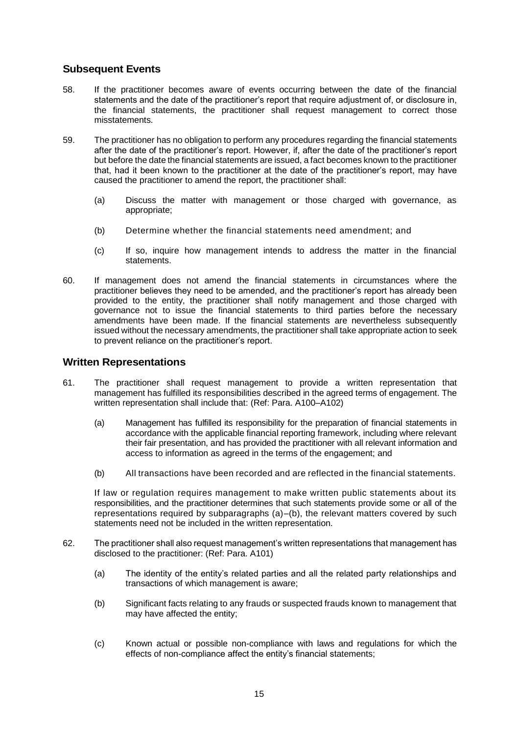## Subsequent Events

58. If the practitioner becomes aware of events occurring between the date of the financial statements and the date of the practitioner's report that require adjustment of, or disclosure in, the financial statements, the practitioner shall request management to correct those misstatements.

59. The practitioner has no obligation to perform any procedures regarding the financial statements after the date of the practitioner's report. However, if, after the date of the practitioner's report but before the date the financial statements are issued, a fact becomes known to the practitioner that, had it been known to the practitioner at the date of the practitioner's report, may have caused the practitioner to amend the report, the practitioner shall:

    (a) Discuss the matter with management or those charged with governance, as appropriate;

    (b) Determine whether the financial statements need amendment; and

    (c) If so, inquire how management intends to address the matter in the financial statements.

60. If management does not amend the financial statements in circumstances where the practitioner believes they need to be amended, and the practitioner's report has already been provided to the entity, the practitioner shall notify management and those charged with governance not to issue the financial statements to third parties before the necessary amendments have been made. If the financial statements are nevertheless subsequently issued without the necessary amendments, the practitioner shall take appropriate action to seek to prevent reliance on the practitioner's report.

## Written Representations

61. The practitioner shall request management to provide a written representation that management has fulfilled its responsibilities described in the agreed terms of engagement. The written representation shall include that: (Ref: Para. A100–A102)

    (a) Management has fulfilled its responsibility for the preparation of financial statements in accordance with the applicable financial reporting framework, including where relevant their fair presentation, and has provided the practitioner with all relevant information and access to information as agreed in the terms of the engagement; and

    (b) All transactions have been recorded and are reflected in the financial statements.

    If law or regulation requires management to make written public statements about its responsibilities, and the practitioner determines that such statements provide some or all of the representations required by subparagraphs (a)–(b), the relevant matters covered by such statements need not be included in the written representation.

62. The practitioner shall also request management's written representations that management has disclosed to the practitioner: (Ref: Para. A101)

    (a) The identity of the entity's related parties and all the related party relationships and transactions of which management is aware;

    (b) Significant facts relating to any frauds or suspected frauds known to management that may have affected the entity;

    (c) Known actual or possible non-compliance with laws and regulations for which the effects of non-compliance affect the entity's financial statements;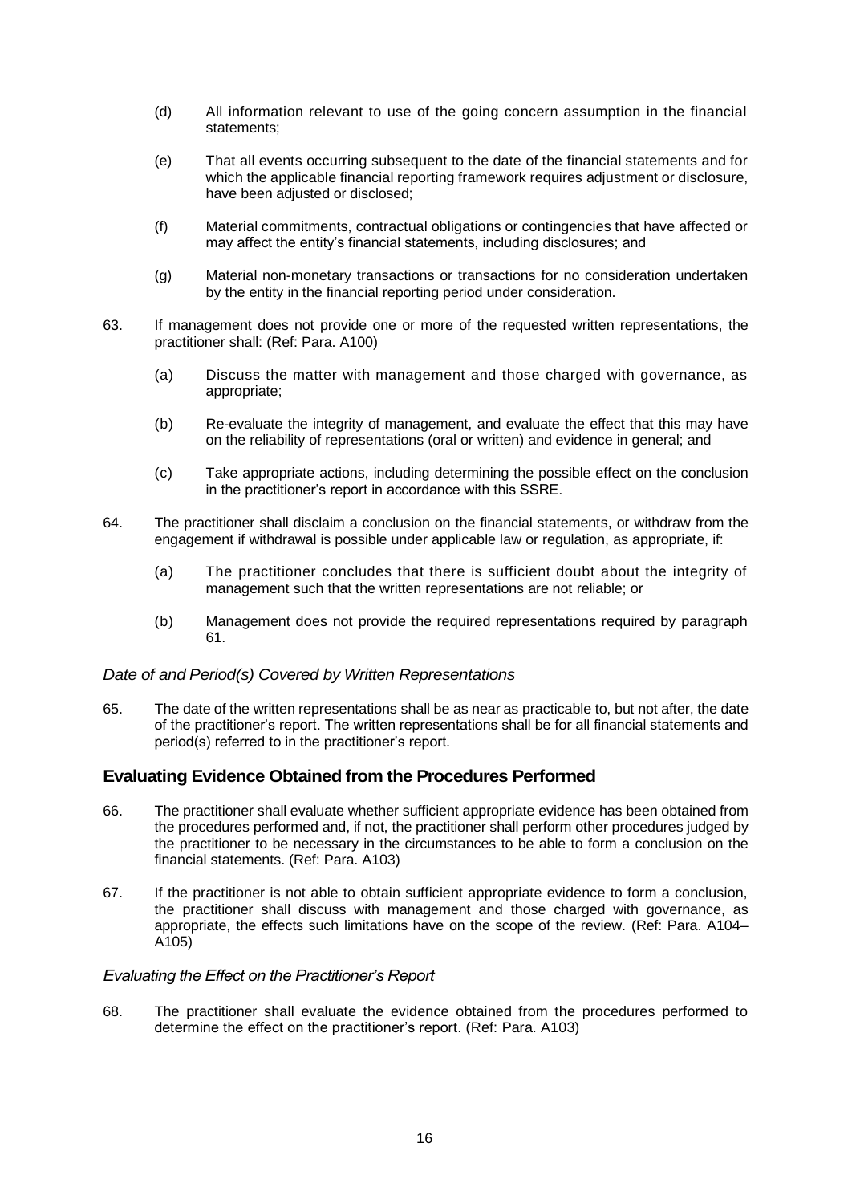(d) All information relevant to use of the going concern assumption in the financial statements;

(e) That all events occurring subsequent to the date of the financial statements and for which the applicable financial reporting framework requires adjustment or disclosure, have been adjusted or disclosed;

(f) Material commitments, contractual obligations or contingencies that have affected or may affect the entity's financial statements, including disclosures; and

(g) Material non-monetary transactions or transactions for no consideration undertaken by the entity in the financial reporting period under consideration.

63. If management does not provide one or more of the requested written representations, the practitioner shall: (Ref: Para. A100)

(a) Discuss the matter with management and those charged with governance, as appropriate;

(b) Re-evaluate the integrity of management, and evaluate the effect that this may have on the reliability of representations (oral or written) and evidence in general; and

(c) Take appropriate actions, including determining the possible effect on the conclusion in the practitioner's report in accordance with this SSRE.

64. The practitioner shall disclaim a conclusion on the financial statements, or withdraw from the engagement if withdrawal is possible under applicable law or regulation, as appropriate, if:

(a) The practitioner concludes that there is sufficient doubt about the integrity of management such that the written representations are not reliable; or

(b) Management does not provide the required representations required by paragraph 61.

*Date of and Period(s) Covered by Written Representations*

65. The date of the written representations shall be as near as practicable to, but not after, the date of the practitioner's report. The written representations shall be for all financial statements and period(s) referred to in the practitioner's report.

## Evaluating Evidence Obtained from the Procedures Performed

66. The practitioner shall evaluate whether sufficient appropriate evidence has been obtained from the procedures performed and, if not, the practitioner shall perform other procedures judged by the practitioner to be necessary in the circumstances to be able to form a conclusion on the financial statements. (Ref: Para. A103)

67. If the practitioner is not able to obtain sufficient appropriate evidence to form a conclusion, the practitioner shall discuss with management and those charged with governance, as appropriate, the effects such limitations have on the scope of the review. (Ref: Para. A104–A105)

*Evaluating the Effect on the Practitioner's Report*

68. The practitioner shall evaluate the evidence obtained from the procedures performed to determine the effect on the practitioner's report. (Ref: Para. A103)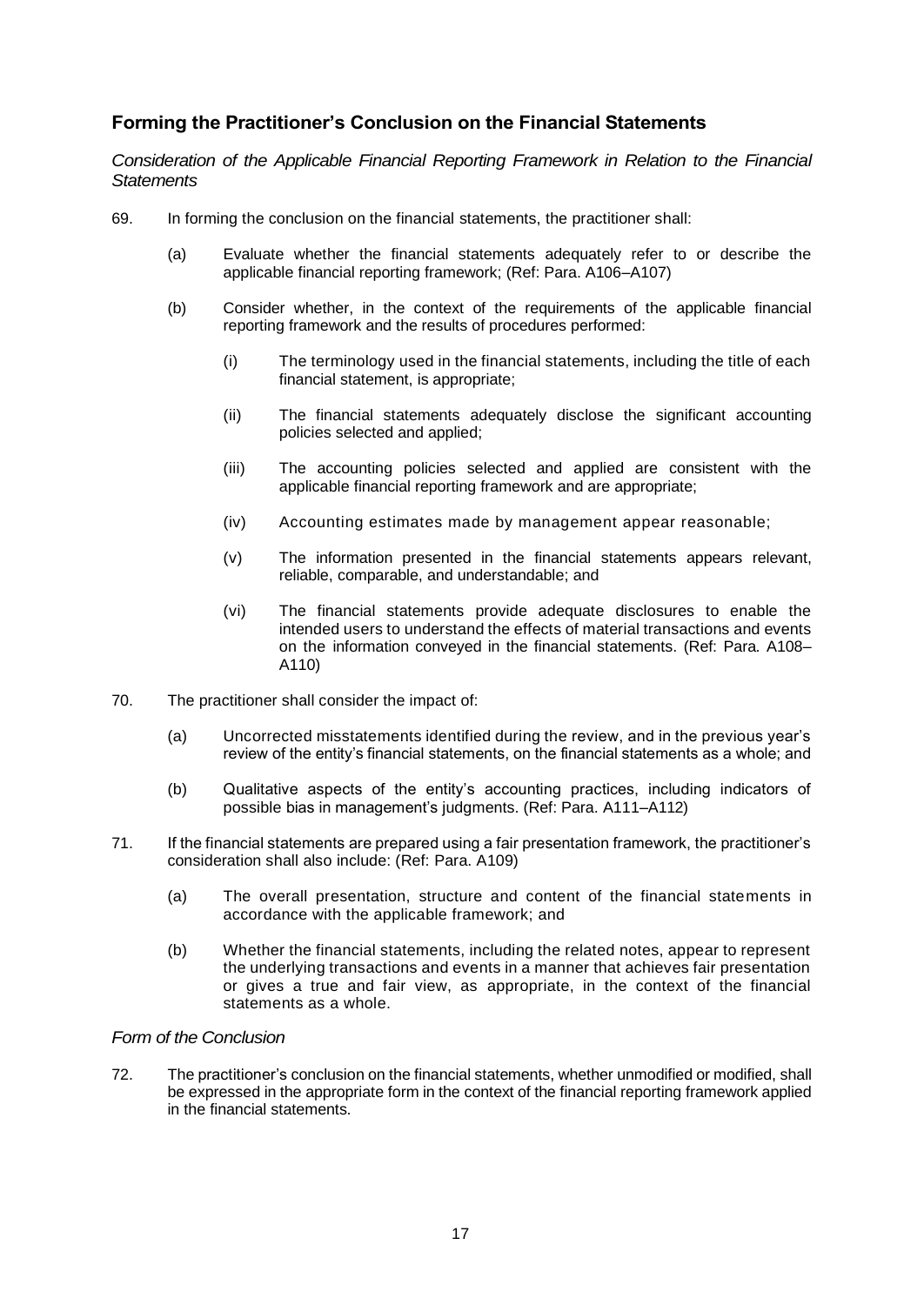## Forming the Practitioner's Conclusion on the Financial Statements

*Consideration of the Applicable Financial Reporting Framework in Relation to the Financial Statements*

69. In forming the conclusion on the financial statements, the practitioner shall:

    (a) Evaluate whether the financial statements adequately refer to or describe the applicable financial reporting framework; (Ref: Para. A106–A107)

    (b) Consider whether, in the context of the requirements of the applicable financial reporting framework and the results of procedures performed:

    (i) The terminology used in the financial statements, including the title of each financial statement, is appropriate;

    (ii) The financial statements adequately disclose the significant accounting policies selected and applied;

    (iii) The accounting policies selected and applied are consistent with the applicable financial reporting framework and are appropriate;

    (iv) Accounting estimates made by management appear reasonable;

    (v) The information presented in the financial statements appears relevant, reliable, comparable, and understandable; and

    (vi) The financial statements provide adequate disclosures to enable the intended users to understand the effects of material transactions and events on the information conveyed in the financial statements. (Ref: Para. A108–A110)

70. The practitioner shall consider the impact of:

    (a) Uncorrected misstatements identified during the review, and in the previous year's review of the entity's financial statements, on the financial statements as a whole; and

    (b) Qualitative aspects of the entity's accounting practices, including indicators of possible bias in management's judgments. (Ref: Para. A111–A112)

71. If the financial statements are prepared using a fair presentation framework, the practitioner's consideration shall also include: (Ref: Para. A109)

    (a) The overall presentation, structure and content of the financial statements in accordance with the applicable framework; and

    (b) Whether the financial statements, including the related notes, appear to represent the underlying transactions and events in a manner that achieves fair presentation or gives a true and fair view, as appropriate, in the context of the financial statements as a whole.

*Form of the Conclusion*

72. The practitioner's conclusion on the financial statements, whether unmodified or modified, shall be expressed in the appropriate form in the context of the financial reporting framework applied in the financial statements.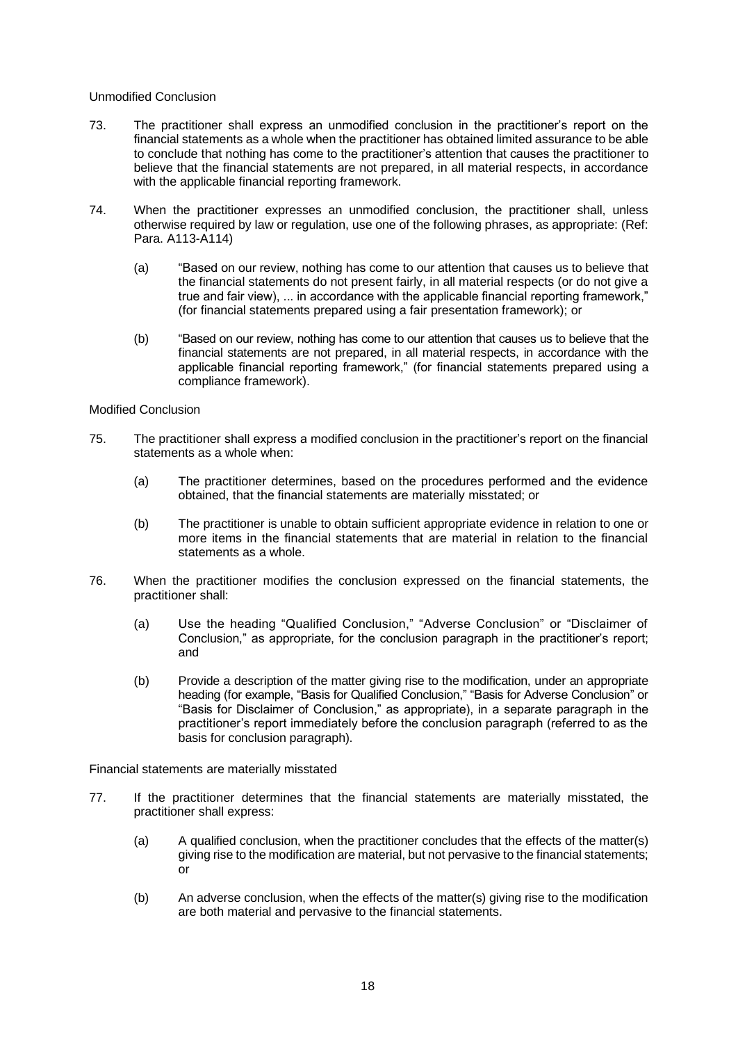Unmodified Conclusion

73. The practitioner shall express an unmodified conclusion in the practitioner's report on the financial statements as a whole when the practitioner has obtained limited assurance to be able to conclude that nothing has come to the practitioner's attention that causes the practitioner to believe that the financial statements are not prepared, in all material respects, in accordance with the applicable financial reporting framework.

74. When the practitioner expresses an unmodified conclusion, the practitioner shall, unless otherwise required by law or regulation, use one of the following phrases, as appropriate: (Ref: Para. A113-A114)

    (a) "Based on our review, nothing has come to our attention that causes us to believe that the financial statements do not present fairly, in all material respects (or do not give a true and fair view), ... in accordance with the applicable financial reporting framework," (for financial statements prepared using a fair presentation framework); or

    (b) "Based on our review, nothing has come to our attention that causes us to believe that the financial statements are not prepared, in all material respects, in accordance with the applicable financial reporting framework," (for financial statements prepared using a compliance framework).

Modified Conclusion

75. The practitioner shall express a modified conclusion in the practitioner's report on the financial statements as a whole when:

    (a) The practitioner determines, based on the procedures performed and the evidence obtained, that the financial statements are materially misstated; or

    (b) The practitioner is unable to obtain sufficient appropriate evidence in relation to one or more items in the financial statements that are material in relation to the financial statements as a whole.

76. When the practitioner modifies the conclusion expressed on the financial statements, the practitioner shall:

    (a) Use the heading "Qualified Conclusion," "Adverse Conclusion" or "Disclaimer of Conclusion," as appropriate, for the conclusion paragraph in the practitioner's report; and

    (b) Provide a description of the matter giving rise to the modification, under an appropriate heading (for example, "Basis for Qualified Conclusion," "Basis for Adverse Conclusion" or "Basis for Disclaimer of Conclusion," as appropriate), in a separate paragraph in the practitioner's report immediately before the conclusion paragraph (referred to as the basis for conclusion paragraph).

Financial statements are materially misstated

77. If the practitioner determines that the financial statements are materially misstated, the practitioner shall express:

    (a) A qualified conclusion, when the practitioner concludes that the effects of the matter(s) giving rise to the modification are material, but not pervasive to the financial statements; or

    (b) An adverse conclusion, when the effects of the matter(s) giving rise to the modification are both material and pervasive to the financial statements.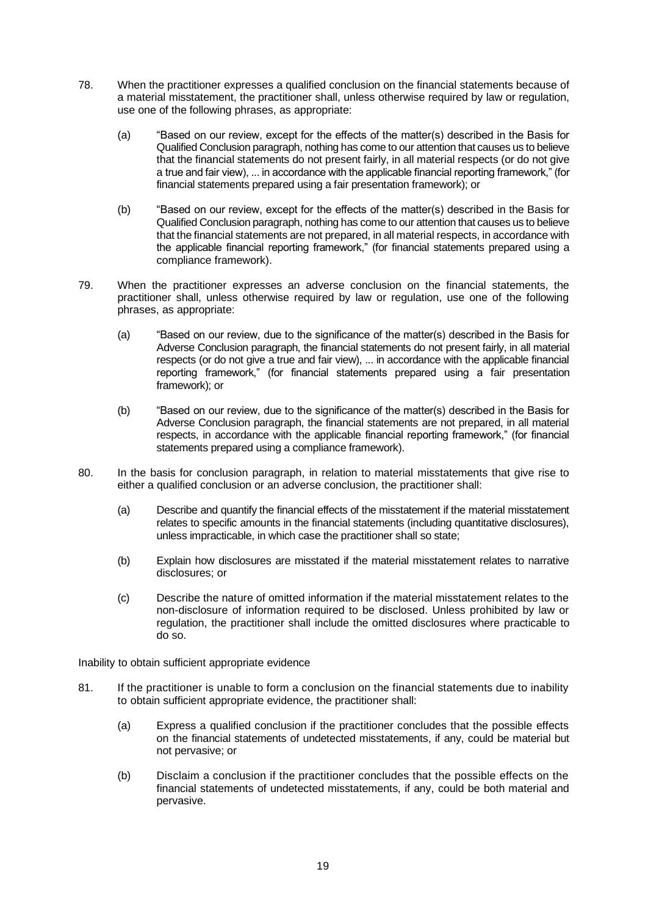78. When the practitioner expresses a qualified conclusion on the financial statements because of a material misstatement, the practitioner shall, unless otherwise required by law or regulation, use one of the following phrases, as appropriate:

    (a) "Based on our review, except for the effects of the matter(s) described in the Basis for Qualified Conclusion paragraph, nothing has come to our attention that causes us to believe that the financial statements do not present fairly, in all material respects (or do not give a true and fair view), ... in accordance with the applicable financial reporting framework," (for financial statements prepared using a fair presentation framework); or

    (b) "Based on our review, except for the effects of the matter(s) described in the Basis for Qualified Conclusion paragraph, nothing has come to our attention that causes us to believe that the financial statements are not prepared, in all material respects, in accordance with the applicable financial reporting framework," (for financial statements prepared using a compliance framework).

79. When the practitioner expresses an adverse conclusion on the financial statements, the practitioner shall, unless otherwise required by law or regulation, use one of the following phrases, as appropriate:

    (a) "Based on our review, due to the significance of the matter(s) described in the Basis for Adverse Conclusion paragraph, the financial statements do not present fairly, in all material respects (or do not give a true and fair view), ... in accordance with the applicable financial reporting framework," (for financial statements prepared using a fair presentation framework); or

    (b) "Based on our review, due to the significance of the matter(s) described in the Basis for Adverse Conclusion paragraph, the financial statements are not prepared, in all material respects, in accordance with the applicable financial reporting framework," (for financial statements prepared using a compliance framework).

80. In the basis for conclusion paragraph, in relation to material misstatements that give rise to either a qualified conclusion or an adverse conclusion, the practitioner shall:

    (a) Describe and quantify the financial effects of the misstatement if the material misstatement relates to specific amounts in the financial statements (including quantitative disclosures), unless impracticable, in which case the practitioner shall so state;

    (b) Explain how disclosures are misstated if the material misstatement relates to narrative disclosures; or

    (c) Describe the nature of omitted information if the material misstatement relates to the non-disclosure of information required to be disclosed. Unless prohibited by law or regulation, the practitioner shall include the omitted disclosures where practicable to do so.

Inability to obtain sufficient appropriate evidence

81. If the practitioner is unable to form a conclusion on the financial statements due to inability to obtain sufficient appropriate evidence, the practitioner shall:

    (a) Express a qualified conclusion if the practitioner concludes that the possible effects on the financial statements of undetected misstatements, if any, could be material but not pervasive; or

    (b) Disclaim a conclusion if the practitioner concludes that the possible effects on the financial statements of undetected misstatements, if any, could be both material and pervasive.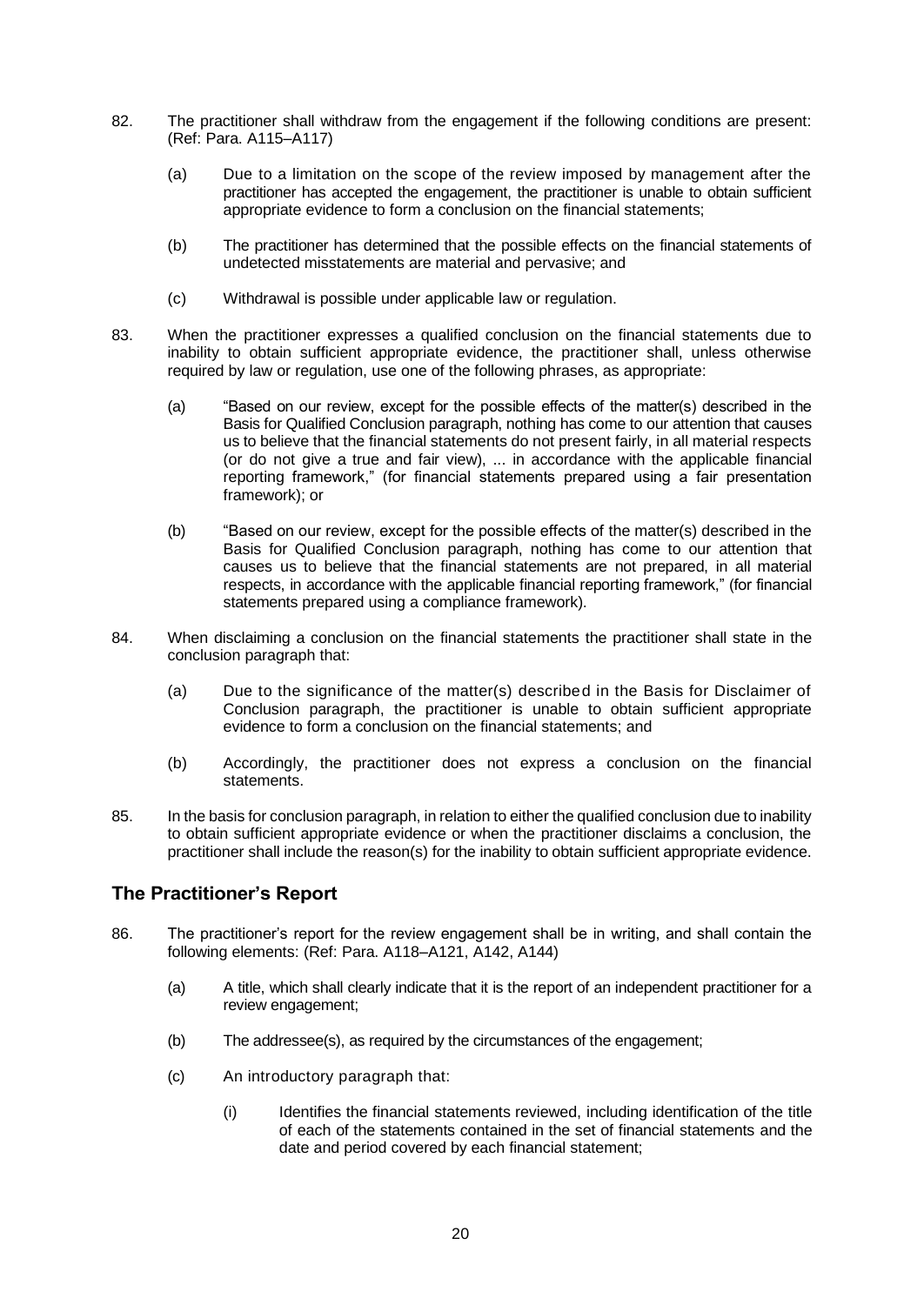82. The practitioner shall withdraw from the engagement if the following conditions are present: (Ref: Para. A115–A117)

    (a) Due to a limitation on the scope of the review imposed by management after the practitioner has accepted the engagement, the practitioner is unable to obtain sufficient appropriate evidence to form a conclusion on the financial statements;

    (b) The practitioner has determined that the possible effects on the financial statements of undetected misstatements are material and pervasive; and

    (c) Withdrawal is possible under applicable law or regulation.

83. When the practitioner expresses a qualified conclusion on the financial statements due to inability to obtain sufficient appropriate evidence, the practitioner shall, unless otherwise required by law or regulation, use one of the following phrases, as appropriate:

    (a) "Based on our review, except for the possible effects of the matter(s) described in the Basis for Qualified Conclusion paragraph, nothing has come to our attention that causes us to believe that the financial statements do not present fairly, in all material respects (or do not give a true and fair view), ... in accordance with the applicable financial reporting framework," (for financial statements prepared using a fair presentation framework); or

    (b) "Based on our review, except for the possible effects of the matter(s) described in the Basis for Qualified Conclusion paragraph, nothing has come to our attention that causes us to believe that the financial statements are not prepared, in all material respects, in accordance with the applicable financial reporting framework," (for financial statements prepared using a compliance framework).

84. When disclaiming a conclusion on the financial statements the practitioner shall state in the conclusion paragraph that:

    (a) Due to the significance of the matter(s) described in the Basis for Disclaimer of Conclusion paragraph, the practitioner is unable to obtain sufficient appropriate evidence to form a conclusion on the financial statements; and

    (b) Accordingly, the practitioner does not express a conclusion on the financial statements.

85. In the basis for conclusion paragraph, in relation to either the qualified conclusion due to inability to obtain sufficient appropriate evidence or when the practitioner disclaims a conclusion, the practitioner shall include the reason(s) for the inability to obtain sufficient appropriate evidence.

## The Practitioner's Report

86. The practitioner's report for the review engagement shall be in writing, and shall contain the following elements: (Ref: Para. A118–A121, A142, A144)

    (a) A title, which shall clearly indicate that it is the report of an independent practitioner for a review engagement;

    (b) The addressee(s), as required by the circumstances of the engagement;

    (c) An introductory paragraph that:

        (i) Identifies the financial statements reviewed, including identification of the title of each of the statements contained in the set of financial statements and the date and period covered by each financial statement;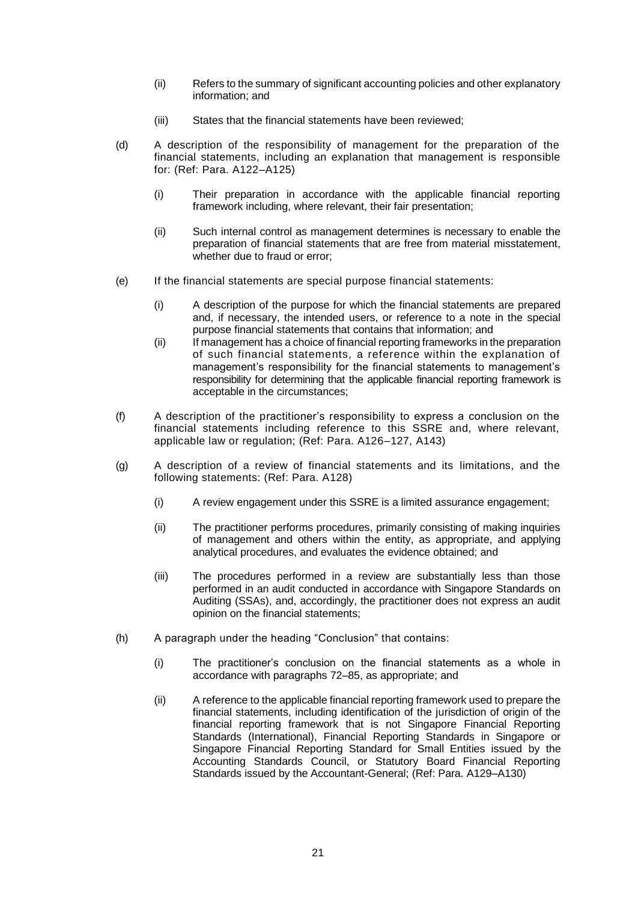(ii) Refers to the summary of significant accounting policies and other explanatory information; and

(iii) States that the financial statements have been reviewed;

(d) A description of the responsibility of management for the preparation of the financial statements, including an explanation that management is responsible for: (Ref: Para. A122–A125)

(i) Their preparation in accordance with the applicable financial reporting framework including, where relevant, their fair presentation;

(ii) Such internal control as management determines is necessary to enable the preparation of financial statements that are free from material misstatement, whether due to fraud or error;

(e) If the financial statements are special purpose financial statements:

(i) A description of the purpose for which the financial statements are prepared and, if necessary, the intended users, or reference to a note in the special purpose financial statements that contains that information; and

(ii) If management has a choice of financial reporting frameworks in the preparation of such financial statements, a reference within the explanation of management's responsibility for the financial statements to management's responsibility for determining that the applicable financial reporting framework is acceptable in the circumstances;

(f) A description of the practitioner's responsibility to express a conclusion on the financial statements including reference to this SSRE and, where relevant, applicable law or regulation; (Ref: Para. A126–127, A143)

(g) A description of a review of financial statements and its limitations, and the following statements: (Ref: Para. A128)

(i) A review engagement under this SSRE is a limited assurance engagement;

(ii) The practitioner performs procedures, primarily consisting of making inquiries of management and others within the entity, as appropriate, and applying analytical procedures, and evaluates the evidence obtained; and

(iii) The procedures performed in a review are substantially less than those performed in an audit conducted in accordance with Singapore Standards on Auditing (SSAs), and, accordingly, the practitioner does not express an audit opinion on the financial statements;

(h) A paragraph under the heading "Conclusion" that contains:

(i) The practitioner's conclusion on the financial statements as a whole in accordance with paragraphs 72–85, as appropriate; and

(ii) A reference to the applicable financial reporting framework used to prepare the financial statements, including identification of the jurisdiction of origin of the financial reporting framework that is not Singapore Financial Reporting Standards (International), Financial Reporting Standards in Singapore or Singapore Financial Reporting Standard for Small Entities issued by the Accounting Standards Council, or Statutory Board Financial Reporting Standards issued by the Accountant-General; (Ref: Para. A129–A130)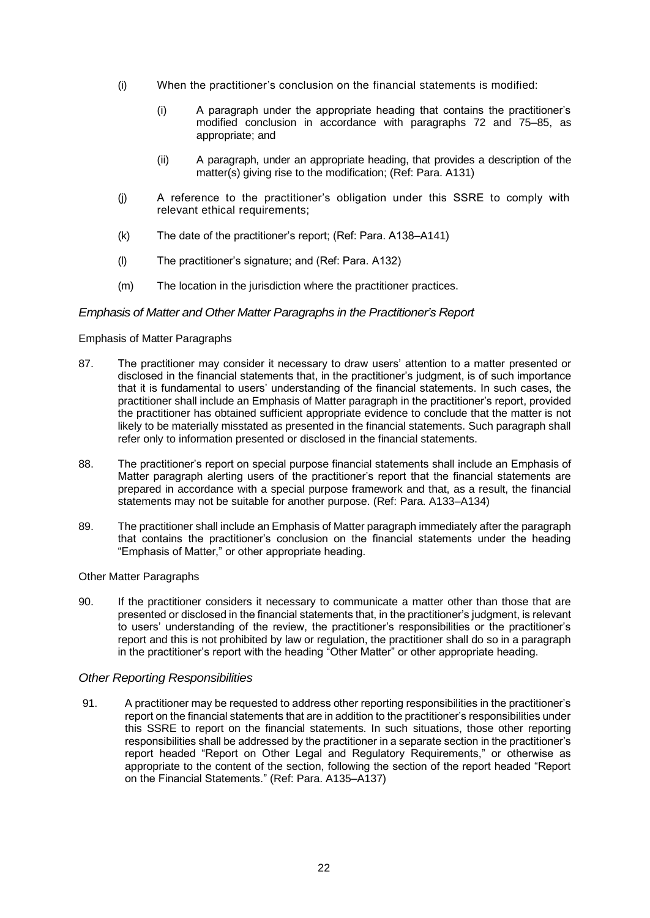(i) When the practitioner's conclusion on the financial statements is modified:

  (i) A paragraph under the appropriate heading that contains the practitioner's modified conclusion in accordance with paragraphs 72 and 75–85, as appropriate; and

  (ii) A paragraph, under an appropriate heading, that provides a description of the matter(s) giving rise to the modification; (Ref: Para. A131)

(j) A reference to the practitioner's obligation under this SSRE to comply with relevant ethical requirements;

(k) The date of the practitioner's report; (Ref: Para. A138–A141)

(l) The practitioner's signature; and (Ref: Para. A132)

(m) The location in the jurisdiction where the practitioner practices.

### *Emphasis of Matter and Other Matter Paragraphs in the Practitioner's Report*

#### Emphasis of Matter Paragraphs

87. The practitioner may consider it necessary to draw users' attention to a matter presented or disclosed in the financial statements that, in the practitioner's judgment, is of such importance that it is fundamental to users' understanding of the financial statements. In such cases, the practitioner shall include an Emphasis of Matter paragraph in the practitioner's report, provided the practitioner has obtained sufficient appropriate evidence to conclude that the matter is not likely to be materially misstated as presented in the financial statements. Such paragraph shall refer only to information presented or disclosed in the financial statements.

88. The practitioner's report on special purpose financial statements shall include an Emphasis of Matter paragraph alerting users of the practitioner's report that the financial statements are prepared in accordance with a special purpose framework and that, as a result, the financial statements may not be suitable for another purpose. (Ref: Para. A133–A134)

89. The practitioner shall include an Emphasis of Matter paragraph immediately after the paragraph that contains the practitioner's conclusion on the financial statements under the heading "Emphasis of Matter," or other appropriate heading.

#### Other Matter Paragraphs

90. If the practitioner considers it necessary to communicate a matter other than those that are presented or disclosed in the financial statements that, in the practitioner's judgment, is relevant to users' understanding of the review, the practitioner's responsibilities or the practitioner's report and this is not prohibited by law or regulation, the practitioner shall do so in a paragraph in the practitioner's report with the heading "Other Matter" or other appropriate heading.

### *Other Reporting Responsibilities*

91. A practitioner may be requested to address other reporting responsibilities in the practitioner's report on the financial statements that are in addition to the practitioner's responsibilities under this SSRE to report on the financial statements. In such situations, those other reporting responsibilities shall be addressed by the practitioner in a separate section in the practitioner's report headed "Report on Other Legal and Regulatory Requirements," or otherwise as appropriate to the content of the section, following the section of the report headed "Report on the Financial Statements." (Ref: Para. A135–A137)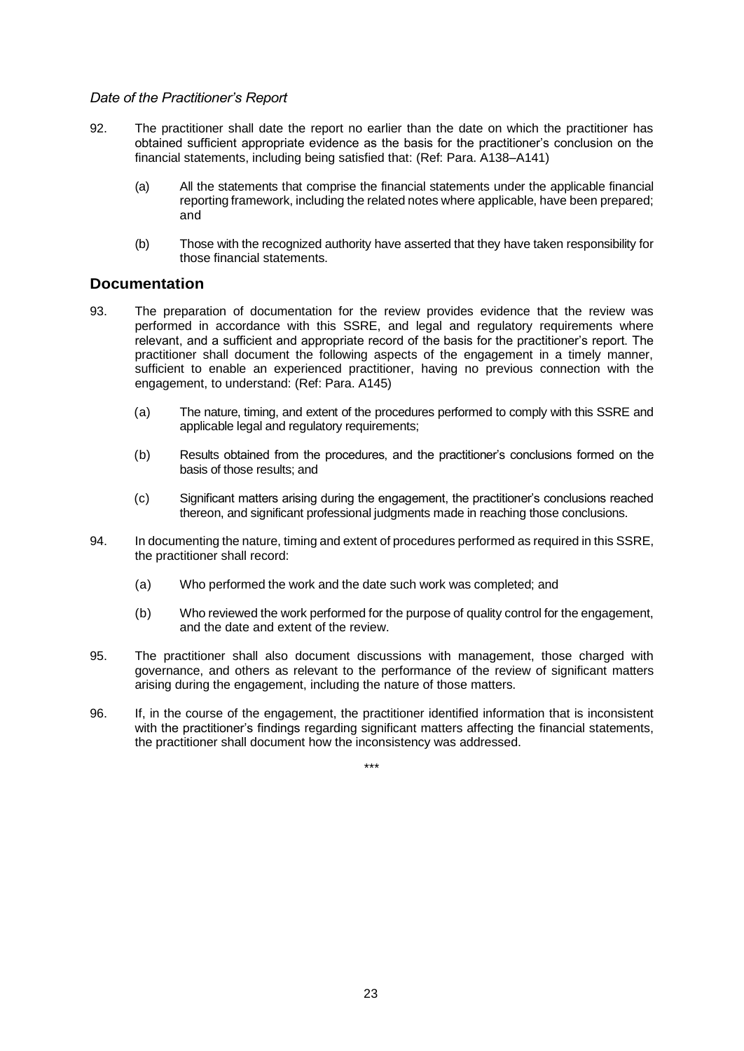*Date of the Practitioner's Report*

92. The practitioner shall date the report no earlier than the date on which the practitioner has obtained sufficient appropriate evidence as the basis for the practitioner's conclusion on the financial statements, including being satisfied that: (Ref: Para. A138–A141)

    (a) All the statements that comprise the financial statements under the applicable financial reporting framework, including the related notes where applicable, have been prepared; and

    (b) Those with the recognized authority have asserted that they have taken responsibility for those financial statements.

## Documentation

93. The preparation of documentation for the review provides evidence that the review was performed in accordance with this SSRE, and legal and regulatory requirements where relevant, and a sufficient and appropriate record of the basis for the practitioner's report. The practitioner shall document the following aspects of the engagement in a timely manner, sufficient to enable an experienced practitioner, having no previous connection with the engagement, to understand: (Ref: Para. A145)

    (a) The nature, timing, and extent of the procedures performed to comply with this SSRE and applicable legal and regulatory requirements;

    (b) Results obtained from the procedures, and the practitioner's conclusions formed on the basis of those results; and

    (c) Significant matters arising during the engagement, the practitioner's conclusions reached thereon, and significant professional judgments made in reaching those conclusions.

94. In documenting the nature, timing and extent of procedures performed as required in this SSRE, the practitioner shall record:

    (a) Who performed the work and the date such work was completed; and

    (b) Who reviewed the work performed for the purpose of quality control for the engagement, and the date and extent of the review.

95. The practitioner shall also document discussions with management, those charged with governance, and others as relevant to the performance of the review of significant matters arising during the engagement, including the nature of those matters.

96. If, in the course of the engagement, the practitioner identified information that is inconsistent with the practitioner's findings regarding significant matters affecting the financial statements, the practitioner shall document how the inconsistency was addressed.

\*\*\*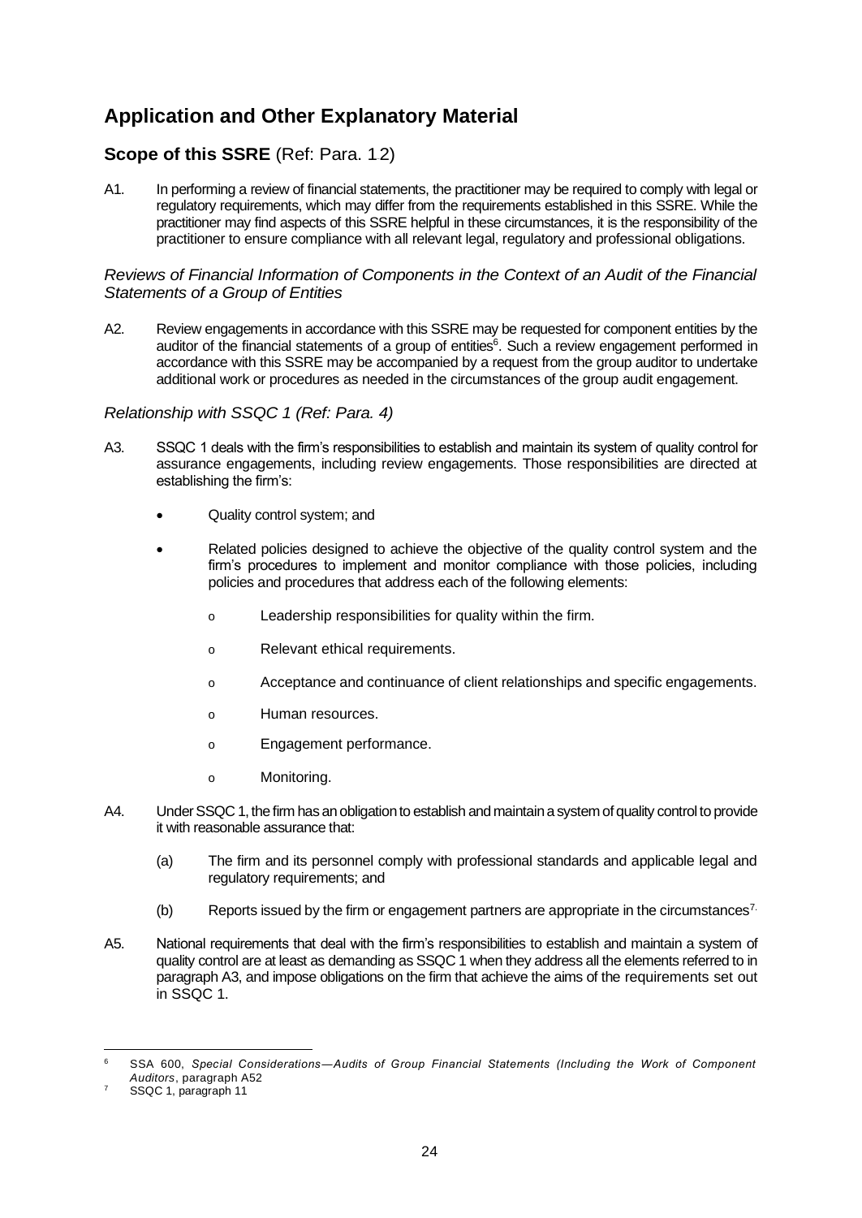# Application and Other Explanatory Material

## Scope of this SSRE (Ref: Para. 12)

A1. In performing a review of financial statements, the practitioner may be required to comply with legal or regulatory requirements, which may differ from the requirements established in this SSRE. While the practitioner may find aspects of this SSRE helpful in these circumstances, it is the responsibility of the practitioner to ensure compliance with all relevant legal, regulatory and professional obligations.

### *Reviews of Financial Information of Components in the Context of an Audit of the Financial Statements of a Group of Entities*

A2. Review engagements in accordance with this SSRE may be requested for component entities by the auditor of the financial statements of a group of entities[6]. Such a review engagement performed in accordance with this SSRE may be accompanied by a request from the group auditor to undertake additional work or procedures as needed in the circumstances of the group audit engagement.

### *Relationship with SSQC 1 (Ref: Para. 4)*

A3. SSQC 1 deals with the firm's responsibilities to establish and maintain its system of quality control for assurance engagements, including review engagements. Those responsibilities are directed at establishing the firm's:

- Quality control system; and
- Related policies designed to achieve the objective of the quality control system and the firm's procedures to implement and monitor compliance with those policies, including policies and procedures that address each of the following elements:
  - Leadership responsibilities for quality within the firm.
  - Relevant ethical requirements.
  - Acceptance and continuance of client relationships and specific engagements.
  - Human resources.
  - Engagement performance.
  - Monitoring.

A4. Under SSQC 1, the firm has an obligation to establish and maintain a system of quality control to provide it with reasonable assurance that:

(a) The firm and its personnel comply with professional standards and applicable legal and regulatory requirements; and

(b) Reports issued by the firm or engagement partners are appropriate in the circumstances[7].

A5. National requirements that deal with the firm's responsibilities to establish and maintain a system of quality control are at least as demanding as SSQC 1 when they address all the elements referred to in paragraph A3, and impose obligations on the firm that achieve the aims of the requirements set out in SSQC 1.

---

[6] SSA 600, *Special Considerations—Audits of Group Financial Statements (Including the Work of Component Auditors*, paragraph A52

[7] SSQC 1, paragraph 11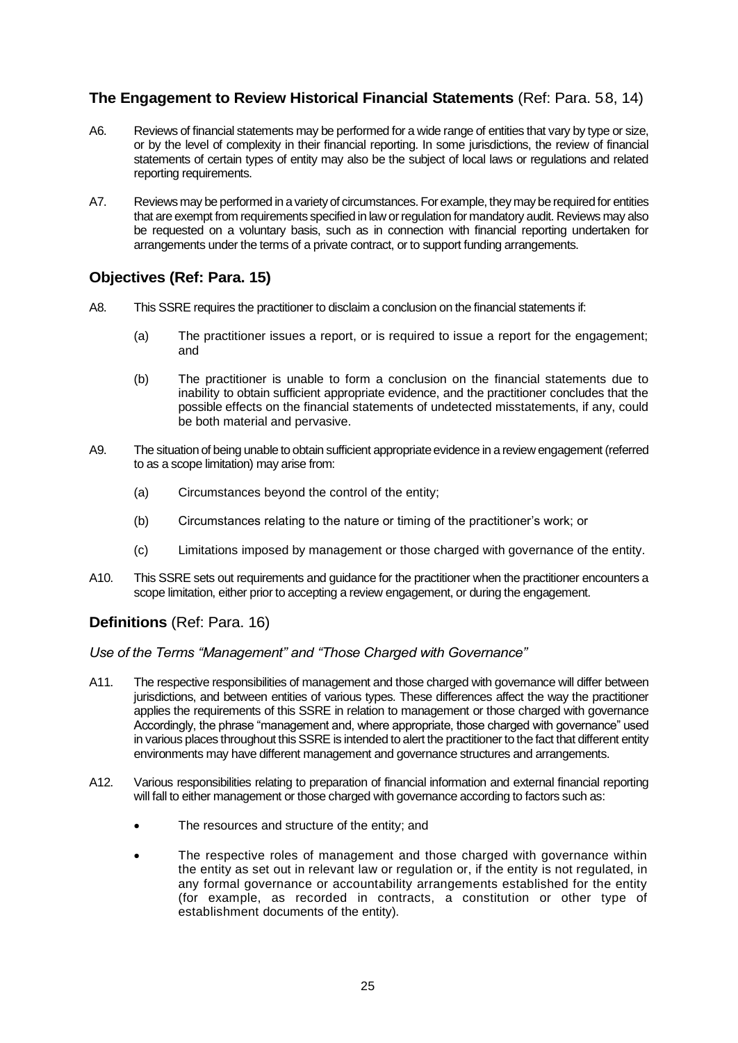## The Engagement to Review Historical Financial Statements (Ref: Para. 58, 14)

A6. Reviews of financial statements may be performed for a wide range of entities that vary by type or size, or by the level of complexity in their financial reporting. In some jurisdictions, the review of financial statements of certain types of entity may also be the subject of local laws or regulations and related reporting requirements.

A7. Reviews may be performed in a variety of circumstances. For example, they may be required for entities that are exempt from requirements specified in law or regulation for mandatory audit. Reviews may also be requested on a voluntary basis, such as in connection with financial reporting undertaken for arrangements under the terms of a private contract, or to support funding arrangements.

## Objectives (Ref: Para. 15)

A8. This SSRE requires the practitioner to disclaim a conclusion on the financial statements if:

(a) The practitioner issues a report, or is required to issue a report for the engagement; and

(b) The practitioner is unable to form a conclusion on the financial statements due to inability to obtain sufficient appropriate evidence, and the practitioner concludes that the possible effects on the financial statements of undetected misstatements, if any, could be both material and pervasive.

A9. The situation of being unable to obtain sufficient appropriate evidence in a review engagement (referred to as a scope limitation) may arise from:

(a) Circumstances beyond the control of the entity;

(b) Circumstances relating to the nature or timing of the practitioner's work; or

(c) Limitations imposed by management or those charged with governance of the entity.

A10. This SSRE sets out requirements and guidance for the practitioner when the practitioner encounters a scope limitation, either prior to accepting a review engagement, or during the engagement.

## Definitions (Ref: Para. 16)

*Use of the Terms "Management" and "Those Charged with Governance"*

A11. The respective responsibilities of management and those charged with governance will differ between jurisdictions, and between entities of various types. These differences affect the way the practitioner applies the requirements of this SSRE in relation to management or those charged with governance Accordingly, the phrase "management and, where appropriate, those charged with governance" used in various places throughout this SSRE is intended to alert the practitioner to the fact that different entity environments may have different management and governance structures and arrangements.

A12. Various responsibilities relating to preparation of financial information and external financial reporting will fall to either management or those charged with governance according to factors such as:

- The resources and structure of the entity; and
- The respective roles of management and those charged with governance within the entity as set out in relevant law or regulation or, if the entity is not regulated, in any formal governance or accountability arrangements established for the entity (for example, as recorded in contracts, a constitution or other type of establishment documents of the entity).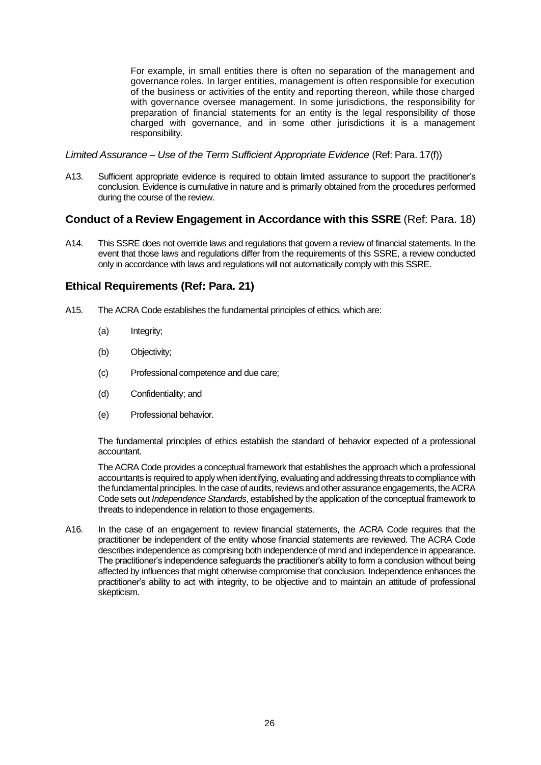For example, in small entities there is often no separation of the management and governance roles. In larger entities, management is often responsible for execution of the business or activities of the entity and reporting thereon, while those charged with governance oversee management. In some jurisdictions, the responsibility for preparation of financial statements for an entity is the legal responsibility of those charged with governance, and in some other jurisdictions it is a management responsibility.

*Limited Assurance – Use of the Term Sufficient Appropriate Evidence* (Ref: Para. 17(f))

A13. Sufficient appropriate evidence is required to obtain limited assurance to support the practitioner's conclusion. Evidence is cumulative in nature and is primarily obtained from the procedures performed during the course of the review.

## Conduct of a Review Engagement in Accordance with this SSRE (Ref: Para. 18)

A14. This SSRE does not override laws and regulations that govern a review of financial statements. In the event that those laws and regulations differ from the requirements of this SSRE, a review conducted only in accordance with laws and regulations will not automatically comply with this SSRE.

## Ethical Requirements (Ref: Para. 21)

A15. The ACRA Code establishes the fundamental principles of ethics, which are:

(a) Integrity;

(b) Objectivity;

(c) Professional competence and due care;

(d) Confidentiality; and

(e) Professional behavior.

The fundamental principles of ethics establish the standard of behavior expected of a professional accountant.

The ACRA Code provides a conceptual framework that establishes the approach which a professional accountants is required to apply when identifying, evaluating and addressing threats to compliance with the fundamental principles. In the case of audits, reviews and other assurance engagements, the ACRA Code sets out *Independence Standards*, established by the application of the conceptual framework to threats to independence in relation to those engagements.

A16. In the case of an engagement to review financial statements, the ACRA Code requires that the practitioner be independent of the entity whose financial statements are reviewed. The ACRA Code describes independence as comprising both independence of mind and independence in appearance. The practitioner's independence safeguards the practitioner's ability to form a conclusion without being affected by influences that might otherwise compromise that conclusion. Independence enhances the practitioner's ability to act with integrity, to be objective and to maintain an attitude of professional skepticism.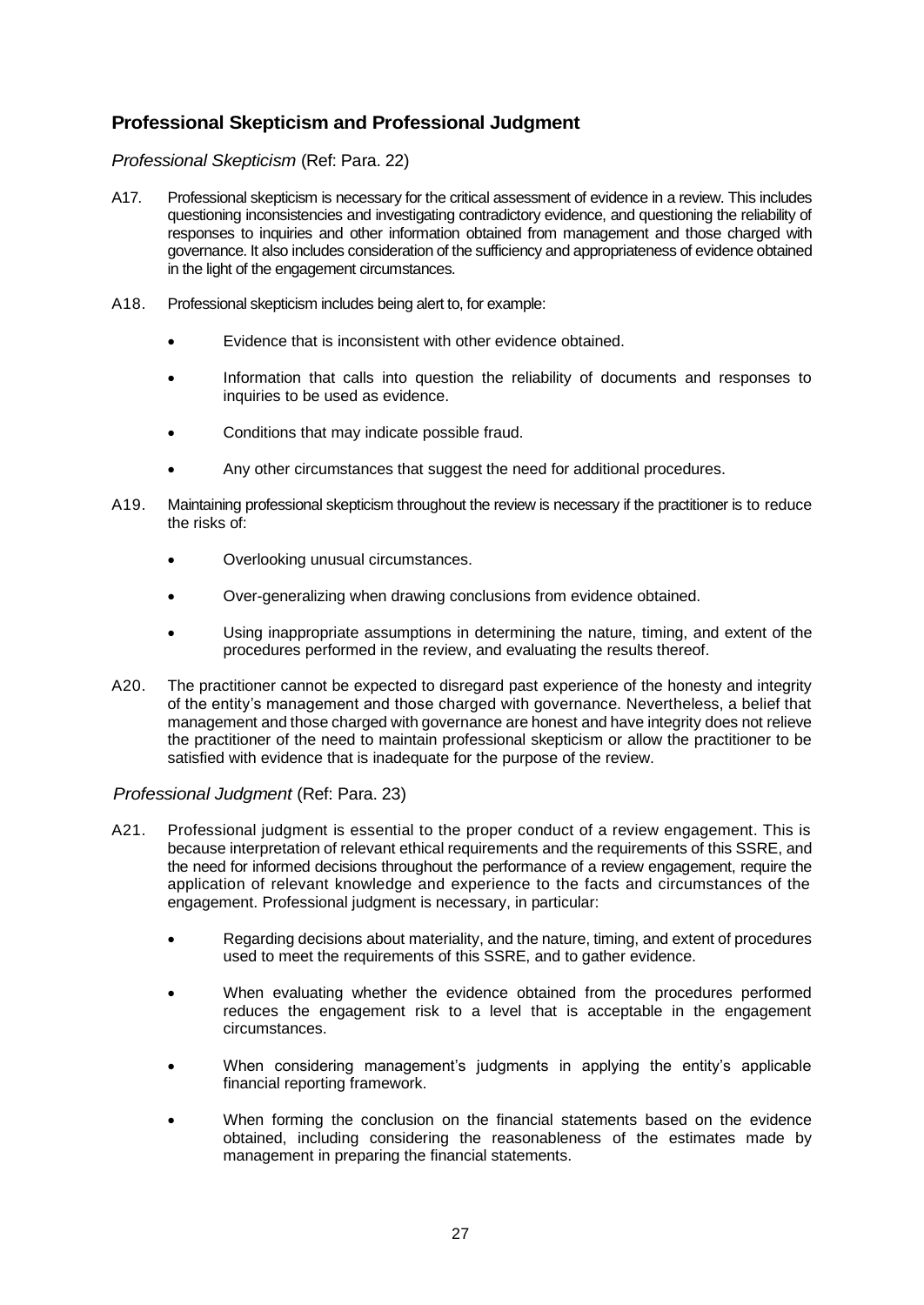## Professional Skepticism and Professional Judgment

*Professional Skepticism* (Ref: Para. 22)

A17. Professional skepticism is necessary for the critical assessment of evidence in a review. This includes questioning inconsistencies and investigating contradictory evidence, and questioning the reliability of responses to inquiries and other information obtained from management and those charged with governance. It also includes consideration of the sufficiency and appropriateness of evidence obtained in the light of the engagement circumstances.

A18. Professional skepticism includes being alert to, for example:

- Evidence that is inconsistent with other evidence obtained.
- Information that calls into question the reliability of documents and responses to inquiries to be used as evidence.
- Conditions that may indicate possible fraud.
- Any other circumstances that suggest the need for additional procedures.

A19. Maintaining professional skepticism throughout the review is necessary if the practitioner is to reduce the risks of:

- Overlooking unusual circumstances.
- Over-generalizing when drawing conclusions from evidence obtained.
- Using inappropriate assumptions in determining the nature, timing, and extent of the procedures performed in the review, and evaluating the results thereof.

A20. The practitioner cannot be expected to disregard past experience of the honesty and integrity of the entity's management and those charged with governance. Nevertheless, a belief that management and those charged with governance are honest and have integrity does not relieve the practitioner of the need to maintain professional skepticism or allow the practitioner to be satisfied with evidence that is inadequate for the purpose of the review.

*Professional Judgment* (Ref: Para. 23)

A21. Professional judgment is essential to the proper conduct of a review engagement. This is because interpretation of relevant ethical requirements and the requirements of this SSRE, and the need for informed decisions throughout the performance of a review engagement, require the application of relevant knowledge and experience to the facts and circumstances of the engagement. Professional judgment is necessary, in particular:

- Regarding decisions about materiality, and the nature, timing, and extent of procedures used to meet the requirements of this SSRE, and to gather evidence.
- When evaluating whether the evidence obtained from the procedures performed reduces the engagement risk to a level that is acceptable in the engagement circumstances.
- When considering management's judgments in applying the entity's applicable financial reporting framework.
- When forming the conclusion on the financial statements based on the evidence obtained, including considering the reasonableness of the estimates made by management in preparing the financial statements.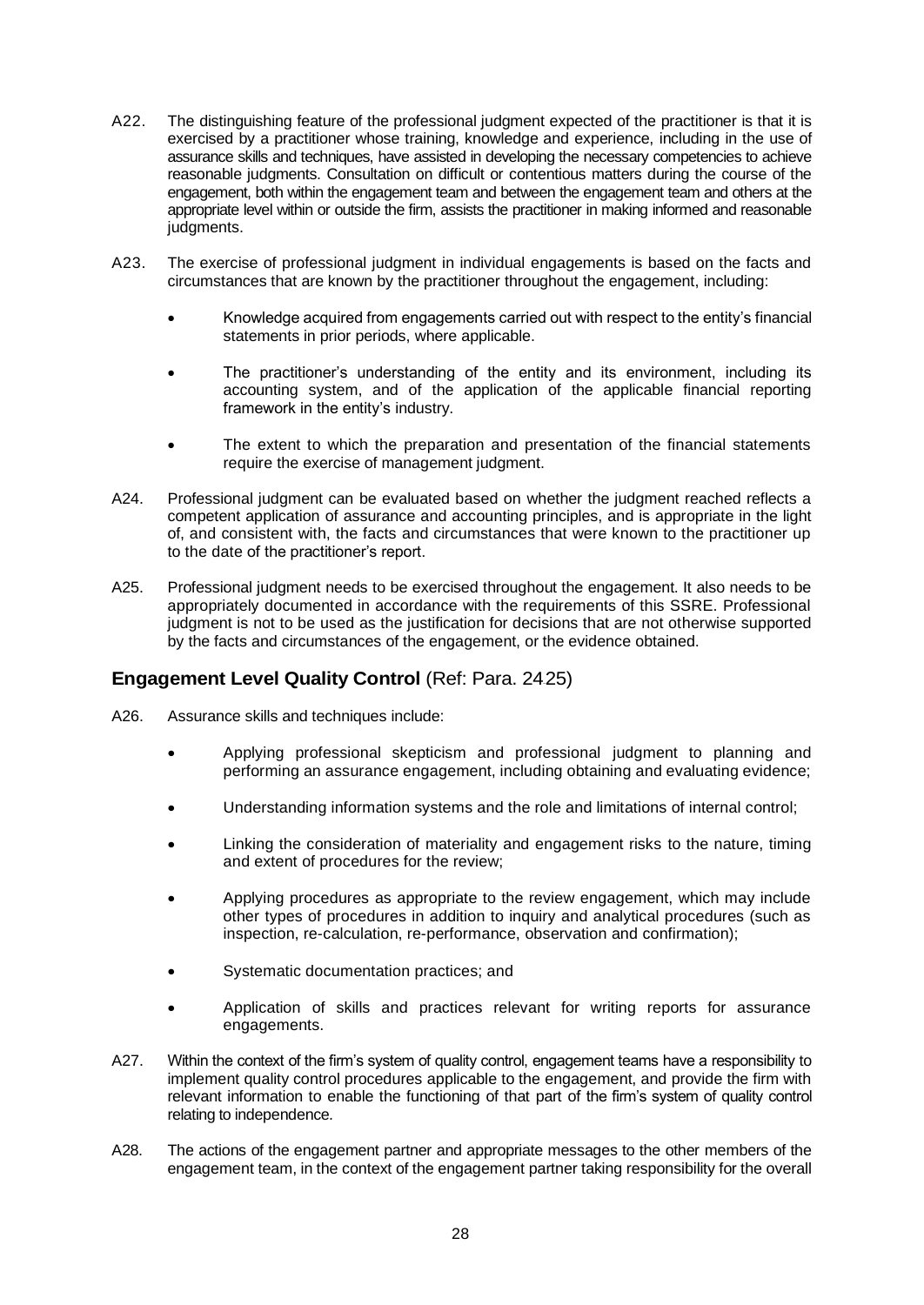A22. The distinguishing feature of the professional judgment expected of the practitioner is that it is exercised by a practitioner whose training, knowledge and experience, including in the use of assurance skills and techniques, have assisted in developing the necessary competencies to achieve reasonable judgments. Consultation on difficult or contentious matters during the course of the engagement, both within the engagement team and between the engagement team and others at the appropriate level within or outside the firm, assists the practitioner in making informed and reasonable judgments.

A23. The exercise of professional judgment in individual engagements is based on the facts and circumstances that are known by the practitioner throughout the engagement, including:

- Knowledge acquired from engagements carried out with respect to the entity's financial statements in prior periods, where applicable.
- The practitioner's understanding of the entity and its environment, including its accounting system, and of the application of the applicable financial reporting framework in the entity's industry.
- The extent to which the preparation and presentation of the financial statements require the exercise of management judgment.

A24. Professional judgment can be evaluated based on whether the judgment reached reflects a competent application of assurance and accounting principles, and is appropriate in the light of, and consistent with, the facts and circumstances that were known to the practitioner up to the date of the practitioner's report.

A25. Professional judgment needs to be exercised throughout the engagement. It also needs to be appropriately documented in accordance with the requirements of this SSRE. Professional judgment is not to be used as the justification for decisions that are not otherwise supported by the facts and circumstances of the engagement, or the evidence obtained.

## Engagement Level Quality Control (Ref: Para. 24-25)

A26. Assurance skills and techniques include:

- Applying professional skepticism and professional judgment to planning and performing an assurance engagement, including obtaining and evaluating evidence;
- Understanding information systems and the role and limitations of internal control;
- Linking the consideration of materiality and engagement risks to the nature, timing and extent of procedures for the review;
- Applying procedures as appropriate to the review engagement, which may include other types of procedures in addition to inquiry and analytical procedures (such as inspection, re-calculation, re-performance, observation and confirmation);
- Systematic documentation practices; and
- Application of skills and practices relevant for writing reports for assurance engagements.

A27. Within the context of the firm's system of quality control, engagement teams have a responsibility to implement quality control procedures applicable to the engagement, and provide the firm with relevant information to enable the functioning of that part of the firm's system of quality control relating to independence.

A28. The actions of the engagement partner and appropriate messages to the other members of the engagement team, in the context of the engagement partner taking responsibility for the overall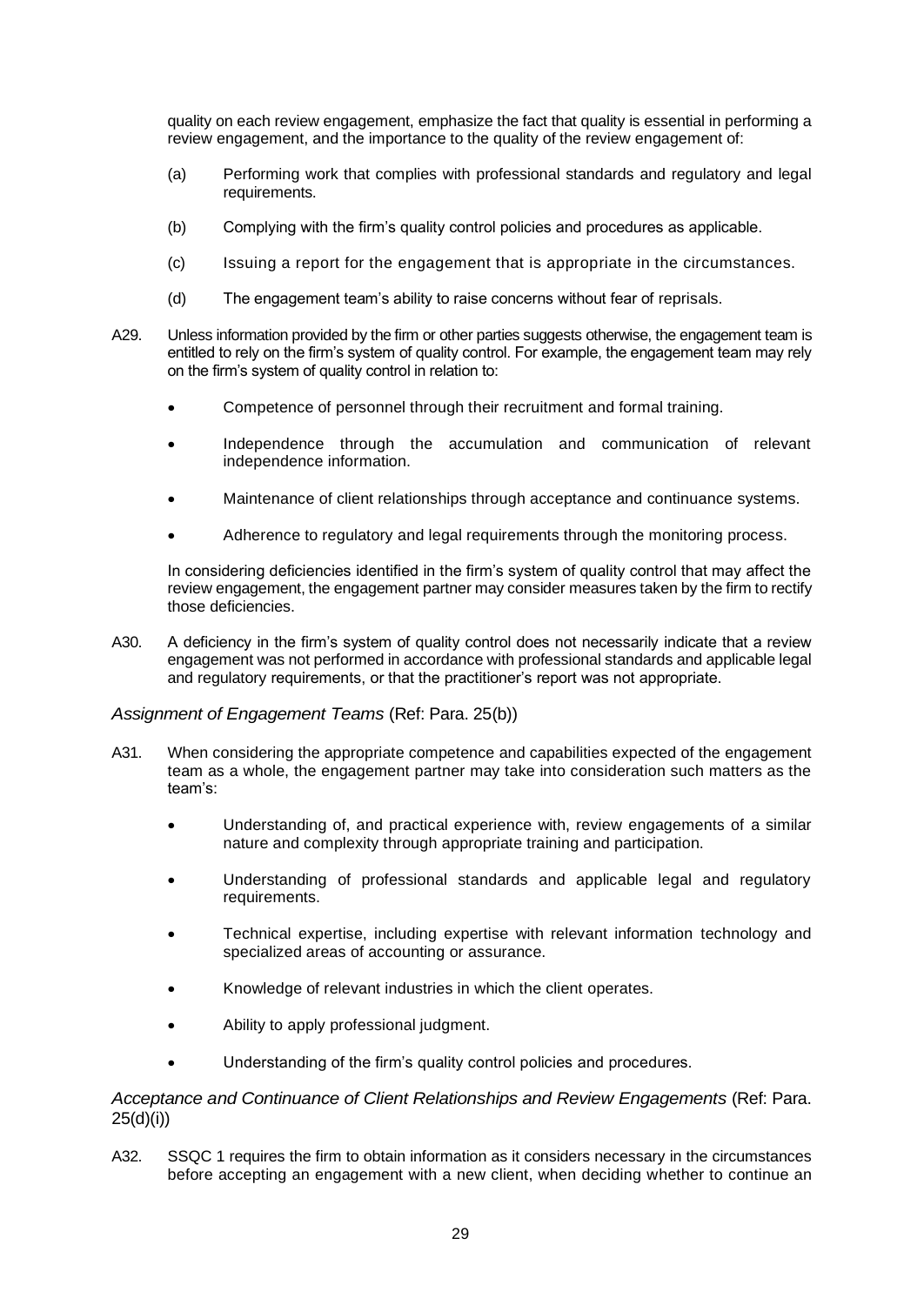quality on each review engagement, emphasize the fact that quality is essential in performing a review engagement, and the importance to the quality of the review engagement of:

(a) Performing work that complies with professional standards and regulatory and legal requirements.

(b) Complying with the firm's quality control policies and procedures as applicable.

(c) Issuing a report for the engagement that is appropriate in the circumstances.

(d) The engagement team's ability to raise concerns without fear of reprisals.

A29. Unless information provided by the firm or other parties suggests otherwise, the engagement team is entitled to rely on the firm's system of quality control. For example, the engagement team may rely on the firm's system of quality control in relation to:

- Competence of personnel through their recruitment and formal training.
- Independence through the accumulation and communication of relevant independence information.
- Maintenance of client relationships through acceptance and continuance systems.
- Adherence to regulatory and legal requirements through the monitoring process.

In considering deficiencies identified in the firm's system of quality control that may affect the review engagement, the engagement partner may consider measures taken by the firm to rectify those deficiencies.

A30. A deficiency in the firm's system of quality control does not necessarily indicate that a review engagement was not performed in accordance with professional standards and applicable legal and regulatory requirements, or that the practitioner's report was not appropriate.

*Assignment of Engagement Teams* (Ref: Para. 25(b))

A31. When considering the appropriate competence and capabilities expected of the engagement team as a whole, the engagement partner may take into consideration such matters as the team's:

- Understanding of, and practical experience with, review engagements of a similar nature and complexity through appropriate training and participation.
- Understanding of professional standards and applicable legal and regulatory requirements.
- Technical expertise, including expertise with relevant information technology and specialized areas of accounting or assurance.
- Knowledge of relevant industries in which the client operates.
- Ability to apply professional judgment.
- Understanding of the firm's quality control policies and procedures.

*Acceptance and Continuance of Client Relationships and Review Engagements* (Ref: Para. 25(d)(i))

A32. SSQC 1 requires the firm to obtain information as it considers necessary in the circumstances before accepting an engagement with a new client, when deciding whether to continue an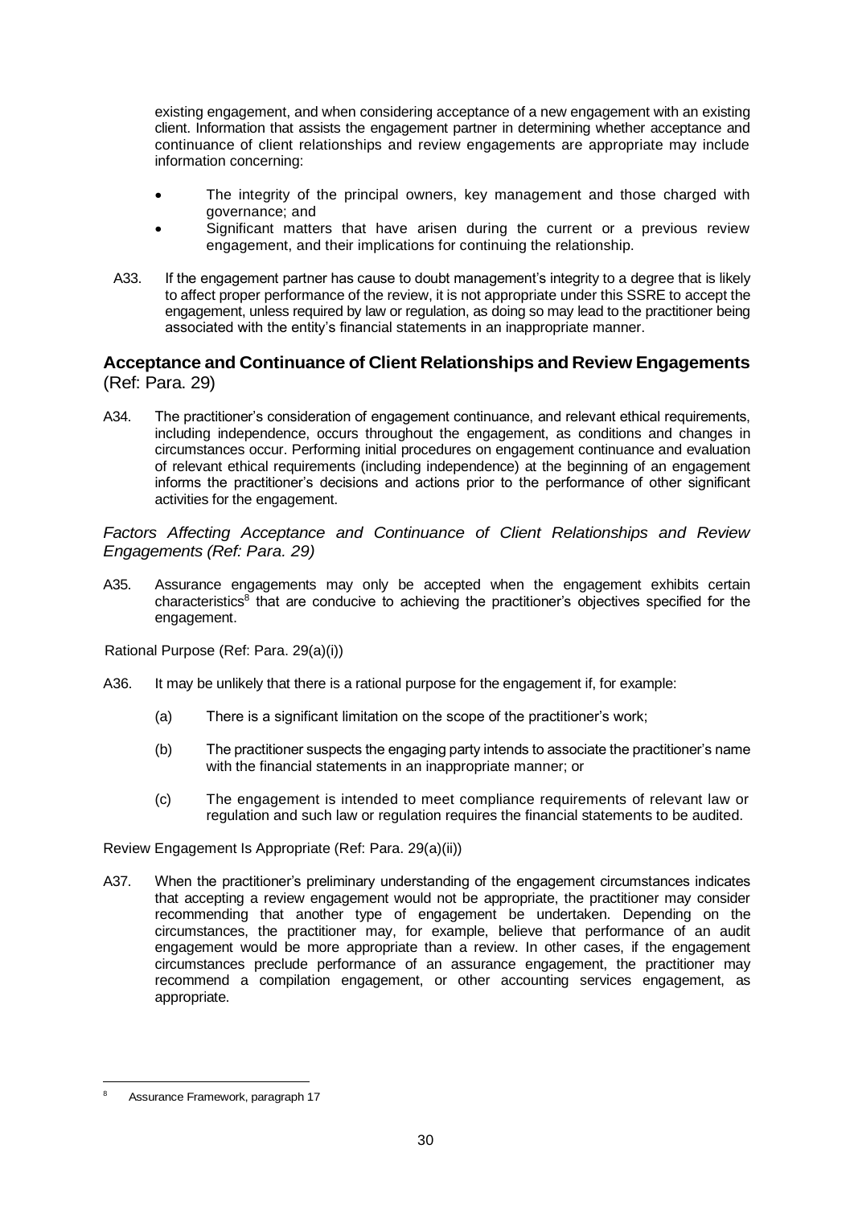existing engagement, and when considering acceptance of a new engagement with an existing client. Information that assists the engagement partner in determining whether acceptance and continuance of client relationships and review engagements are appropriate may include information concerning:

- The integrity of the principal owners, key management and those charged with governance; and
- Significant matters that have arisen during the current or a previous review engagement, and their implications for continuing the relationship.

A33. If the engagement partner has cause to doubt management's integrity to a degree that is likely to affect proper performance of the review, it is not appropriate under this SSRE to accept the engagement, unless required by law or regulation, as doing so may lead to the practitioner being associated with the entity's financial statements in an inappropriate manner.

## Acceptance and Continuance of Client Relationships and Review Engagements (Ref: Para. 29)

A34. The practitioner's consideration of engagement continuance, and relevant ethical requirements, including independence, occurs throughout the engagement, as conditions and changes in circumstances occur. Performing initial procedures on engagement continuance and evaluation of relevant ethical requirements (including independence) at the beginning of an engagement informs the practitioner's decisions and actions prior to the performance of other significant activities for the engagement.

### *Factors Affecting Acceptance and Continuance of Client Relationships and Review Engagements (Ref: Para. 29)*

A35. Assurance engagements may only be accepted when the engagement exhibits certain characteristics[8] that are conducive to achieving the practitioner's objectives specified for the engagement.

Rational Purpose (Ref: Para. 29(a)(i))

A36. It may be unlikely that there is a rational purpose for the engagement if, for example:

(a) There is a significant limitation on the scope of the practitioner's work;

(b) The practitioner suspects the engaging party intends to associate the practitioner's name with the financial statements in an inappropriate manner; or

(c) The engagement is intended to meet compliance requirements of relevant law or regulation and such law or regulation requires the financial statements to be audited.

Review Engagement Is Appropriate (Ref: Para. 29(a)(ii))

A37. When the practitioner's preliminary understanding of the engagement circumstances indicates that accepting a review engagement would not be appropriate, the practitioner may consider recommending that another type of engagement be undertaken. Depending on the circumstances, the practitioner may, for example, believe that performance of an audit engagement would be more appropriate than a review. In other cases, if the engagement circumstances preclude performance of an assurance engagement, the practitioner may recommend a compilation engagement, or other accounting services engagement, as appropriate.

[8] Assurance Framework, paragraph 17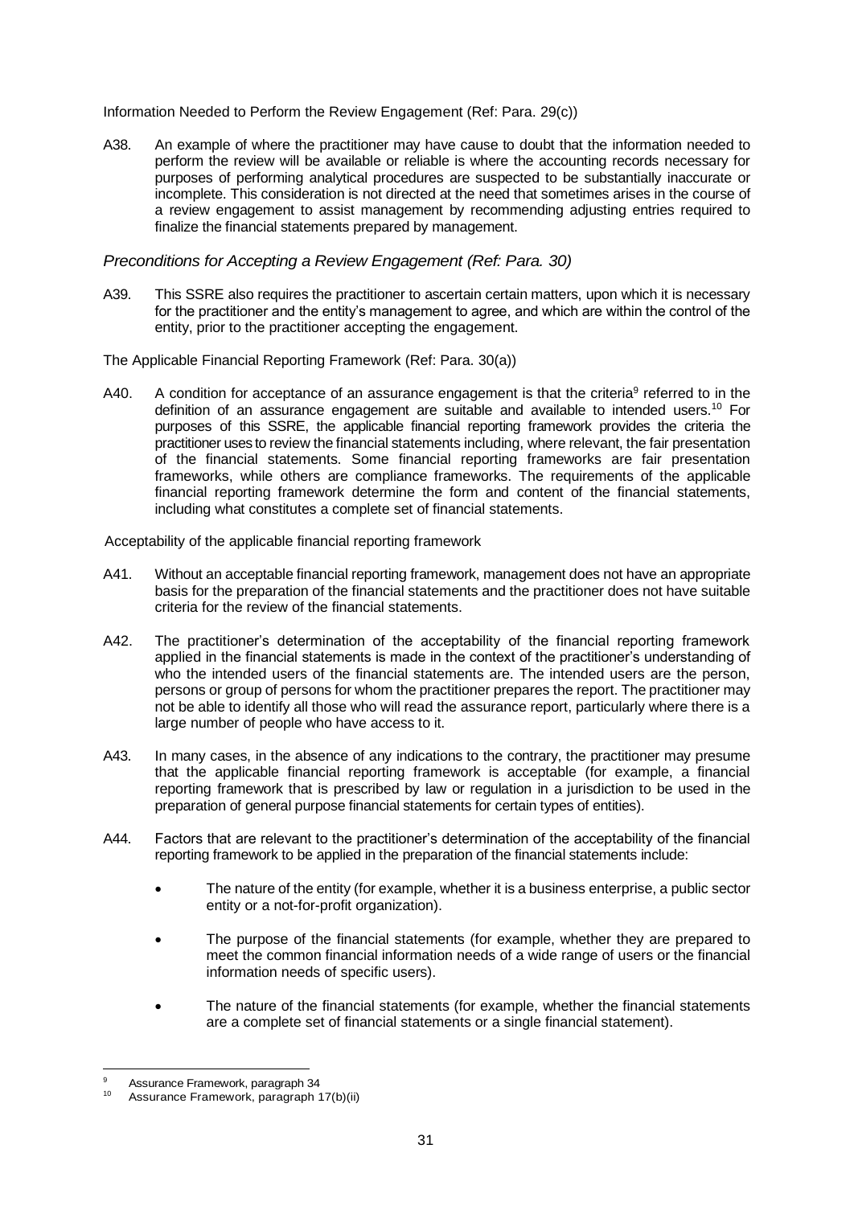Information Needed to Perform the Review Engagement (Ref: Para. 29(c))

A38. An example of where the practitioner may have cause to doubt that the information needed to perform the review will be available or reliable is where the accounting records necessary for purposes of performing analytical procedures are suspected to be substantially inaccurate or incomplete. This consideration is not directed at the need that sometimes arises in the course of a review engagement to assist management by recommending adjusting entries required to finalize the financial statements prepared by management.

### *Preconditions for Accepting a Review Engagement (Ref: Para. 30)*

A39. This SSRE also requires the practitioner to ascertain certain matters, upon which it is necessary for the practitioner and the entity's management to agree, and which are within the control of the entity, prior to the practitioner accepting the engagement.

The Applicable Financial Reporting Framework (Ref: Para. 30(a))

A40. A condition for acceptance of an assurance engagement is that the criteria[9] referred to in the definition of an assurance engagement are suitable and available to intended users.[10] For purposes of this SSRE, the applicable financial reporting framework provides the criteria the practitioner uses to review the financial statements including, where relevant, the fair presentation of the financial statements. Some financial reporting frameworks are fair presentation frameworks, while others are compliance frameworks. The requirements of the applicable financial reporting framework determine the form and content of the financial statements, including what constitutes a complete set of financial statements.

Acceptability of the applicable financial reporting framework

A41. Without an acceptable financial reporting framework, management does not have an appropriate basis for the preparation of the financial statements and the practitioner does not have suitable criteria for the review of the financial statements.

A42. The practitioner's determination of the acceptability of the financial reporting framework applied in the financial statements is made in the context of the practitioner's understanding of who the intended users of the financial statements are. The intended users are the person, persons or group of persons for whom the practitioner prepares the report. The practitioner may not be able to identify all those who will read the assurance report, particularly where there is a large number of people who have access to it.

A43. In many cases, in the absence of any indications to the contrary, the practitioner may presume that the applicable financial reporting framework is acceptable (for example, a financial reporting framework that is prescribed by law or regulation in a jurisdiction to be used in the preparation of general purpose financial statements for certain types of entities).

A44. Factors that are relevant to the practitioner's determination of the acceptability of the financial reporting framework to be applied in the preparation of the financial statements include:

- The nature of the entity (for example, whether it is a business enterprise, a public sector entity or a not-for-profit organization).
- The purpose of the financial statements (for example, whether they are prepared to meet the common financial information needs of a wide range of users or the financial information needs of specific users).
- The nature of the financial statements (for example, whether the financial statements are a complete set of financial statements or a single financial statement).

---

[9] Assurance Framework, paragraph 34

[10] Assurance Framework, paragraph 17(b)(ii)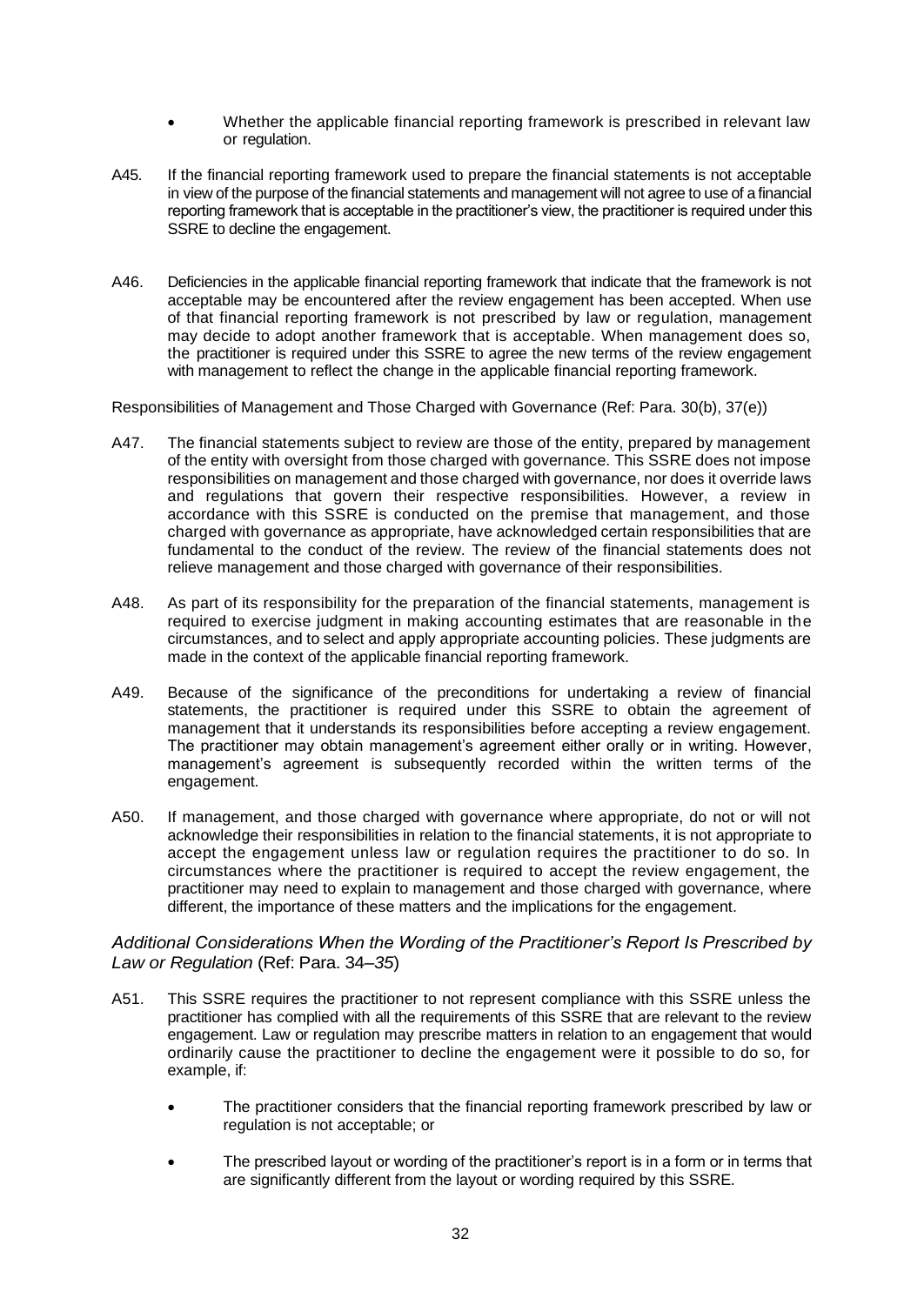- Whether the applicable financial reporting framework is prescribed in relevant law or regulation.

A45. If the financial reporting framework used to prepare the financial statements is not acceptable in view of the purpose of the financial statements and management will not agree to use of a financial reporting framework that is acceptable in the practitioner's view, the practitioner is required under this SSRE to decline the engagement.

A46. Deficiencies in the applicable financial reporting framework that indicate that the framework is not acceptable may be encountered after the review engagement has been accepted. When use of that financial reporting framework is not prescribed by law or regulation, management may decide to adopt another framework that is acceptable. When management does so, the practitioner is required under this SSRE to agree the new terms of the review engagement with management to reflect the change in the applicable financial reporting framework.

Responsibilities of Management and Those Charged with Governance (Ref: Para. 30(b), 37(e))

A47. The financial statements subject to review are those of the entity, prepared by management of the entity with oversight from those charged with governance. This SSRE does not impose responsibilities on management and those charged with governance, nor does it override laws and regulations that govern their respective responsibilities. However, a review in accordance with this SSRE is conducted on the premise that management, and those charged with governance as appropriate, have acknowledged certain responsibilities that are fundamental to the conduct of the review. The review of the financial statements does not relieve management and those charged with governance of their responsibilities.

A48. As part of its responsibility for the preparation of the financial statements, management is required to exercise judgment in making accounting estimates that are reasonable in the circumstances, and to select and apply appropriate accounting policies. These judgments are made in the context of the applicable financial reporting framework.

A49. Because of the significance of the preconditions for undertaking a review of financial statements, the practitioner is required under this SSRE to obtain the agreement of management that it understands its responsibilities before accepting a review engagement. The practitioner may obtain management's agreement either orally or in writing. However, management's agreement is subsequently recorded within the written terms of the engagement.

A50. If management, and those charged with governance where appropriate, do not or will not acknowledge their responsibilities in relation to the financial statements, it is not appropriate to accept the engagement unless law or regulation requires the practitioner to do so. In circumstances where the practitioner is required to accept the review engagement, the practitioner may need to explain to management and those charged with governance, where different, the importance of these matters and the implications for the engagement.

### *Additional Considerations When the Wording of the Practitioner's Report Is Prescribed by Law or Regulation* (Ref: Para. 34–*35*)

A51. This SSRE requires the practitioner to not represent compliance with this SSRE unless the practitioner has complied with all the requirements of this SSRE that are relevant to the review engagement. Law or regulation may prescribe matters in relation to an engagement that would ordinarily cause the practitioner to decline the engagement were it possible to do so, for example, if:

- The practitioner considers that the financial reporting framework prescribed by law or regulation is not acceptable; or
- The prescribed layout or wording of the practitioner's report is in a form or in terms that are significantly different from the layout or wording required by this SSRE.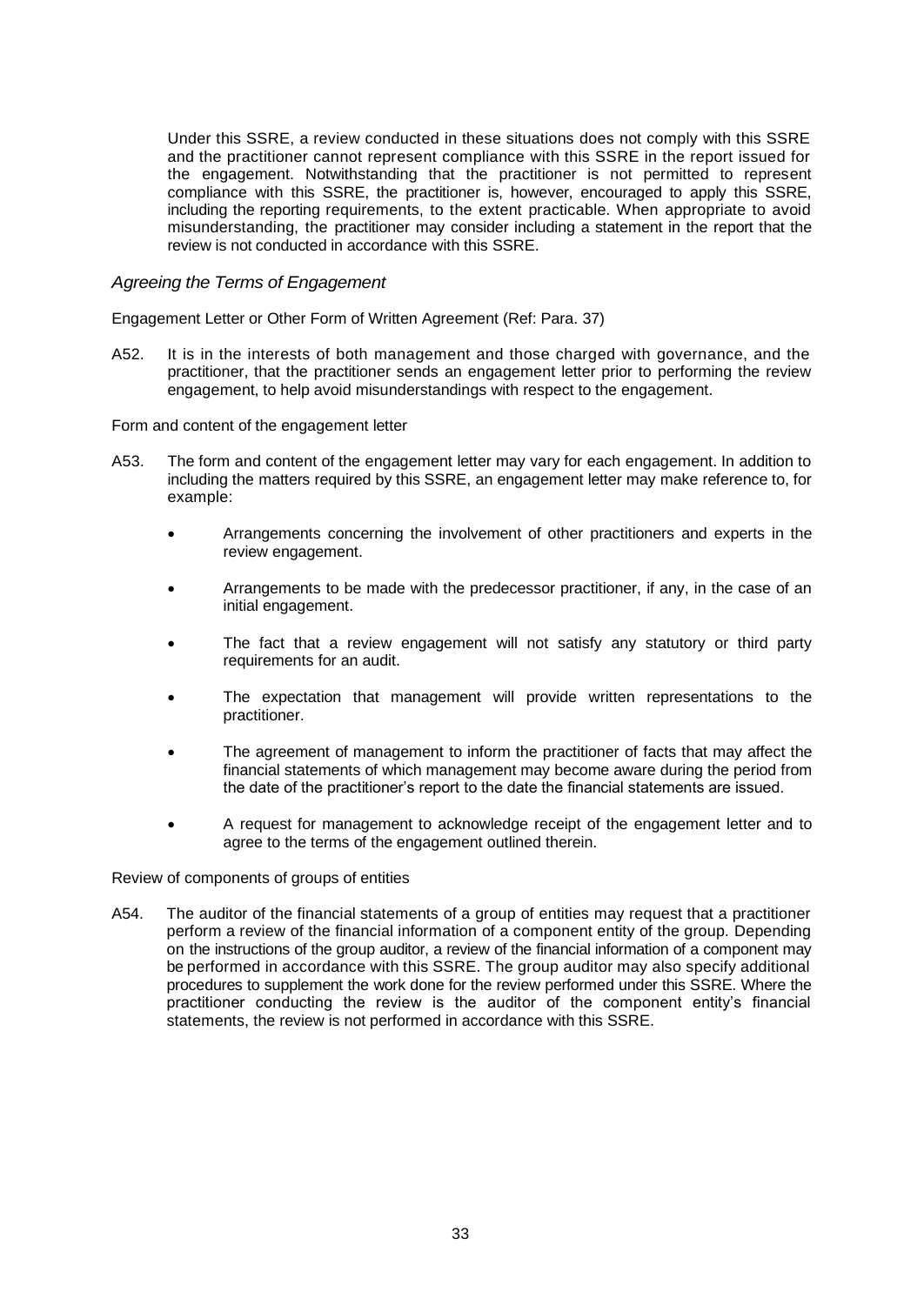Under this SSRE, a review conducted in these situations does not comply with this SSRE and the practitioner cannot represent compliance with this SSRE in the report issued for the engagement. Notwithstanding that the practitioner is not permitted to represent compliance with this SSRE, the practitioner is, however, encouraged to apply this SSRE, including the reporting requirements, to the extent practicable. When appropriate to avoid misunderstanding, the practitioner may consider including a statement in the report that the review is not conducted in accordance with this SSRE.

### *Agreeing the Terms of Engagement*

Engagement Letter or Other Form of Written Agreement (Ref: Para. 37)

A52. It is in the interests of both management and those charged with governance, and the practitioner, that the practitioner sends an engagement letter prior to performing the review engagement, to help avoid misunderstandings with respect to the engagement.

Form and content of the engagement letter

A53. The form and content of the engagement letter may vary for each engagement. In addition to including the matters required by this SSRE, an engagement letter may make reference to, for example:

- Arrangements concerning the involvement of other practitioners and experts in the review engagement.
- Arrangements to be made with the predecessor practitioner, if any, in the case of an initial engagement.
- The fact that a review engagement will not satisfy any statutory or third party requirements for an audit.
- The expectation that management will provide written representations to the practitioner.
- The agreement of management to inform the practitioner of facts that may affect the financial statements of which management may become aware during the period from the date of the practitioner's report to the date the financial statements are issued.
- A request for management to acknowledge receipt of the engagement letter and to agree to the terms of the engagement outlined therein.

Review of components of groups of entities

A54. The auditor of the financial statements of a group of entities may request that a practitioner perform a review of the financial information of a component entity of the group. Depending on the instructions of the group auditor, a review of the financial information of a component may be performed in accordance with this SSRE. The group auditor may also specify additional procedures to supplement the work done for the review performed under this SSRE. Where the practitioner conducting the review is the auditor of the component entity's financial statements, the review is not performed in accordance with this SSRE.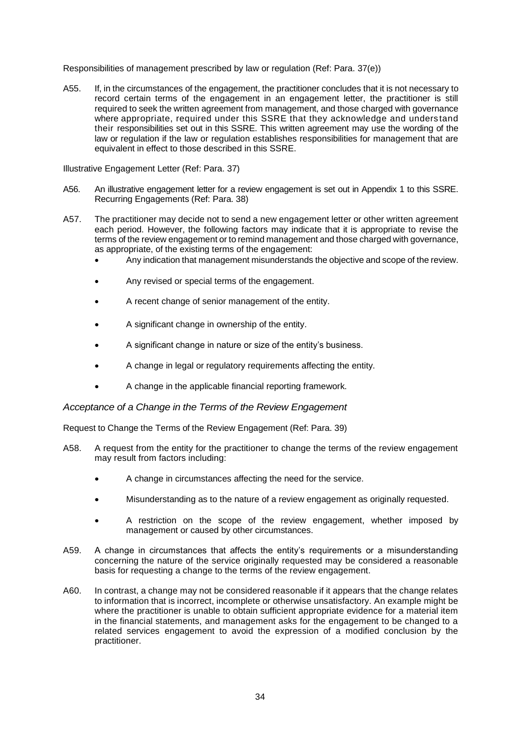Responsibilities of management prescribed by law or regulation (Ref: Para. 37(e))

A55. If, in the circumstances of the engagement, the practitioner concludes that it is not necessary to record certain terms of the engagement in an engagement letter, the practitioner is still required to seek the written agreement from management, and those charged with governance where appropriate, required under this SSRE that they acknowledge and understand their responsibilities set out in this SSRE. This written agreement may use the wording of the law or regulation if the law or regulation establishes responsibilities for management that are equivalent in effect to those described in this SSRE.

Illustrative Engagement Letter (Ref: Para. 37)

A56. An illustrative engagement letter for a review engagement is set out in Appendix 1 to this SSRE.

Recurring Engagements (Ref: Para. 38)

A57. The practitioner may decide not to send a new engagement letter or other written agreement each period. However, the following factors may indicate that it is appropriate to revise the terms of the review engagement or to remind management and those charged with governance, as appropriate, of the existing terms of the engagement:

- Any indication that management misunderstands the objective and scope of the review.
- Any revised or special terms of the engagement.
- A recent change of senior management of the entity.
- A significant change in ownership of the entity.
- A significant change in nature or size of the entity's business.
- A change in legal or regulatory requirements affecting the entity.
- A change in the applicable financial reporting framework.

*Acceptance of a Change in the Terms of the Review Engagement*

Request to Change the Terms of the Review Engagement (Ref: Para. 39)

A58. A request from the entity for the practitioner to change the terms of the review engagement may result from factors including:

- A change in circumstances affecting the need for the service.
- Misunderstanding as to the nature of a review engagement as originally requested.
- A restriction on the scope of the review engagement, whether imposed by management or caused by other circumstances.

A59. A change in circumstances that affects the entity's requirements or a misunderstanding concerning the nature of the service originally requested may be considered a reasonable basis for requesting a change to the terms of the review engagement.

A60. In contrast, a change may not be considered reasonable if it appears that the change relates to information that is incorrect, incomplete or otherwise unsatisfactory. An example might be where the practitioner is unable to obtain sufficient appropriate evidence for a material item in the financial statements, and management asks for the engagement to be changed to a related services engagement to avoid the expression of a modified conclusion by the practitioner.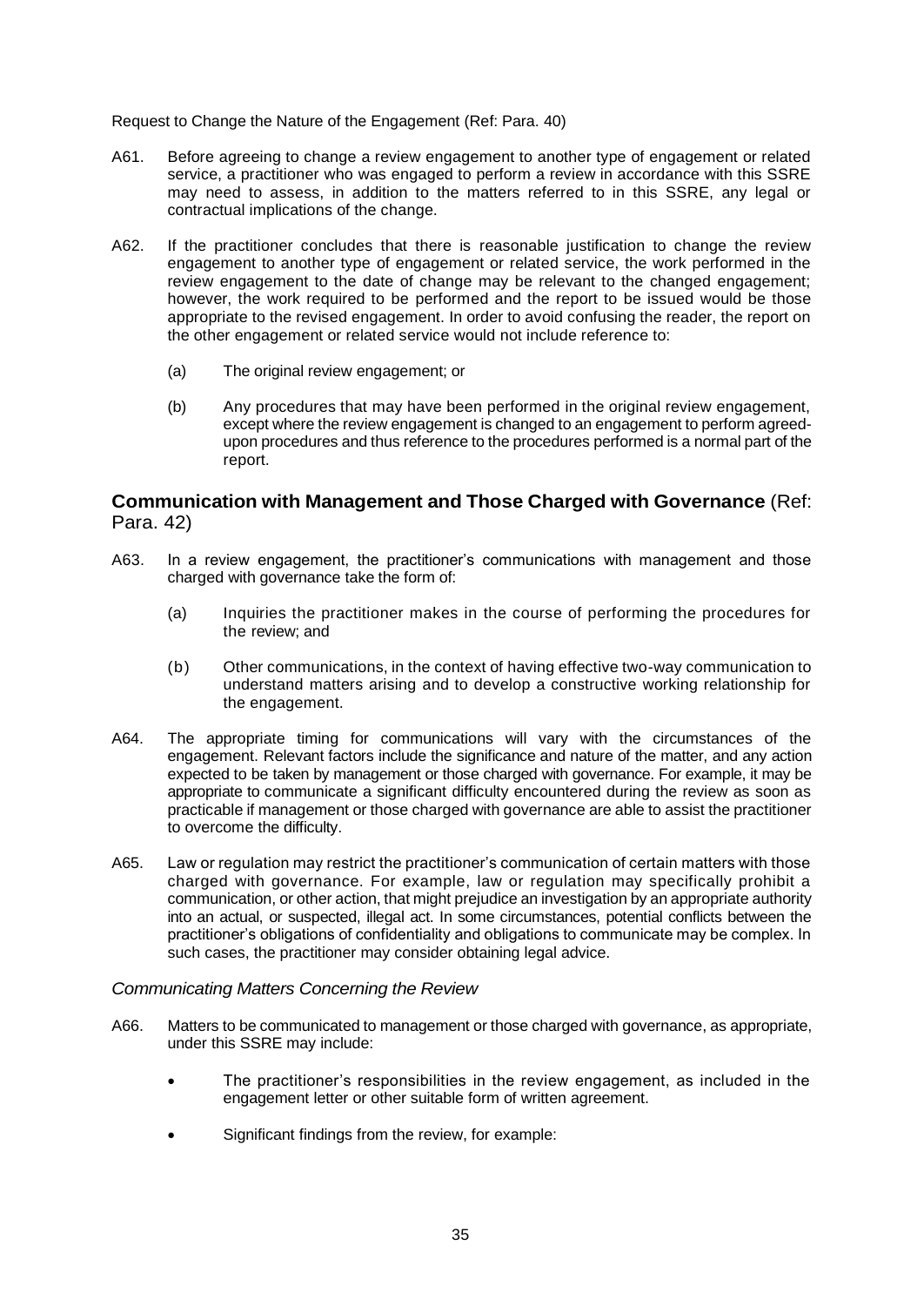Request to Change the Nature of the Engagement (Ref: Para. 40)

A61. Before agreeing to change a review engagement to another type of engagement or related service, a practitioner who was engaged to perform a review in accordance with this SSRE may need to assess, in addition to the matters referred to in this SSRE, any legal or contractual implications of the change.

A62. If the practitioner concludes that there is reasonable justification to change the review engagement to another type of engagement or related service, the work performed in the review engagement to the date of change may be relevant to the changed engagement; however, the work required to be performed and the report to be issued would be those appropriate to the revised engagement. In order to avoid confusing the reader, the report on the other engagement or related service would not include reference to:

(a) The original review engagement; or

(b) Any procedures that may have been performed in the original review engagement, except where the review engagement is changed to an engagement to perform agreed-upon procedures and thus reference to the procedures performed is a normal part of the report.

## **Communication with Management and Those Charged with Governance** (Ref: Para. 42)

A63. In a review engagement, the practitioner's communications with management and those charged with governance take the form of:

(a) Inquiries the practitioner makes in the course of performing the procedures for the review; and

(b) Other communications, in the context of having effective two-way communication to understand matters arising and to develop a constructive working relationship for the engagement.

A64. The appropriate timing for communications will vary with the circumstances of the engagement. Relevant factors include the significance and nature of the matter, and any action expected to be taken by management or those charged with governance. For example, it may be appropriate to communicate a significant difficulty encountered during the review as soon as practicable if management or those charged with governance are able to assist the practitioner to overcome the difficulty.

A65. Law or regulation may restrict the practitioner's communication of certain matters with those charged with governance. For example, law or regulation may specifically prohibit a communication, or other action, that might prejudice an investigation by an appropriate authority into an actual, or suspected, illegal act. In some circumstances, potential conflicts between the practitioner's obligations of confidentiality and obligations to communicate may be complex. In such cases, the practitioner may consider obtaining legal advice.

*Communicating Matters Concerning the Review*

A66. Matters to be communicated to management or those charged with governance, as appropriate, under this SSRE may include:

- The practitioner's responsibilities in the review engagement, as included in the engagement letter or other suitable form of written agreement.
- Significant findings from the review, for example: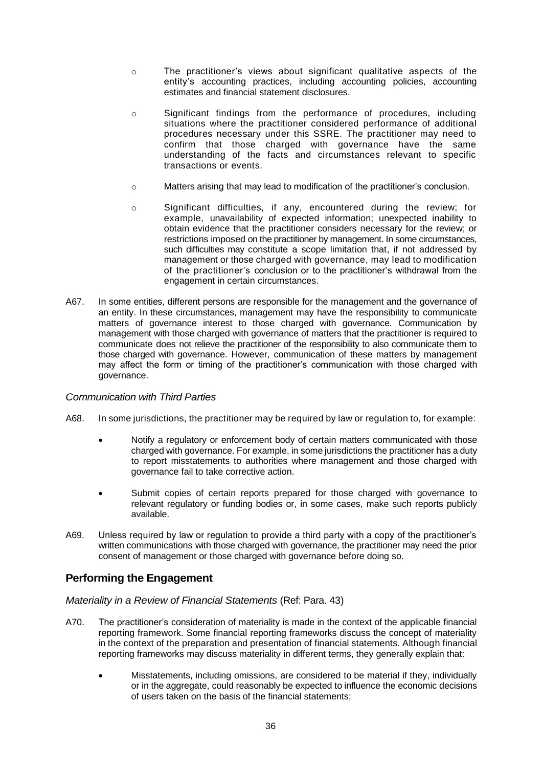- The practitioner's views about significant qualitative aspects of the entity's accounting practices, including accounting policies, accounting estimates and financial statement disclosures.

- Significant findings from the performance of procedures, including situations where the practitioner considered performance of additional procedures necessary under this SSRE. The practitioner may need to confirm that those charged with governance have the same understanding of the facts and circumstances relevant to specific transactions or events.

- Matters arising that may lead to modification of the practitioner's conclusion.

- Significant difficulties, if any, encountered during the review; for example, unavailability of expected information; unexpected inability to obtain evidence that the practitioner considers necessary for the review; or restrictions imposed on the practitioner by management. In some circumstances, such difficulties may constitute a scope limitation that, if not addressed by management or those charged with governance, may lead to modification of the practitioner's conclusion or to the practitioner's withdrawal from the engagement in certain circumstances.

A67. In some entities, different persons are responsible for the management and the governance of an entity. In these circumstances, management may have the responsibility to communicate matters of governance interest to those charged with governance. Communication by management with those charged with governance of matters that the practitioner is required to communicate does not relieve the practitioner of the responsibility to also communicate them to those charged with governance. However, communication of these matters by management may affect the form or timing of the practitioner's communication with those charged with governance.

*Communication with Third Parties*

A68. In some jurisdictions, the practitioner may be required by law or regulation to, for example:

- Notify a regulatory or enforcement body of certain matters communicated with those charged with governance. For example, in some jurisdictions the practitioner has a duty to report misstatements to authorities where management and those charged with governance fail to take corrective action.

- Submit copies of certain reports prepared for those charged with governance to relevant regulatory or funding bodies or, in some cases, make such reports publicly available.

A69. Unless required by law or regulation to provide a third party with a copy of the practitioner's written communications with those charged with governance, the practitioner may need the prior consent of management or those charged with governance before doing so.

## Performing the Engagement

*Materiality in a Review of Financial Statements* (Ref: Para. 43)

A70. The practitioner's consideration of materiality is made in the context of the applicable financial reporting framework. Some financial reporting frameworks discuss the concept of materiality in the context of the preparation and presentation of financial statements. Although financial reporting frameworks may discuss materiality in different terms, they generally explain that:

- Misstatements, including omissions, are considered to be material if they, individually or in the aggregate, could reasonably be expected to influence the economic decisions of users taken on the basis of the financial statements;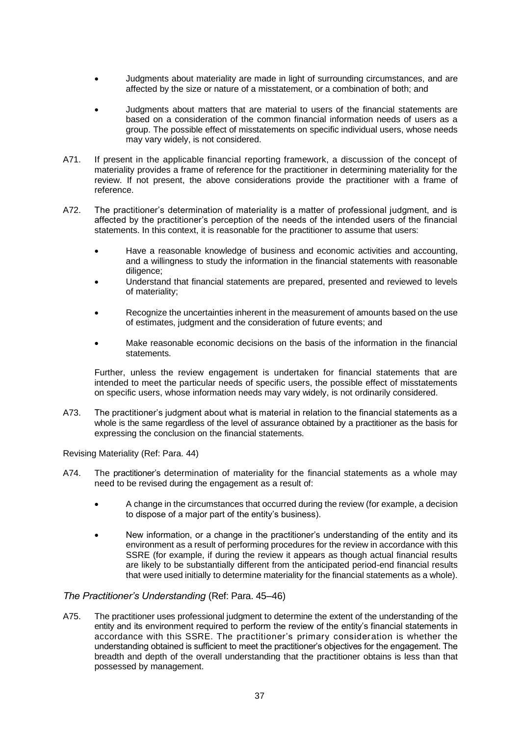- Judgments about materiality are made in light of surrounding circumstances, and are affected by the size or nature of a misstatement, or a combination of both; and
- Judgments about matters that are material to users of the financial statements are based on a consideration of the common financial information needs of users as a group. The possible effect of misstatements on specific individual users, whose needs may vary widely, is not considered.

A71. If present in the applicable financial reporting framework, a discussion of the concept of materiality provides a frame of reference for the practitioner in determining materiality for the review. If not present, the above considerations provide the practitioner with a frame of reference.

A72. The practitioner's determination of materiality is a matter of professional judgment, and is affected by the practitioner's perception of the needs of the intended users of the financial statements. In this context, it is reasonable for the practitioner to assume that users:

- Have a reasonable knowledge of business and economic activities and accounting, and a willingness to study the information in the financial statements with reasonable diligence;
- Understand that financial statements are prepared, presented and reviewed to levels of materiality;
- Recognize the uncertainties inherent in the measurement of amounts based on the use of estimates, judgment and the consideration of future events; and
- Make reasonable economic decisions on the basis of the information in the financial statements.

Further, unless the review engagement is undertaken for financial statements that are intended to meet the particular needs of specific users, the possible effect of misstatements on specific users, whose information needs may vary widely, is not ordinarily considered.

A73. The practitioner's judgment about what is material in relation to the financial statements as a whole is the same regardless of the level of assurance obtained by a practitioner as the basis for expressing the conclusion on the financial statements.

Revising Materiality (Ref: Para. 44)

A74. The practitioner's determination of materiality for the financial statements as a whole may need to be revised during the engagement as a result of:

- A change in the circumstances that occurred during the review (for example, a decision to dispose of a major part of the entity's business).
- New information, or a change in the practitioner's understanding of the entity and its environment as a result of performing procedures for the review in accordance with this SSRE (for example, if during the review it appears as though actual financial results are likely to be substantially different from the anticipated period-end financial results that were used initially to determine materiality for the financial statements as a whole).

### *The Practitioner's Understanding* (Ref: Para. 45–46)

A75. The practitioner uses professional judgment to determine the extent of the understanding of the entity and its environment required to perform the review of the entity's financial statements in accordance with this SSRE. The practitioner's primary consideration is whether the understanding obtained is sufficient to meet the practitioner's objectives for the engagement. The breadth and depth of the overall understanding that the practitioner obtains is less than that possessed by management.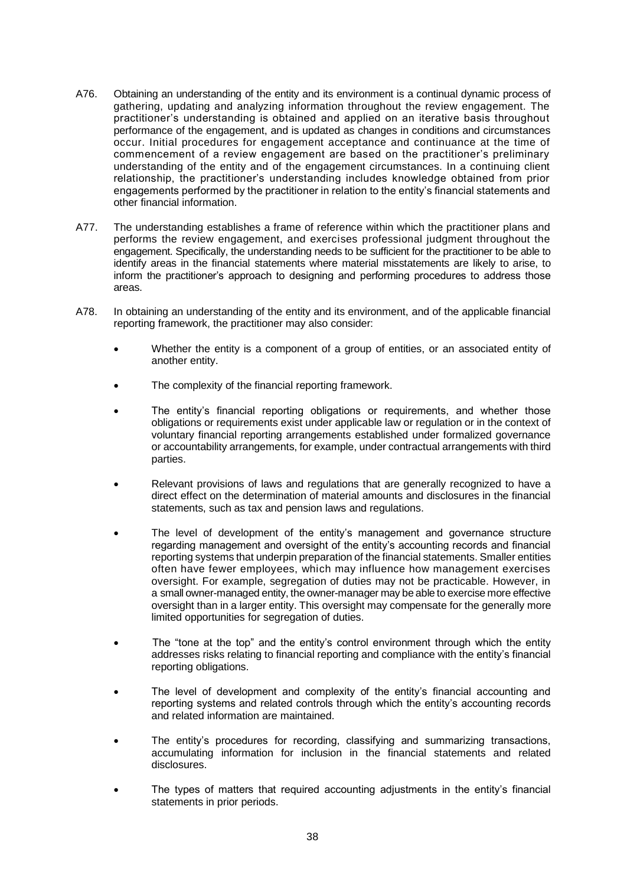A76. Obtaining an understanding of the entity and its environment is a continual dynamic process of gathering, updating and analyzing information throughout the review engagement. The practitioner's understanding is obtained and applied on an iterative basis throughout performance of the engagement, and is updated as changes in conditions and circumstances occur. Initial procedures for engagement acceptance and continuance at the time of commencement of a review engagement are based on the practitioner's preliminary understanding of the entity and of the engagement circumstances. In a continuing client relationship, the practitioner's understanding includes knowledge obtained from prior engagements performed by the practitioner in relation to the entity's financial statements and other financial information.

A77. The understanding establishes a frame of reference within which the practitioner plans and performs the review engagement, and exercises professional judgment throughout the engagement. Specifically, the understanding needs to be sufficient for the practitioner to be able to identify areas in the financial statements where material misstatements are likely to arise, to inform the practitioner's approach to designing and performing procedures to address those areas.

A78. In obtaining an understanding of the entity and its environment, and of the applicable financial reporting framework, the practitioner may also consider:

- Whether the entity is a component of a group of entities, or an associated entity of another entity.
- The complexity of the financial reporting framework.
- The entity's financial reporting obligations or requirements, and whether those obligations or requirements exist under applicable law or regulation or in the context of voluntary financial reporting arrangements established under formalized governance or accountability arrangements, for example, under contractual arrangements with third parties.
- Relevant provisions of laws and regulations that are generally recognized to have a direct effect on the determination of material amounts and disclosures in the financial statements, such as tax and pension laws and regulations.
- The level of development of the entity's management and governance structure regarding management and oversight of the entity's accounting records and financial reporting systems that underpin preparation of the financial statements. Smaller entities often have fewer employees, which may influence how management exercises oversight. For example, segregation of duties may not be practicable. However, in a small owner-managed entity, the owner-manager may be able to exercise more effective oversight than in a larger entity. This oversight may compensate for the generally more limited opportunities for segregation of duties.
- The "tone at the top" and the entity's control environment through which the entity addresses risks relating to financial reporting and compliance with the entity's financial reporting obligations.
- The level of development and complexity of the entity's financial accounting and reporting systems and related controls through which the entity's accounting records and related information are maintained.
- The entity's procedures for recording, classifying and summarizing transactions, accumulating information for inclusion in the financial statements and related disclosures.
- The types of matters that required accounting adjustments in the entity's financial statements in prior periods.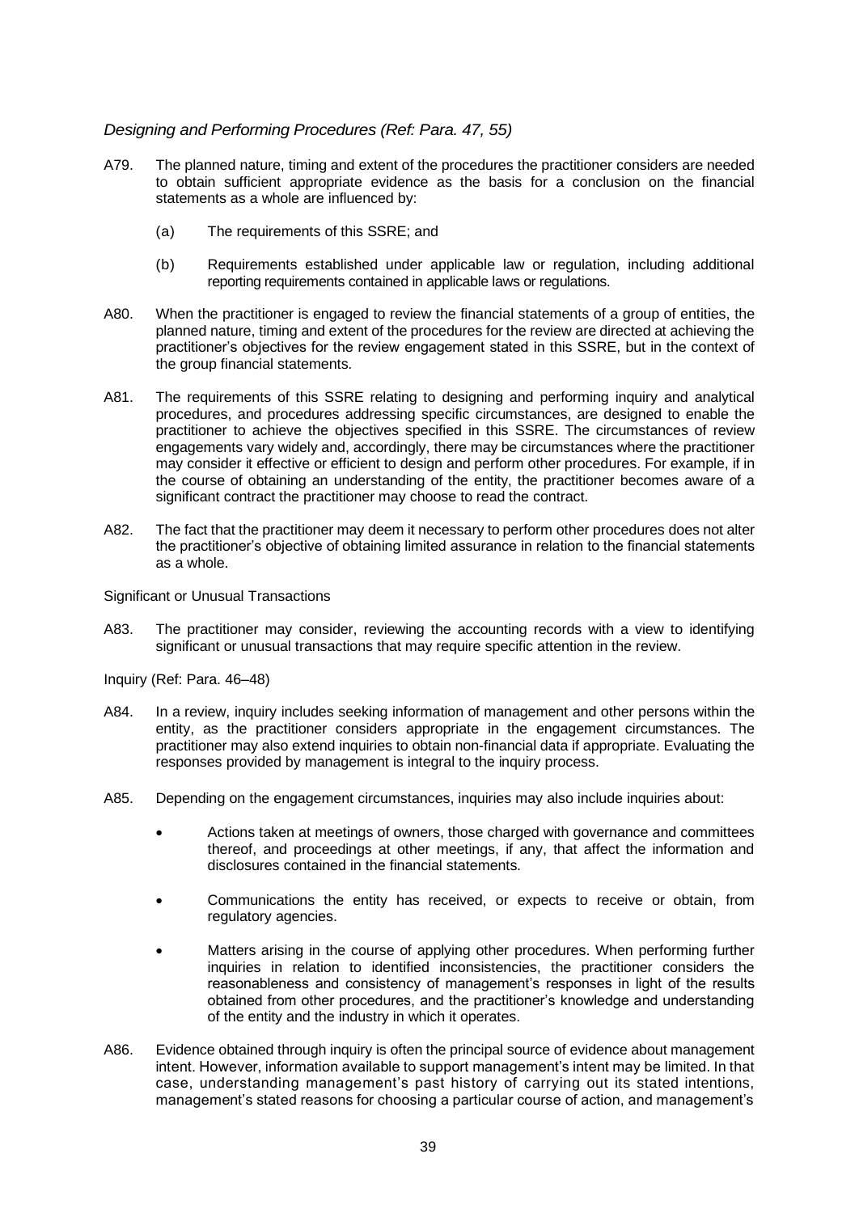### *Designing and Performing Procedures (Ref: Para. 47, 55)*

A79. The planned nature, timing and extent of the procedures the practitioner considers are needed to obtain sufficient appropriate evidence as the basis for a conclusion on the financial statements as a whole are influenced by:

(a) The requirements of this SSRE; and

(b) Requirements established under applicable law or regulation, including additional reporting requirements contained in applicable laws or regulations.

A80. When the practitioner is engaged to review the financial statements of a group of entities, the planned nature, timing and extent of the procedures for the review are directed at achieving the practitioner's objectives for the review engagement stated in this SSRE, but in the context of the group financial statements.

A81. The requirements of this SSRE relating to designing and performing inquiry and analytical procedures, and procedures addressing specific circumstances, are designed to enable the practitioner to achieve the objectives specified in this SSRE. The circumstances of review engagements vary widely and, accordingly, there may be circumstances where the practitioner may consider it effective or efficient to design and perform other procedures. For example, if in the course of obtaining an understanding of the entity, the practitioner becomes aware of a significant contract the practitioner may choose to read the contract.

A82. The fact that the practitioner may deem it necessary to perform other procedures does not alter the practitioner's objective of obtaining limited assurance in relation to the financial statements as a whole.

Significant or Unusual Transactions

A83. The practitioner may consider, reviewing the accounting records with a view to identifying significant or unusual transactions that may require specific attention in the review.

Inquiry (Ref: Para. 46–48)

A84. In a review, inquiry includes seeking information of management and other persons within the entity, as the practitioner considers appropriate in the engagement circumstances. The practitioner may also extend inquiries to obtain non-financial data if appropriate. Evaluating the responses provided by management is integral to the inquiry process.

A85. Depending on the engagement circumstances, inquiries may also include inquiries about:

- Actions taken at meetings of owners, those charged with governance and committees thereof, and proceedings at other meetings, if any, that affect the information and disclosures contained in the financial statements.
- Communications the entity has received, or expects to receive or obtain, from regulatory agencies.
- Matters arising in the course of applying other procedures. When performing further inquiries in relation to identified inconsistencies, the practitioner considers the reasonableness and consistency of management's responses in light of the results obtained from other procedures, and the practitioner's knowledge and understanding of the entity and the industry in which it operates.

A86. Evidence obtained through inquiry is often the principal source of evidence about management intent. However, information available to support management's intent may be limited. In that case, understanding management's past history of carrying out its stated intentions, management's stated reasons for choosing a particular course of action, and management's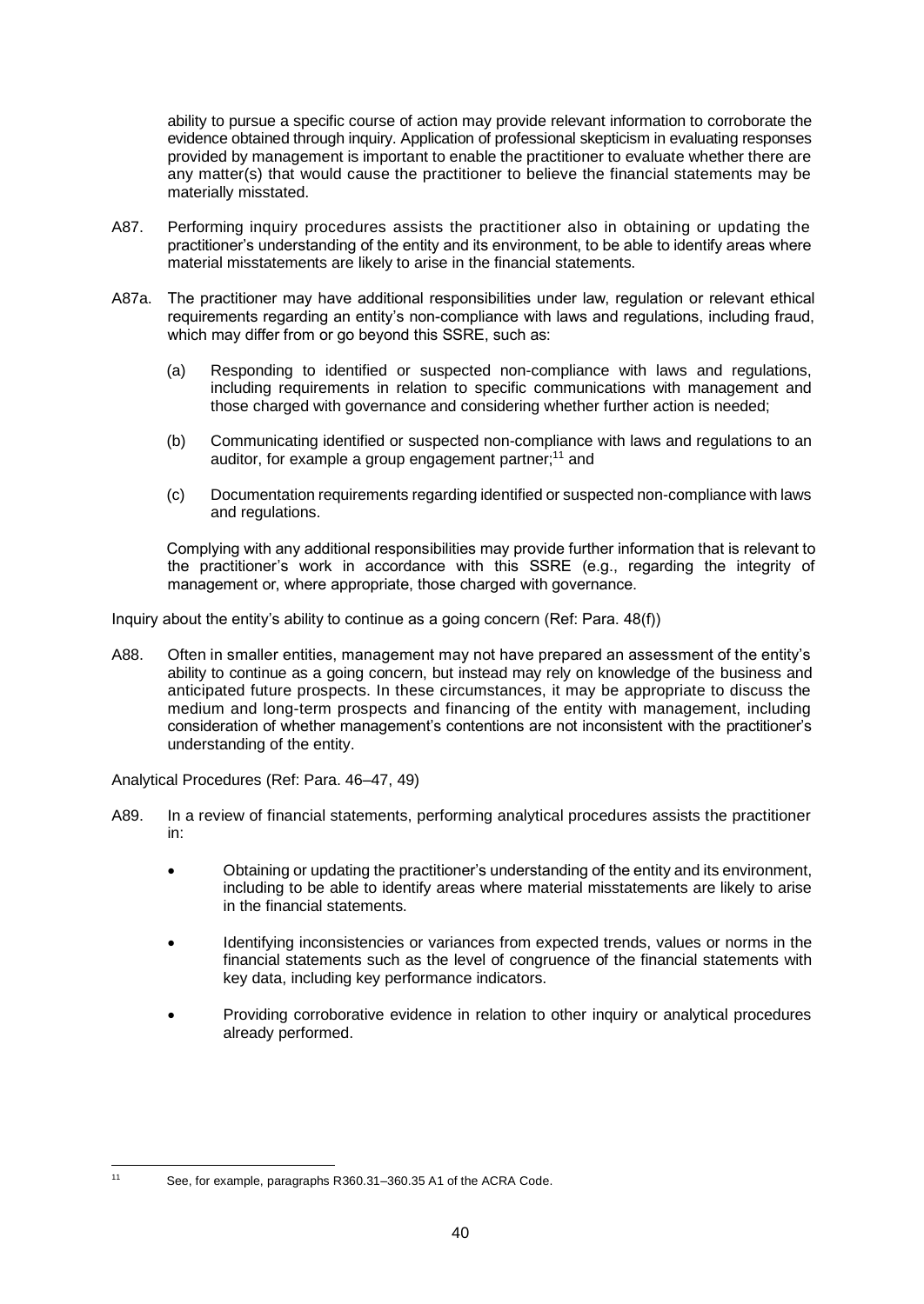ability to pursue a specific course of action may provide relevant information to corroborate the evidence obtained through inquiry. Application of professional skepticism in evaluating responses provided by management is important to enable the practitioner to evaluate whether there are any matter(s) that would cause the practitioner to believe the financial statements may be materially misstated.

A87. Performing inquiry procedures assists the practitioner also in obtaining or updating the practitioner's understanding of the entity and its environment, to be able to identify areas where material misstatements are likely to arise in the financial statements.

A87a. The practitioner may have additional responsibilities under law, regulation or relevant ethical requirements regarding an entity's non-compliance with laws and regulations, including fraud, which may differ from or go beyond this SSRE, such as:

(a) Responding to identified or suspected non-compliance with laws and regulations, including requirements in relation to specific communications with management and those charged with governance and considering whether further action is needed;

(b) Communicating identified or suspected non-compliance with laws and regulations to an auditor, for example a group engagement partner;[11] and

(c) Documentation requirements regarding identified or suspected non-compliance with laws and regulations.

Complying with any additional responsibilities may provide further information that is relevant to the practitioner's work in accordance with this SSRE (e.g., regarding the integrity of management or, where appropriate, those charged with governance.

Inquiry about the entity's ability to continue as a going concern (Ref: Para. 48(f))

A88. Often in smaller entities, management may not have prepared an assessment of the entity's ability to continue as a going concern, but instead may rely on knowledge of the business and anticipated future prospects. In these circumstances, it may be appropriate to discuss the medium and long-term prospects and financing of the entity with management, including consideration of whether management's contentions are not inconsistent with the practitioner's understanding of the entity.

Analytical Procedures (Ref: Para. 46–47, 49)

A89. In a review of financial statements, performing analytical procedures assists the practitioner in:

- Obtaining or updating the practitioner's understanding of the entity and its environment, including to be able to identify areas where material misstatements are likely to arise in the financial statements.
- Identifying inconsistencies or variances from expected trends, values or norms in the financial statements such as the level of congruence of the financial statements with key data, including key performance indicators.
- Providing corroborative evidence in relation to other inquiry or analytical procedures already performed.

---

[11] See, for example, paragraphs R360.31–360.35 A1 of the ACRA Code.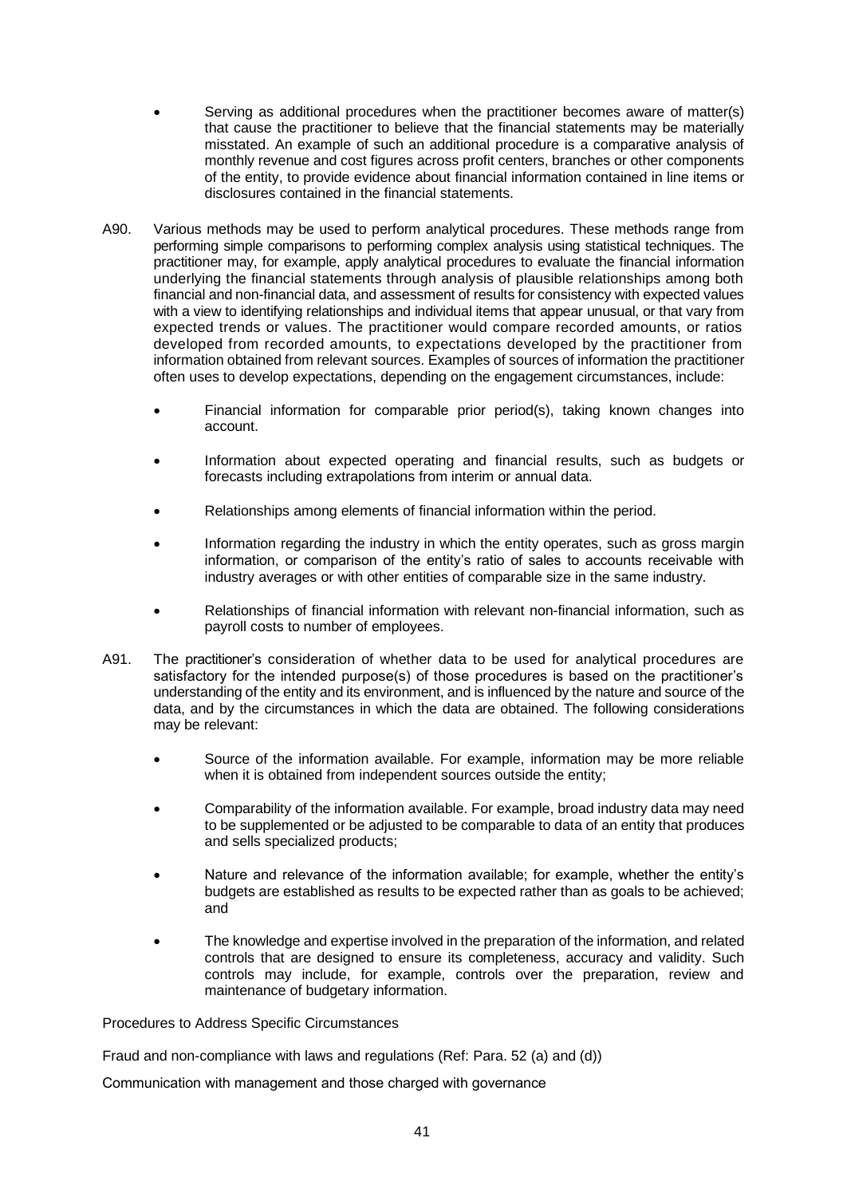- Serving as additional procedures when the practitioner becomes aware of matter(s) that cause the practitioner to believe that the financial statements may be materially misstated. An example of such an additional procedure is a comparative analysis of monthly revenue and cost figures across profit centers, branches or other components of the entity, to provide evidence about financial information contained in line items or disclosures contained in the financial statements.

A90. Various methods may be used to perform analytical procedures. These methods range from performing simple comparisons to performing complex analysis using statistical techniques. The practitioner may, for example, apply analytical procedures to evaluate the financial information underlying the financial statements through analysis of plausible relationships among both financial and non-financial data, and assessment of results for consistency with expected values with a view to identifying relationships and individual items that appear unusual, or that vary from expected trends or values. The practitioner would compare recorded amounts, or ratios developed from recorded amounts, to expectations developed by the practitioner from information obtained from relevant sources. Examples of sources of information the practitioner often uses to develop expectations, depending on the engagement circumstances, include:

- Financial information for comparable prior period(s), taking known changes into account.
- Information about expected operating and financial results, such as budgets or forecasts including extrapolations from interim or annual data.
- Relationships among elements of financial information within the period.
- Information regarding the industry in which the entity operates, such as gross margin information, or comparison of the entity's ratio of sales to accounts receivable with industry averages or with other entities of comparable size in the same industry.
- Relationships of financial information with relevant non-financial information, such as payroll costs to number of employees.

A91. The practitioner's consideration of whether data to be used for analytical procedures are satisfactory for the intended purpose(s) of those procedures is based on the practitioner's understanding of the entity and its environment, and is influenced by the nature and source of the data, and by the circumstances in which the data are obtained. The following considerations may be relevant:

- Source of the information available. For example, information may be more reliable when it is obtained from independent sources outside the entity;
- Comparability of the information available. For example, broad industry data may need to be supplemented or be adjusted to be comparable to data of an entity that produces and sells specialized products;
- Nature and relevance of the information available; for example, whether the entity's budgets are established as results to be expected rather than as goals to be achieved; and
- The knowledge and expertise involved in the preparation of the information, and related controls that are designed to ensure its completeness, accuracy and validity. Such controls may include, for example, controls over the preparation, review and maintenance of budgetary information.

Procedures to Address Specific Circumstances

Fraud and non-compliance with laws and regulations (Ref: Para. 52 (a) and (d))

Communication with management and those charged with governance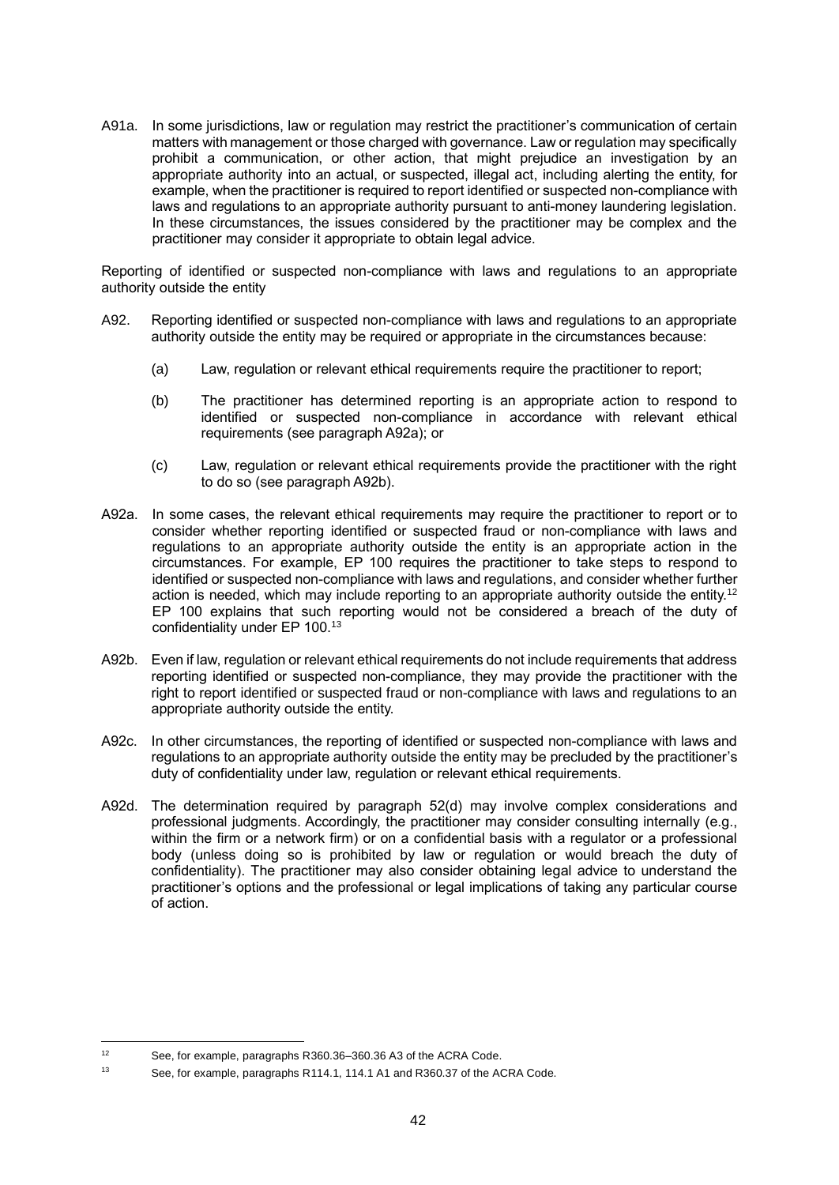A91a. In some jurisdictions, law or regulation may restrict the practitioner's communication of certain matters with management or those charged with governance. Law or regulation may specifically prohibit a communication, or other action, that might prejudice an investigation by an appropriate authority into an actual, or suspected, illegal act, including alerting the entity, for example, when the practitioner is required to report identified or suspected non-compliance with laws and regulations to an appropriate authority pursuant to anti-money laundering legislation. In these circumstances, the issues considered by the practitioner may be complex and the practitioner may consider it appropriate to obtain legal advice.

Reporting of identified or suspected non-compliance with laws and regulations to an appropriate authority outside the entity

A92. Reporting identified or suspected non-compliance with laws and regulations to an appropriate authority outside the entity may be required or appropriate in the circumstances because:

(a) Law, regulation or relevant ethical requirements require the practitioner to report;

(b) The practitioner has determined reporting is an appropriate action to respond to identified or suspected non-compliance in accordance with relevant ethical requirements (see paragraph A92a); or

(c) Law, regulation or relevant ethical requirements provide the practitioner with the right to do so (see paragraph A92b).

A92a. In some cases, the relevant ethical requirements may require the practitioner to report or to consider whether reporting identified or suspected fraud or non-compliance with laws and regulations to an appropriate authority outside the entity is an appropriate action in the circumstances. For example, EP 100 requires the practitioner to take steps to respond to identified or suspected non-compliance with laws and regulations, and consider whether further action is needed, which may include reporting to an appropriate authority outside the entity.[12] EP 100 explains that such reporting would not be considered a breach of the duty of confidentiality under EP 100.[13]

A92b. Even if law, regulation or relevant ethical requirements do not include requirements that address reporting identified or suspected non-compliance, they may provide the practitioner with the right to report identified or suspected fraud or non-compliance with laws and regulations to an appropriate authority outside the entity.

A92c. In other circumstances, the reporting of identified or suspected non-compliance with laws and regulations to an appropriate authority outside the entity may be precluded by the practitioner's duty of confidentiality under law, regulation or relevant ethical requirements.

A92d. The determination required by paragraph 52(d) may involve complex considerations and professional judgments. Accordingly, the practitioner may consider consulting internally (e.g., within the firm or a network firm) or on a confidential basis with a regulator or a professional body (unless doing so is prohibited by law or regulation or would breach the duty of confidentiality). The practitioner may also consider obtaining legal advice to understand the practitioner's options and the professional or legal implications of taking any particular course of action.

---

[12] See, for example, paragraphs R360.36–360.36 A3 of the ACRA Code.

[13] See, for example, paragraphs R114.1, 114.1 A1 and R360.37 of the ACRA Code.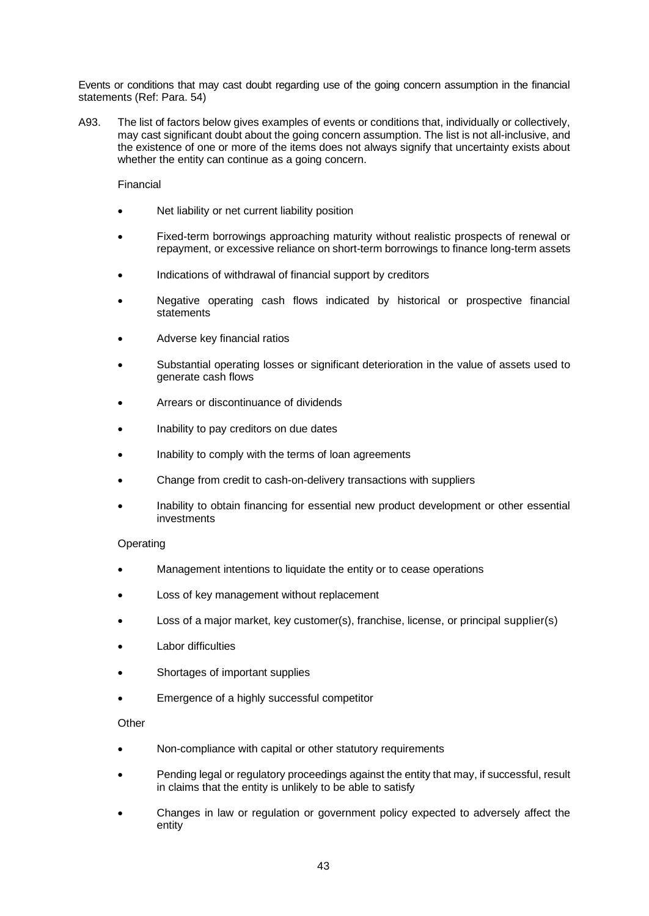Events or conditions that may cast doubt regarding use of the going concern assumption in the financial statements (Ref: Para. 54)

A93. The list of factors below gives examples of events or conditions that, individually or collectively, may cast significant doubt about the going concern assumption. The list is not all-inclusive, and the existence of one or more of the items does not always signify that uncertainty exists about whether the entity can continue as a going concern.

Financial

- Net liability or net current liability position
- Fixed-term borrowings approaching maturity without realistic prospects of renewal or repayment, or excessive reliance on short-term borrowings to finance long-term assets
- Indications of withdrawal of financial support by creditors
- Negative operating cash flows indicated by historical or prospective financial statements
- Adverse key financial ratios
- Substantial operating losses or significant deterioration in the value of assets used to generate cash flows
- Arrears or discontinuance of dividends
- Inability to pay creditors on due dates
- Inability to comply with the terms of loan agreements
- Change from credit to cash-on-delivery transactions with suppliers
- Inability to obtain financing for essential new product development or other essential investments

Operating

- Management intentions to liquidate the entity or to cease operations
- Loss of key management without replacement
- Loss of a major market, key customer(s), franchise, license, or principal supplier(s)
- Labor difficulties
- Shortages of important supplies
- Emergence of a highly successful competitor

Other

- Non-compliance with capital or other statutory requirements
- Pending legal or regulatory proceedings against the entity that may, if successful, result in claims that the entity is unlikely to be able to satisfy
- Changes in law or regulation or government policy expected to adversely affect the entity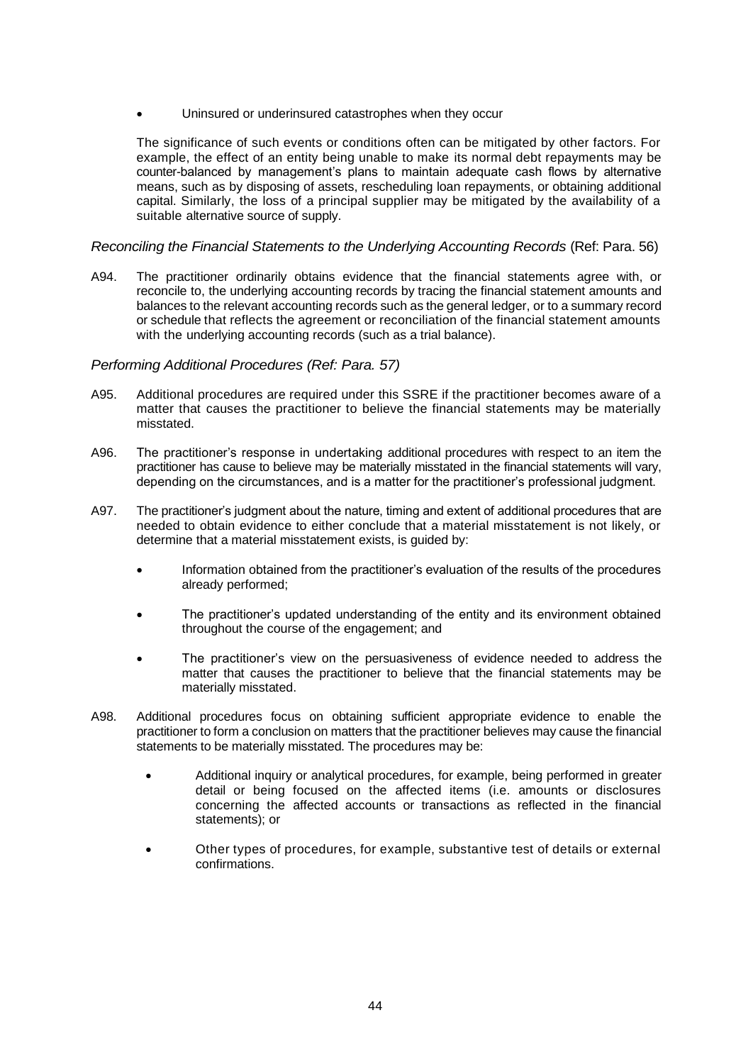- Uninsured or underinsured catastrophes when they occur

The significance of such events or conditions often can be mitigated by other factors. For example, the effect of an entity being unable to make its normal debt repayments may be counter-balanced by management's plans to maintain adequate cash flows by alternative means, such as by disposing of assets, rescheduling loan repayments, or obtaining additional capital. Similarly, the loss of a principal supplier may be mitigated by the availability of a suitable alternative source of supply.

### *Reconciling the Financial Statements to the Underlying Accounting Records* (Ref: Para. 56)

A94. The practitioner ordinarily obtains evidence that the financial statements agree with, or reconcile to, the underlying accounting records by tracing the financial statement amounts and balances to the relevant accounting records such as the general ledger, or to a summary record or schedule that reflects the agreement or reconciliation of the financial statement amounts with the underlying accounting records (such as a trial balance).

### *Performing Additional Procedures (Ref: Para. 57)*

A95. Additional procedures are required under this SSRE if the practitioner becomes aware of a matter that causes the practitioner to believe the financial statements may be materially misstated.

A96. The practitioner's response in undertaking additional procedures with respect to an item the practitioner has cause to believe may be materially misstated in the financial statements will vary, depending on the circumstances, and is a matter for the practitioner's professional judgment.

A97. The practitioner's judgment about the nature, timing and extent of additional procedures that are needed to obtain evidence to either conclude that a material misstatement is not likely, or determine that a material misstatement exists, is guided by:

- Information obtained from the practitioner's evaluation of the results of the procedures already performed;
- The practitioner's updated understanding of the entity and its environment obtained throughout the course of the engagement; and
- The practitioner's view on the persuasiveness of evidence needed to address the matter that causes the practitioner to believe that the financial statements may be materially misstated.

A98. Additional procedures focus on obtaining sufficient appropriate evidence to enable the practitioner to form a conclusion on matters that the practitioner believes may cause the financial statements to be materially misstated. The procedures may be:

- Additional inquiry or analytical procedures, for example, being performed in greater detail or being focused on the affected items (i.e. amounts or disclosures concerning the affected accounts or transactions as reflected in the financial statements); or
- Other types of procedures, for example, substantive test of details or external confirmations.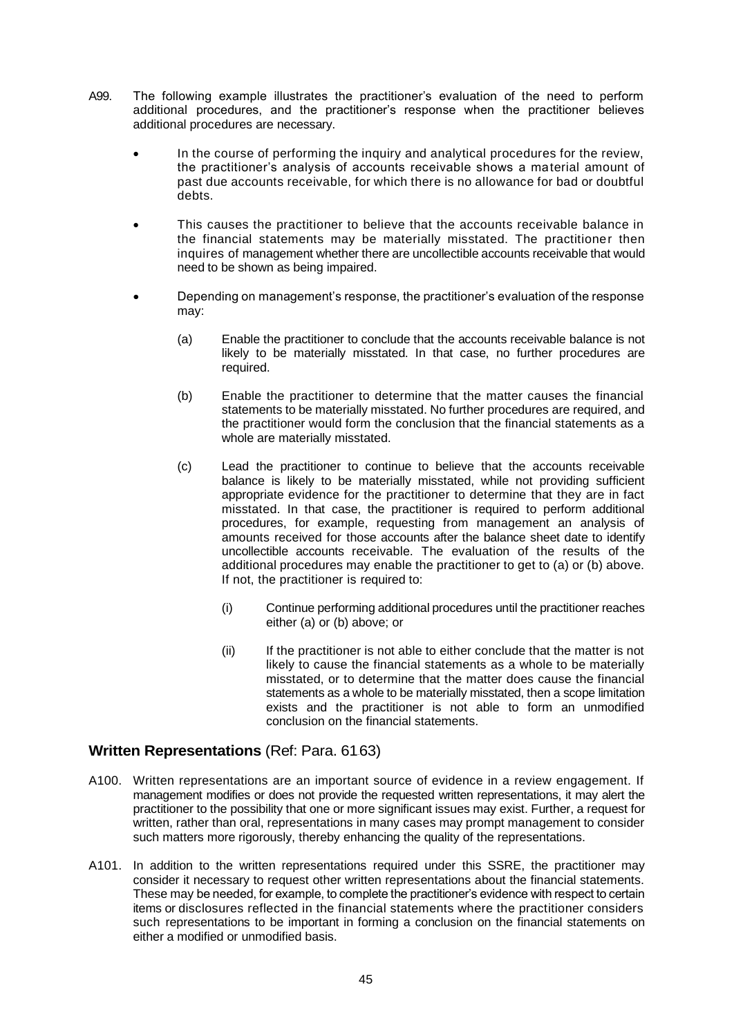A99. The following example illustrates the practitioner's evaluation of the need to perform additional procedures, and the practitioner's response when the practitioner believes additional procedures are necessary.

- In the course of performing the inquiry and analytical procedures for the review, the practitioner's analysis of accounts receivable shows a material amount of past due accounts receivable, for which there is no allowance for bad or doubtful debts.
- This causes the practitioner to believe that the accounts receivable balance in the financial statements may be materially misstated. The practitioner then inquires of management whether there are uncollectible accounts receivable that would need to be shown as being impaired.
- Depending on management's response, the practitioner's evaluation of the response may:
  - (a) Enable the practitioner to conclude that the accounts receivable balance is not likely to be materially misstated. In that case, no further procedures are required.
  - (b) Enable the practitioner to determine that the matter causes the financial statements to be materially misstated. No further procedures are required, and the practitioner would form the conclusion that the financial statements as a whole are materially misstated.
  - (c) Lead the practitioner to continue to believe that the accounts receivable balance is likely to be materially misstated, while not providing sufficient appropriate evidence for the practitioner to determine that they are in fact misstated. In that case, the practitioner is required to perform additional procedures, for example, requesting from management an analysis of amounts received for those accounts after the balance sheet date to identify uncollectible accounts receivable. The evaluation of the results of the additional procedures may enable the practitioner to get to (a) or (b) above. If not, the practitioner is required to:
    - (i) Continue performing additional procedures until the practitioner reaches either (a) or (b) above; or
    - (ii) If the practitioner is not able to either conclude that the matter is not likely to cause the financial statements as a whole to be materially misstated, or to determine that the matter does cause the financial statements as a whole to be materially misstated, then a scope limitation exists and the practitioner is not able to form an unmodified conclusion on the financial statements.

## Written Representations (Ref: Para. 61­63)

A100. Written representations are an important source of evidence in a review engagement. If management modifies or does not provide the requested written representations, it may alert the practitioner to the possibility that one or more significant issues may exist. Further, a request for written, rather than oral, representations in many cases may prompt management to consider such matters more rigorously, thereby enhancing the quality of the representations.

A101. In addition to the written representations required under this SSRE, the practitioner may consider it necessary to request other written representations about the financial statements. These may be needed, for example, to complete the practitioner's evidence with respect to certain items or disclosures reflected in the financial statements where the practitioner considers such representations to be important in forming a conclusion on the financial statements on either a modified or unmodified basis.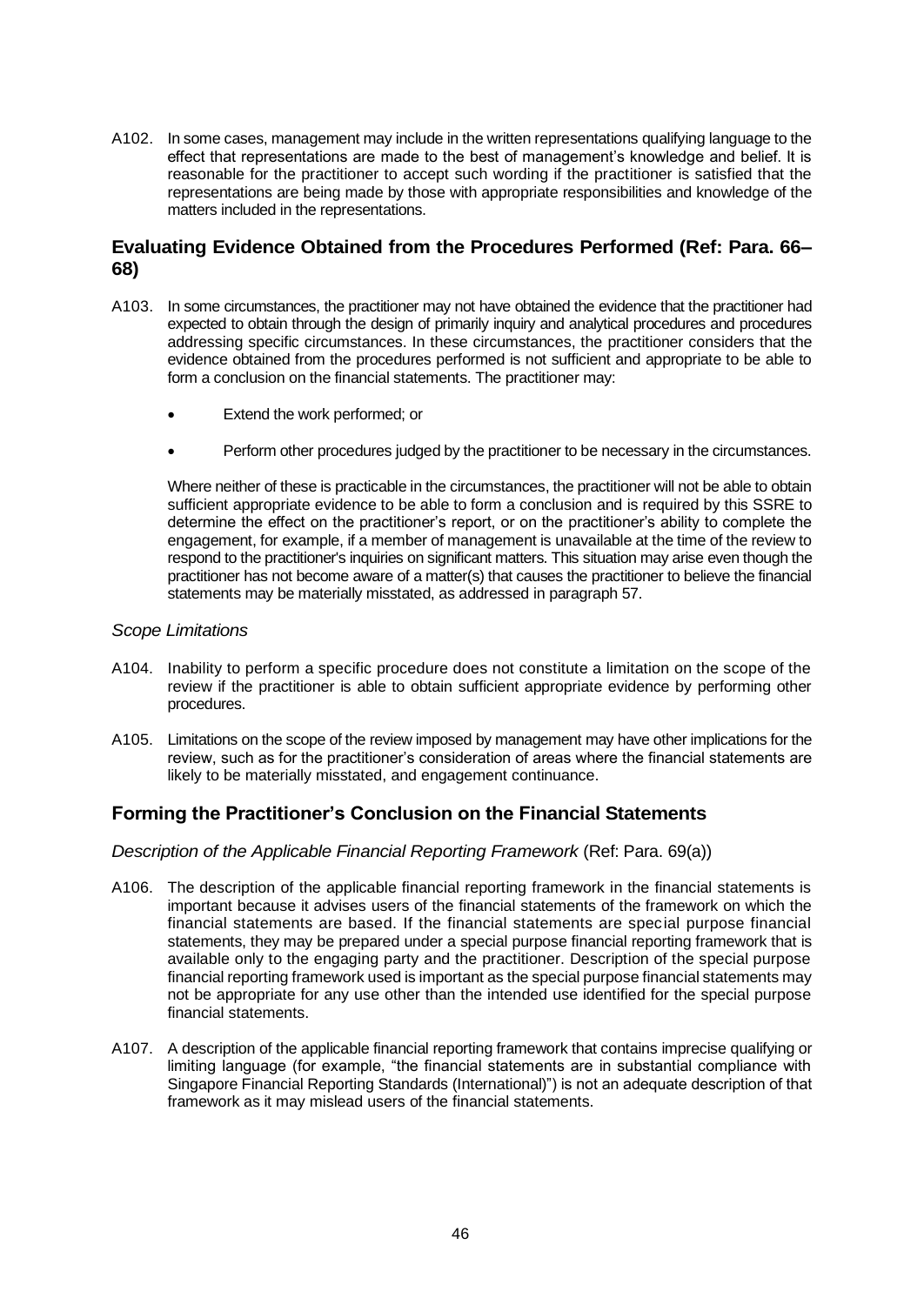A102. In some cases, management may include in the written representations qualifying language to the effect that representations are made to the best of management's knowledge and belief. It is reasonable for the practitioner to accept such wording if the practitioner is satisfied that the representations are being made by those with appropriate responsibilities and knowledge of the matters included in the representations.

## Evaluating Evidence Obtained from the Procedures Performed (Ref: Para. 66–68)

A103. In some circumstances, the practitioner may not have obtained the evidence that the practitioner had expected to obtain through the design of primarily inquiry and analytical procedures and procedures addressing specific circumstances. In these circumstances, the practitioner considers that the evidence obtained from the procedures performed is not sufficient and appropriate to be able to form a conclusion on the financial statements. The practitioner may:

- Extend the work performed; or
- Perform other procedures judged by the practitioner to be necessary in the circumstances.

Where neither of these is practicable in the circumstances, the practitioner will not be able to obtain sufficient appropriate evidence to be able to form a conclusion and is required by this SSRE to determine the effect on the practitioner's report, or on the practitioner's ability to complete the engagement, for example, if a member of management is unavailable at the time of the review to respond to the practitioner's inquiries on significant matters. This situation may arise even though the practitioner has not become aware of a matter(s) that causes the practitioner to believe the financial statements may be materially misstated, as addressed in paragraph 57.

*Scope Limitations*

A104. Inability to perform a specific procedure does not constitute a limitation on the scope of the review if the practitioner is able to obtain sufficient appropriate evidence by performing other procedures.

A105. Limitations on the scope of the review imposed by management may have other implications for the review, such as for the practitioner's consideration of areas where the financial statements are likely to be materially misstated, and engagement continuance.

## Forming the Practitioner's Conclusion on the Financial Statements

*Description of the Applicable Financial Reporting Framework* (Ref: Para. 69(a))

A106. The description of the applicable financial reporting framework in the financial statements is important because it advises users of the financial statements of the framework on which the financial statements are based. If the financial statements are special purpose financial statements, they may be prepared under a special purpose financial reporting framework that is available only to the engaging party and the practitioner. Description of the special purpose financial reporting framework used is important as the special purpose financial statements may not be appropriate for any use other than the intended use identified for the special purpose financial statements.

A107. A description of the applicable financial reporting framework that contains imprecise qualifying or limiting language (for example, "the financial statements are in substantial compliance with Singapore Financial Reporting Standards (International)") is not an adequate description of that framework as it may mislead users of the financial statements.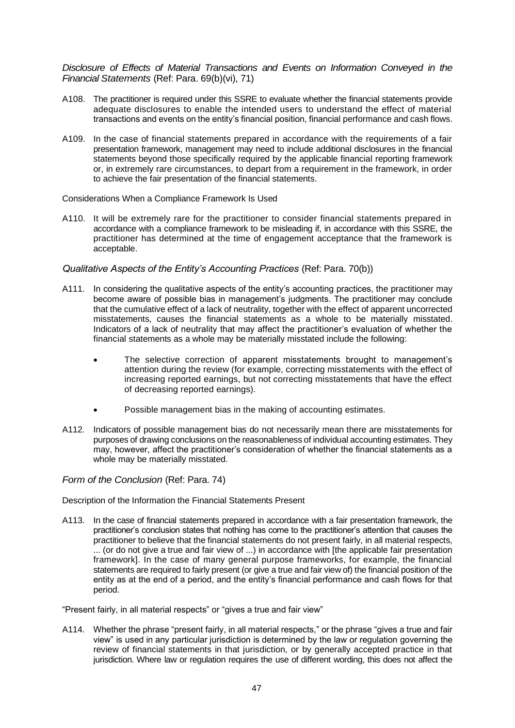*Disclosure of Effects of Material Transactions and Events on Information Conveyed in the Financial Statements* (Ref: Para. 69(b)(vi), 71)

A108. The practitioner is required under this SSRE to evaluate whether the financial statements provide adequate disclosures to enable the intended users to understand the effect of material transactions and events on the entity's financial position, financial performance and cash flows.

A109. In the case of financial statements prepared in accordance with the requirements of a fair presentation framework, management may need to include additional disclosures in the financial statements beyond those specifically required by the applicable financial reporting framework or, in extremely rare circumstances, to depart from a requirement in the framework, in order to achieve the fair presentation of the financial statements.

Considerations When a Compliance Framework Is Used

A110. It will be extremely rare for the practitioner to consider financial statements prepared in accordance with a compliance framework to be misleading if, in accordance with this SSRE, the practitioner has determined at the time of engagement acceptance that the framework is acceptable.

*Qualitative Aspects of the Entity's Accounting Practices* (Ref: Para. 70(b))

A111. In considering the qualitative aspects of the entity's accounting practices, the practitioner may become aware of possible bias in management's judgments. The practitioner may conclude that the cumulative effect of a lack of neutrality, together with the effect of apparent uncorrected misstatements, causes the financial statements as a whole to be materially misstated. Indicators of a lack of neutrality that may affect the practitioner's evaluation of whether the financial statements as a whole may be materially misstated include the following:

- The selective correction of apparent misstatements brought to management's attention during the review (for example, correcting misstatements with the effect of increasing reported earnings, but not correcting misstatements that have the effect of decreasing reported earnings).
- Possible management bias in the making of accounting estimates.

A112. Indicators of possible management bias do not necessarily mean there are misstatements for purposes of drawing conclusions on the reasonableness of individual accounting estimates. They may, however, affect the practitioner's consideration of whether the financial statements as a whole may be materially misstated.

*Form of the Conclusion* (Ref: Para. 74)

Description of the Information the Financial Statements Present

A113. In the case of financial statements prepared in accordance with a fair presentation framework, the practitioner's conclusion states that nothing has come to the practitioner's attention that causes the practitioner to believe that the financial statements do not present fairly, in all material respects, ... (or do not give a true and fair view of ...) in accordance with [the applicable fair presentation framework]. In the case of many general purpose frameworks, for example, the financial statements are required to fairly present (or give a true and fair view of) the financial position of the entity as at the end of a period, and the entity's financial performance and cash flows for that period.

"Present fairly, in all material respects" or "gives a true and fair view"

A114. Whether the phrase "present fairly, in all material respects," or the phrase "gives a true and fair view" is used in any particular jurisdiction is determined by the law or regulation governing the review of financial statements in that jurisdiction, or by generally accepted practice in that jurisdiction. Where law or regulation requires the use of different wording, this does not affect the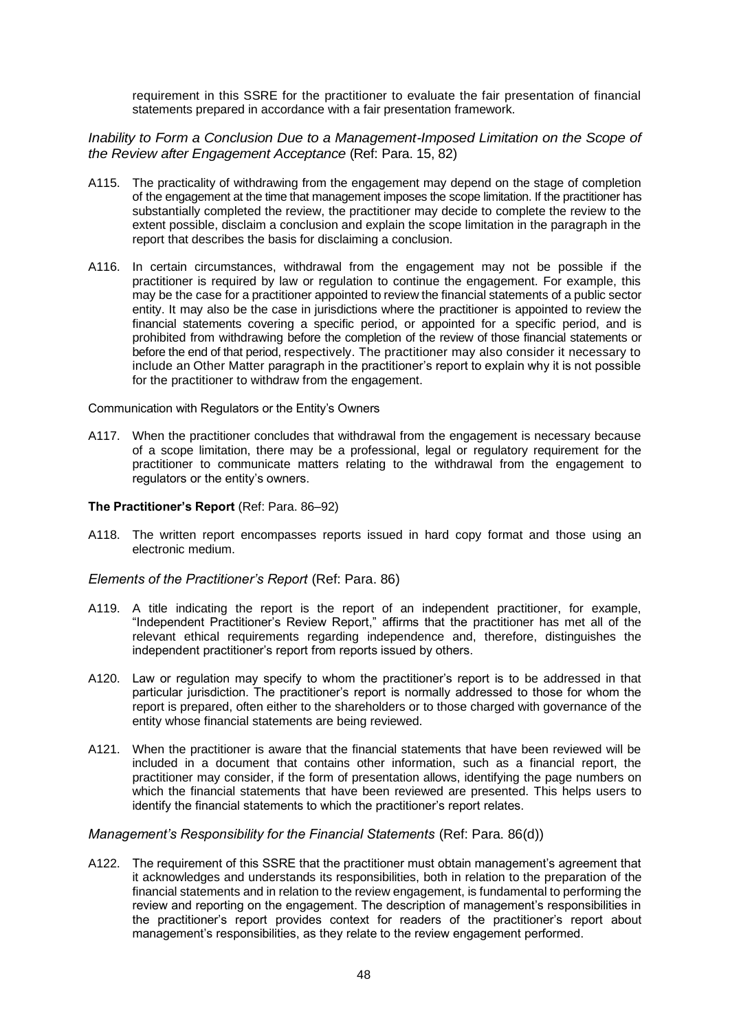requirement in this SSRE for the practitioner to evaluate the fair presentation of financial statements prepared in accordance with a fair presentation framework.

### *Inability to Form a Conclusion Due to a Management-Imposed Limitation on the Scope of the Review after Engagement Acceptance* (Ref: Para. 15, 82)

A115. The practicality of withdrawing from the engagement may depend on the stage of completion of the engagement at the time that management imposes the scope limitation. If the practitioner has substantially completed the review, the practitioner may decide to complete the review to the extent possible, disclaim a conclusion and explain the scope limitation in the paragraph in the report that describes the basis for disclaiming a conclusion.

A116. In certain circumstances, withdrawal from the engagement may not be possible if the practitioner is required by law or regulation to continue the engagement. For example, this may be the case for a practitioner appointed to review the financial statements of a public sector entity. It may also be the case in jurisdictions where the practitioner is appointed to review the financial statements covering a specific period, or appointed for a specific period, and is prohibited from withdrawing before the completion of the review of those financial statements or before the end of that period, respectively. The practitioner may also consider it necessary to include an Other Matter paragraph in the practitioner's report to explain why it is not possible for the practitioner to withdraw from the engagement.

Communication with Regulators or the Entity's Owners

A117. When the practitioner concludes that withdrawal from the engagement is necessary because of a scope limitation, there may be a professional, legal or regulatory requirement for the practitioner to communicate matters relating to the withdrawal from the engagement to regulators or the entity's owners.

### **The Practitioner's Report** (Ref: Para. 86–92)

A118. The written report encompasses reports issued in hard copy format and those using an electronic medium.

### *Elements of the Practitioner's Report* (Ref: Para. 86)

A119. A title indicating the report is the report of an independent practitioner, for example, "Independent Practitioner's Review Report," affirms that the practitioner has met all of the relevant ethical requirements regarding independence and, therefore, distinguishes the independent practitioner's report from reports issued by others.

A120. Law or regulation may specify to whom the practitioner's report is to be addressed in that particular jurisdiction. The practitioner's report is normally addressed to those for whom the report is prepared, often either to the shareholders or to those charged with governance of the entity whose financial statements are being reviewed.

A121. When the practitioner is aware that the financial statements that have been reviewed will be included in a document that contains other information, such as a financial report, the practitioner may consider, if the form of presentation allows, identifying the page numbers on which the financial statements that have been reviewed are presented. This helps users to identify the financial statements to which the practitioner's report relates.

### *Management's Responsibility for the Financial Statements* (Ref: Para. 86(d))

A122. The requirement of this SSRE that the practitioner must obtain management's agreement that it acknowledges and understands its responsibilities, both in relation to the preparation of the financial statements and in relation to the review engagement, is fundamental to performing the review and reporting on the engagement. The description of management's responsibilities in the practitioner's report provides context for readers of the practitioner's report about management's responsibilities, as they relate to the review engagement performed.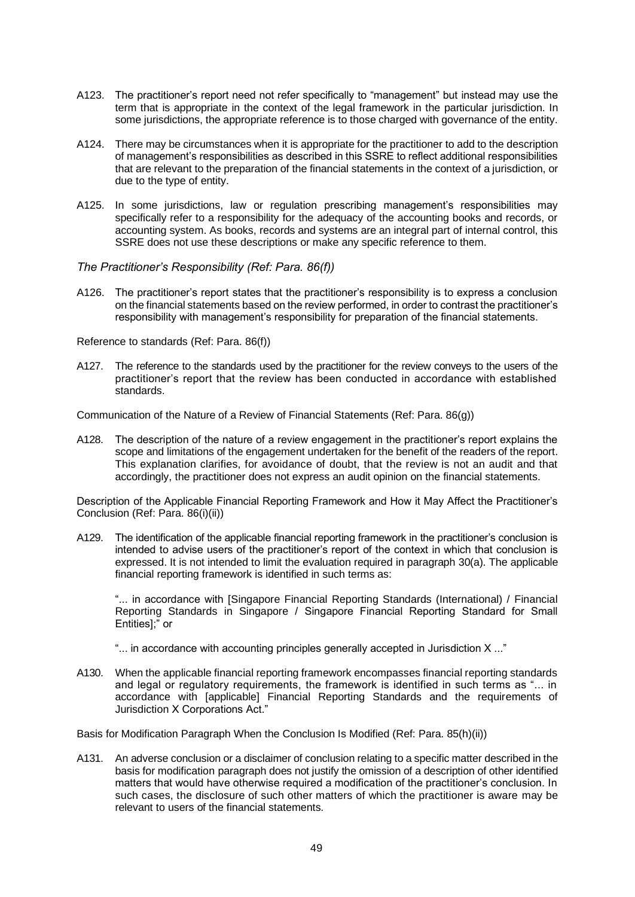A123. The practitioner's report need not refer specifically to "management" but instead may use the term that is appropriate in the context of the legal framework in the particular jurisdiction. In some jurisdictions, the appropriate reference is to those charged with governance of the entity.

A124. There may be circumstances when it is appropriate for the practitioner to add to the description of management's responsibilities as described in this SSRE to reflect additional responsibilities that are relevant to the preparation of the financial statements in the context of a jurisdiction, or due to the type of entity.

A125. In some jurisdictions, law or regulation prescribing management's responsibilities may specifically refer to a responsibility for the adequacy of the accounting books and records, or accounting system. As books, records and systems are an integral part of internal control, this SSRE does not use these descriptions or make any specific reference to them.

*The Practitioner's Responsibility (Ref: Para. 86(f))*

A126. The practitioner's report states that the practitioner's responsibility is to express a conclusion on the financial statements based on the review performed, in order to contrast the practitioner's responsibility with management's responsibility for preparation of the financial statements.

Reference to standards (Ref: Para. 86(f))

A127. The reference to the standards used by the practitioner for the review conveys to the users of the practitioner's report that the review has been conducted in accordance with established standards.

Communication of the Nature of a Review of Financial Statements (Ref: Para. 86(g))

A128. The description of the nature of a review engagement in the practitioner's report explains the scope and limitations of the engagement undertaken for the benefit of the readers of the report. This explanation clarifies, for avoidance of doubt, that the review is not an audit and that accordingly, the practitioner does not express an audit opinion on the financial statements.

Description of the Applicable Financial Reporting Framework and How it May Affect the Practitioner's Conclusion (Ref: Para. 86(i)(ii))

A129. The identification of the applicable financial reporting framework in the practitioner's conclusion is intended to advise users of the practitioner's report of the context in which that conclusion is expressed. It is not intended to limit the evaluation required in paragraph 30(a). The applicable financial reporting framework is identified in such terms as:

"... in accordance with [Singapore Financial Reporting Standards (International) / Financial Reporting Standards in Singapore / Singapore Financial Reporting Standard for Small Entities];" or

"... in accordance with accounting principles generally accepted in Jurisdiction X ..."

A130. When the applicable financial reporting framework encompasses financial reporting standards and legal or regulatory requirements, the framework is identified in such terms as "... in accordance with [applicable] Financial Reporting Standards and the requirements of Jurisdiction X Corporations Act."

Basis for Modification Paragraph When the Conclusion Is Modified (Ref: Para. 85(h)(ii))

A131. An adverse conclusion or a disclaimer of conclusion relating to a specific matter described in the basis for modification paragraph does not justify the omission of a description of other identified matters that would have otherwise required a modification of the practitioner's conclusion. In such cases, the disclosure of such other matters of which the practitioner is aware may be relevant to users of the financial statements.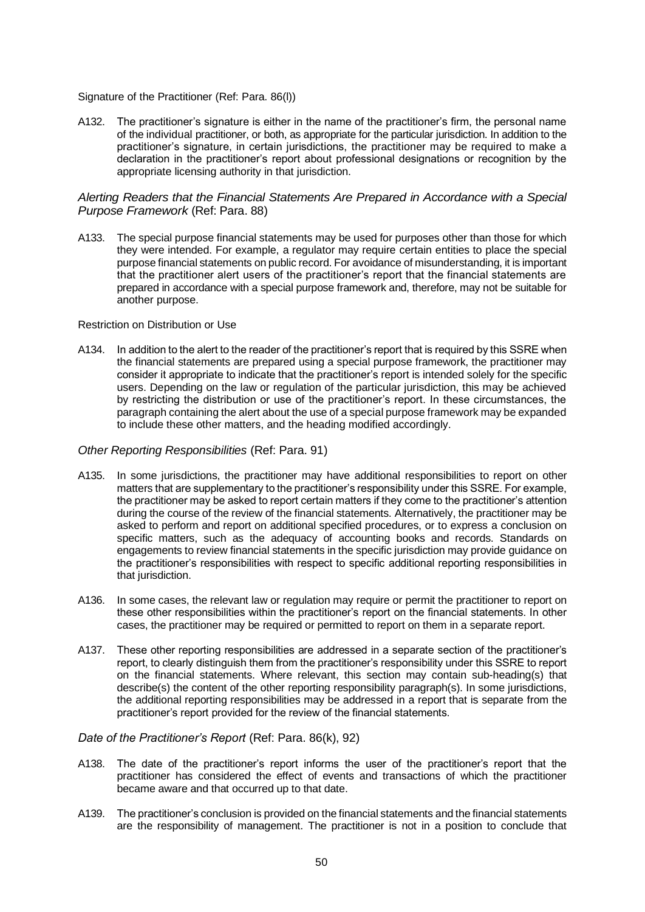Signature of the Practitioner (Ref: Para. 86(l))

A132. The practitioner's signature is either in the name of the practitioner's firm, the personal name of the individual practitioner, or both, as appropriate for the particular jurisdiction. In addition to the practitioner's signature, in certain jurisdictions, the practitioner may be required to make a declaration in the practitioner's report about professional designations or recognition by the appropriate licensing authority in that jurisdiction.

### *Alerting Readers that the Financial Statements Are Prepared in Accordance with a Special Purpose Framework* (Ref: Para. 88)

A133. The special purpose financial statements may be used for purposes other than those for which they were intended. For example, a regulator may require certain entities to place the special purpose financial statements on public record. For avoidance of misunderstanding, it is important that the practitioner alert users of the practitioner's report that the financial statements are prepared in accordance with a special purpose framework and, therefore, may not be suitable for another purpose.

Restriction on Distribution or Use

A134. In addition to the alert to the reader of the practitioner's report that is required by this SSRE when the financial statements are prepared using a special purpose framework, the practitioner may consider it appropriate to indicate that the practitioner's report is intended solely for the specific users. Depending on the law or regulation of the particular jurisdiction, this may be achieved by restricting the distribution or use of the practitioner's report. In these circumstances, the paragraph containing the alert about the use of a special purpose framework may be expanded to include these other matters, and the heading modified accordingly.

### *Other Reporting Responsibilities* (Ref: Para. 91)

A135. In some jurisdictions, the practitioner may have additional responsibilities to report on other matters that are supplementary to the practitioner's responsibility under this SSRE. For example, the practitioner may be asked to report certain matters if they come to the practitioner's attention during the course of the review of the financial statements. Alternatively, the practitioner may be asked to perform and report on additional specified procedures, or to express a conclusion on specific matters, such as the adequacy of accounting books and records. Standards on engagements to review financial statements in the specific jurisdiction may provide guidance on the practitioner's responsibilities with respect to specific additional reporting responsibilities in that jurisdiction.

A136. In some cases, the relevant law or regulation may require or permit the practitioner to report on these other responsibilities within the practitioner's report on the financial statements. In other cases, the practitioner may be required or permitted to report on them in a separate report.

A137. These other reporting responsibilities are addressed in a separate section of the practitioner's report, to clearly distinguish them from the practitioner's responsibility under this SSRE to report on the financial statements. Where relevant, this section may contain sub-heading(s) that describe(s) the content of the other reporting responsibility paragraph(s). In some jurisdictions, the additional reporting responsibilities may be addressed in a report that is separate from the practitioner's report provided for the review of the financial statements.

### *Date of the Practitioner's Report* (Ref: Para. 86(k), 92)

A138. The date of the practitioner's report informs the user of the practitioner's report that the practitioner has considered the effect of events and transactions of which the practitioner became aware and that occurred up to that date.

A139. The practitioner's conclusion is provided on the financial statements and the financial statements are the responsibility of management. The practitioner is not in a position to conclude that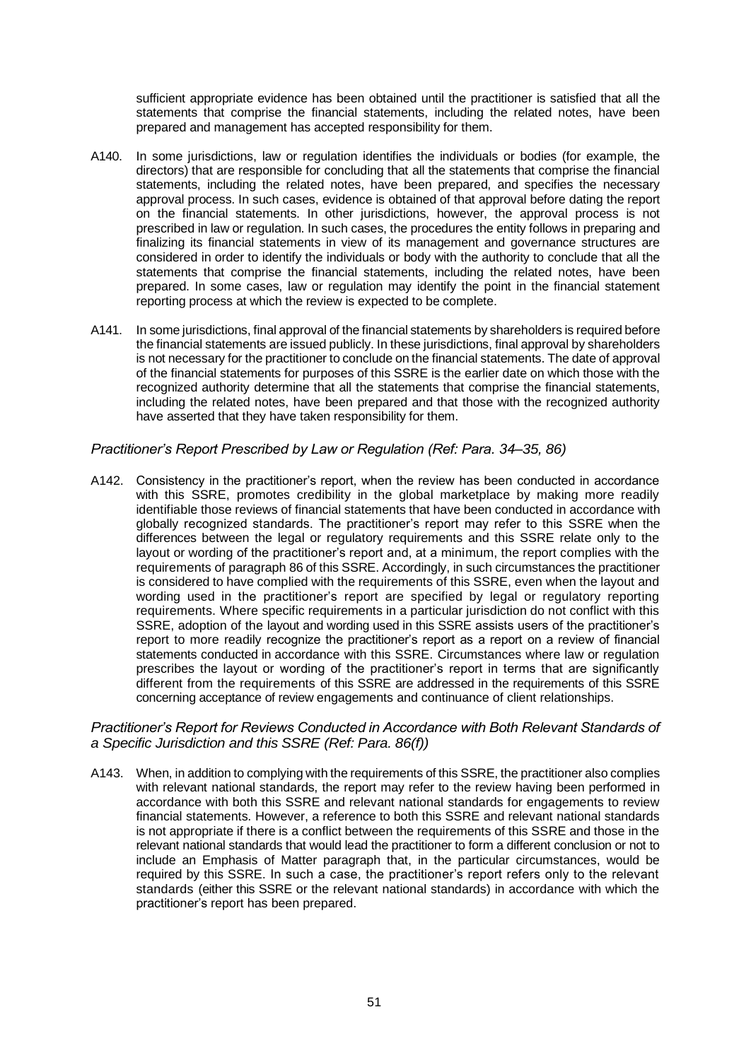sufficient appropriate evidence has been obtained until the practitioner is satisfied that all the statements that comprise the financial statements, including the related notes, have been prepared and management has accepted responsibility for them.

A140. In some jurisdictions, law or regulation identifies the individuals or bodies (for example, the directors) that are responsible for concluding that all the statements that comprise the financial statements, including the related notes, have been prepared, and specifies the necessary approval process. In such cases, evidence is obtained of that approval before dating the report on the financial statements. In other jurisdictions, however, the approval process is not prescribed in law or regulation. In such cases, the procedures the entity follows in preparing and finalizing its financial statements in view of its management and governance structures are considered in order to identify the individuals or body with the authority to conclude that all the statements that comprise the financial statements, including the related notes, have been prepared. In some cases, law or regulation may identify the point in the financial statement reporting process at which the review is expected to be complete.

A141. In some jurisdictions, final approval of the financial statements by shareholders is required before the financial statements are issued publicly. In these jurisdictions, final approval by shareholders is not necessary for the practitioner to conclude on the financial statements. The date of approval of the financial statements for purposes of this SSRE is the earlier date on which those with the recognized authority determine that all the statements that comprise the financial statements, including the related notes, have been prepared and that those with the recognized authority have asserted that they have taken responsibility for them.

### *Practitioner's Report Prescribed by Law or Regulation (Ref: Para. 34–35, 86)*

A142. Consistency in the practitioner's report, when the review has been conducted in accordance with this SSRE, promotes credibility in the global marketplace by making more readily identifiable those reviews of financial statements that have been conducted in accordance with globally recognized standards. The practitioner's report may refer to this SSRE when the differences between the legal or regulatory requirements and this SSRE relate only to the layout or wording of the practitioner's report and, at a minimum, the report complies with the requirements of paragraph 86 of this SSRE. Accordingly, in such circumstances the practitioner is considered to have complied with the requirements of this SSRE, even when the layout and wording used in the practitioner's report are specified by legal or regulatory reporting requirements. Where specific requirements in a particular jurisdiction do not conflict with this SSRE, adoption of the layout and wording used in this SSRE assists users of the practitioner's report to more readily recognize the practitioner's report as a report on a review of financial statements conducted in accordance with this SSRE. Circumstances where law or regulation prescribes the layout or wording of the practitioner's report in terms that are significantly different from the requirements of this SSRE are addressed in the requirements of this SSRE concerning acceptance of review engagements and continuance of client relationships.

### *Practitioner's Report for Reviews Conducted in Accordance with Both Relevant Standards of a Specific Jurisdiction and this SSRE (Ref: Para. 86(f))*

A143. When, in addition to complying with the requirements of this SSRE, the practitioner also complies with relevant national standards, the report may refer to the review having been performed in accordance with both this SSRE and relevant national standards for engagements to review financial statements. However, a reference to both this SSRE and relevant national standards is not appropriate if there is a conflict between the requirements of this SSRE and those in the relevant national standards that would lead the practitioner to form a different conclusion or not to include an Emphasis of Matter paragraph that, in the particular circumstances, would be required by this SSRE. In such a case, the practitioner's report refers only to the relevant standards (either this SSRE or the relevant national standards) in accordance with which the practitioner's report has been prepared.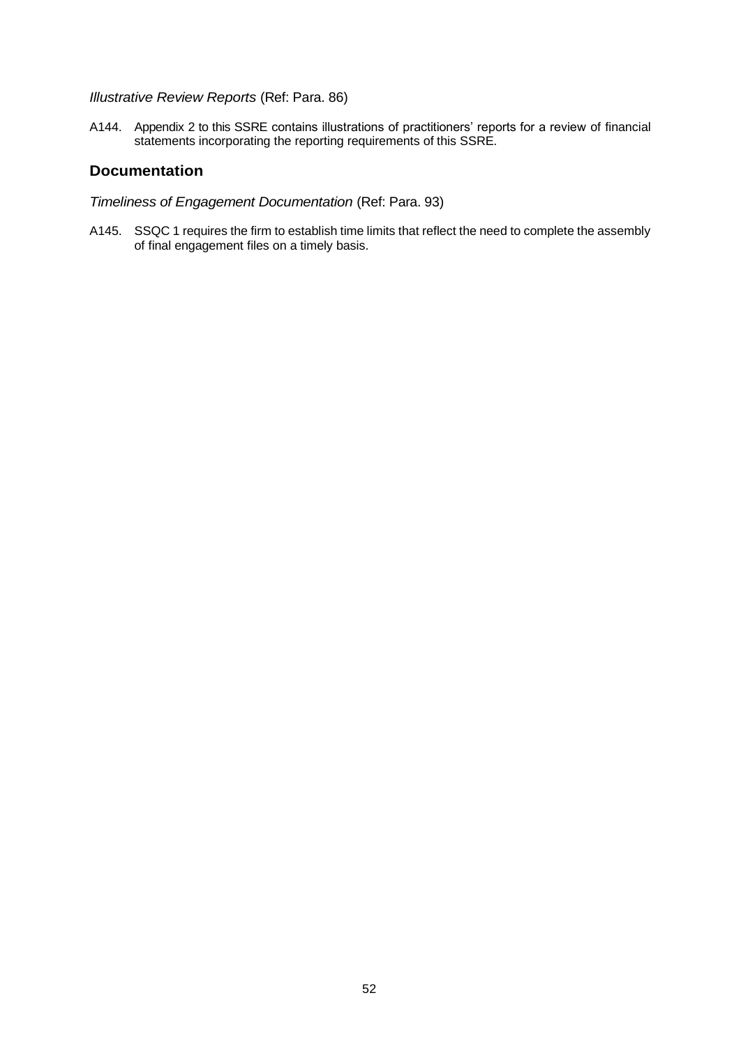*Illustrative Review Reports* (Ref: Para. 86)

A144. Appendix 2 to this SSRE contains illustrations of practitioners' reports for a review of financial statements incorporating the reporting requirements of this SSRE.

## Documentation

*Timeliness of Engagement Documentation* (Ref: Para. 93)

A145. SSQC 1 requires the firm to establish time limits that reflect the need to complete the assembly of final engagement files on a timely basis.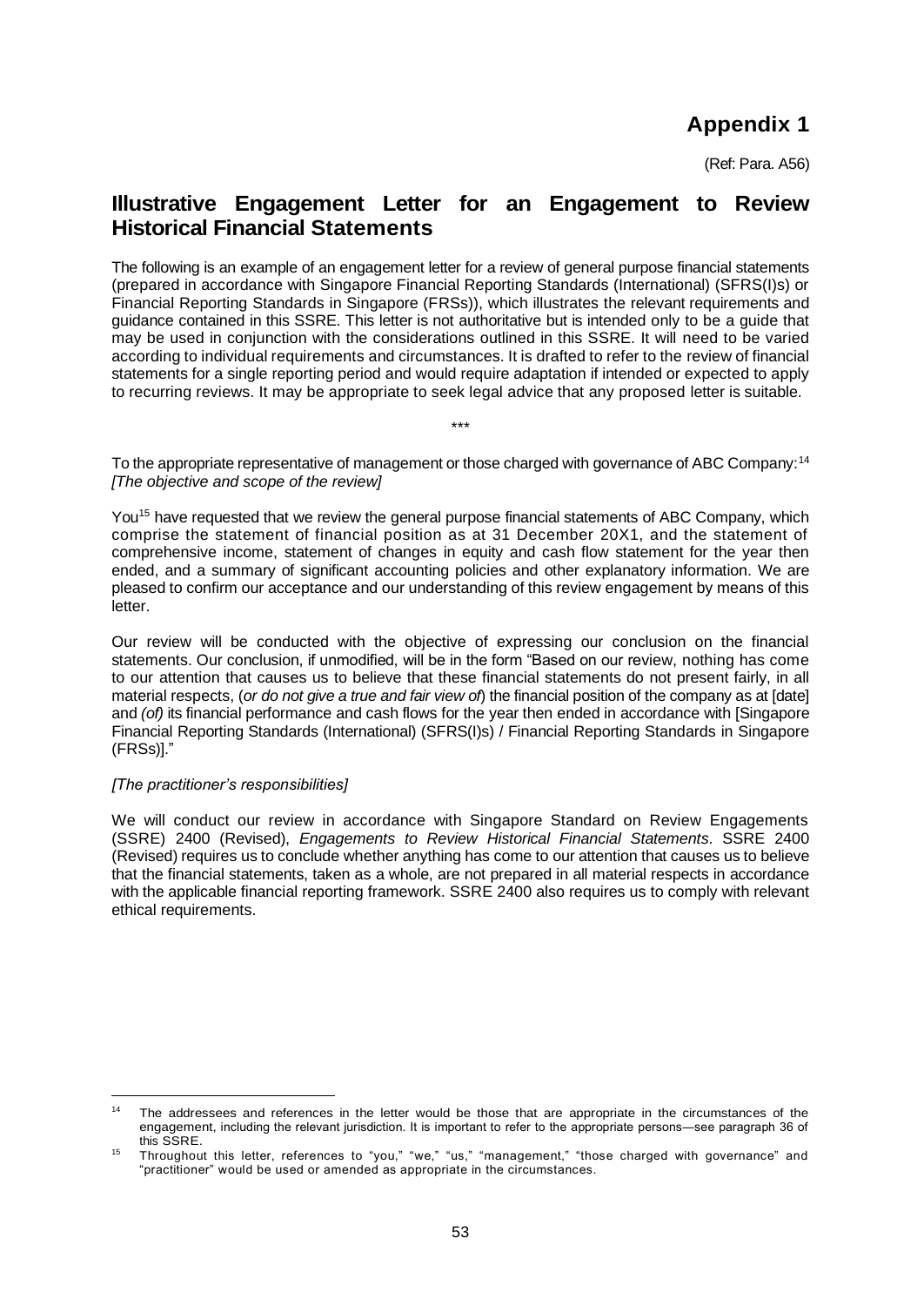# Appendix 1

(Ref: Para. A56)

## Illustrative Engagement Letter for an Engagement to Review Historical Financial Statements

The following is an example of an engagement letter for a review of general purpose financial statements (prepared in accordance with Singapore Financial Reporting Standards (International) (SFRS(I)s) or Financial Reporting Standards in Singapore (FRSs)), which illustrates the relevant requirements and guidance contained in this SSRE. This letter is not authoritative but is intended only to be a guide that may be used in conjunction with the considerations outlined in this SSRE. It will need to be varied according to individual requirements and circumstances. It is drafted to refer to the review of financial statements for a single reporting period and would require adaptation if intended or expected to apply to recurring reviews. It may be appropriate to seek legal advice that any proposed letter is suitable.

\*\*\*

To the appropriate representative of management or those charged with governance of ABC Company:[14]
*[The objective and scope of the review]*

You[15] have requested that we review the general purpose financial statements of ABC Company, which comprise the statement of financial position as at 31 December 20X1, and the statement of comprehensive income, statement of changes in equity and cash flow statement for the year then ended, and a summary of significant accounting policies and other explanatory information. We are pleased to confirm our acceptance and our understanding of this review engagement by means of this letter.

Our review will be conducted with the objective of expressing our conclusion on the financial statements. Our conclusion, if unmodified, will be in the form "Based on our review, nothing has come to our attention that causes us to believe that these financial statements do not present fairly, in all material respects, (*or do not give a true and fair view of*) the financial position of the company as at [date] and *(of)* its financial performance and cash flows for the year then ended in accordance with [Singapore Financial Reporting Standards (International) (SFRS(I)s) / Financial Reporting Standards in Singapore (FRSs)]."

*[The practitioner's responsibilities]*

We will conduct our review in accordance with Singapore Standard on Review Engagements (SSRE) 2400 (Revised), *Engagements to Review Historical Financial Statements*. SSRE 2400 (Revised) requires us to conclude whether anything has come to our attention that causes us to believe that the financial statements, taken as a whole, are not prepared in all material respects in accordance with the applicable financial reporting framework. SSRE 2400 also requires us to comply with relevant ethical requirements.

---

[14] The addressees and references in the letter would be those that are appropriate in the circumstances of the engagement, including the relevant jurisdiction. It is important to refer to the appropriate persons—see paragraph 36 of this SSRE.

[15] Throughout this letter, references to "you," "we," "us," "management," "those charged with governance" and "practitioner" would be used or amended as appropriate in the circumstances.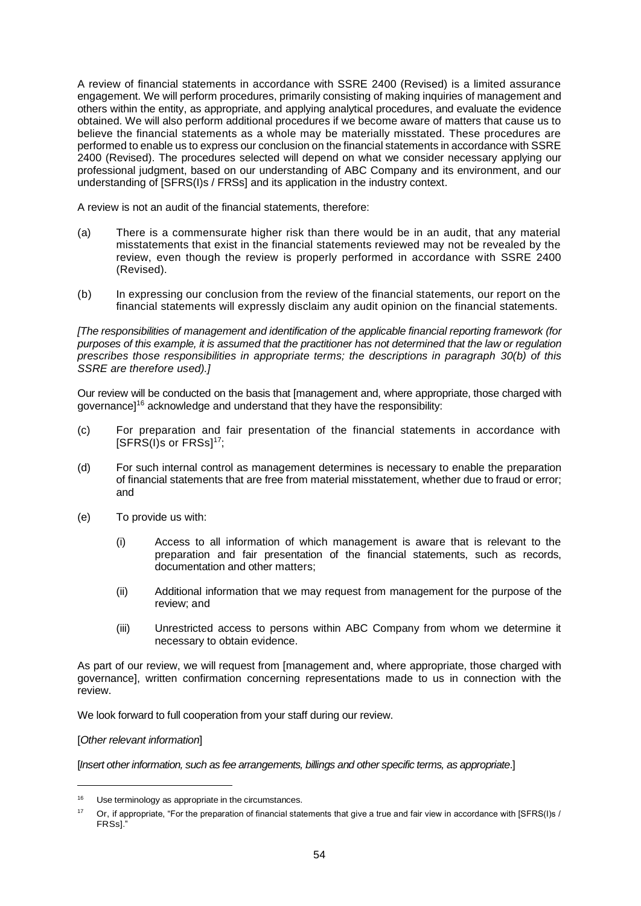A review of financial statements in accordance with SSRE 2400 (Revised) is a limited assurance engagement. We will perform procedures, primarily consisting of making inquiries of management and others within the entity, as appropriate, and applying analytical procedures, and evaluate the evidence obtained. We will also perform additional procedures if we become aware of matters that cause us to believe the financial statements as a whole may be materially misstated. These procedures are performed to enable us to express our conclusion on the financial statements in accordance with SSRE 2400 (Revised). The procedures selected will depend on what we consider necessary applying our professional judgment, based on our understanding of ABC Company and its environment, and our understanding of [SFRS(I)s / FRSs] and its application in the industry context.

A review is not an audit of the financial statements, therefore:

(a) There is a commensurate higher risk than there would be in an audit, that any material misstatements that exist in the financial statements reviewed may not be revealed by the review, even though the review is properly performed in accordance with SSRE 2400 (Revised).

(b) In expressing our conclusion from the review of the financial statements, our report on the financial statements will expressly disclaim any audit opinion on the financial statements.

*[The responsibilities of management and identification of the applicable financial reporting framework (for purposes of this example, it is assumed that the practitioner has not determined that the law or regulation prescribes those responsibilities in appropriate terms; the descriptions in paragraph 30(b) of this SSRE are therefore used).]*

Our review will be conducted on the basis that [management and, where appropriate, those charged with governance][16] acknowledge and understand that they have the responsibility:

(c) For preparation and fair presentation of the financial statements in accordance with [SFRS(I)s or FRSs][17];

(d) For such internal control as management determines is necessary to enable the preparation of financial statements that are free from material misstatement, whether due to fraud or error; and

(e) To provide us with:

   (i) Access to all information of which management is aware that is relevant to the preparation and fair presentation of the financial statements, such as records, documentation and other matters;

   (ii) Additional information that we may request from management for the purpose of the review; and

   (iii) Unrestricted access to persons within ABC Company from whom we determine it necessary to obtain evidence.

As part of our review, we will request from [management and, where appropriate, those charged with governance], written confirmation concerning representations made to us in connection with the review.

We look forward to full cooperation from your staff during our review.

[*Other relevant information*]

[*Insert other information, such as fee arrangements, billings and other specific terms, as appropriate*.]

---

[16] Use terminology as appropriate in the circumstances.

[17] Or, if appropriate, "For the preparation of financial statements that give a true and fair view in accordance with [SFRS(I)s / FRSs]."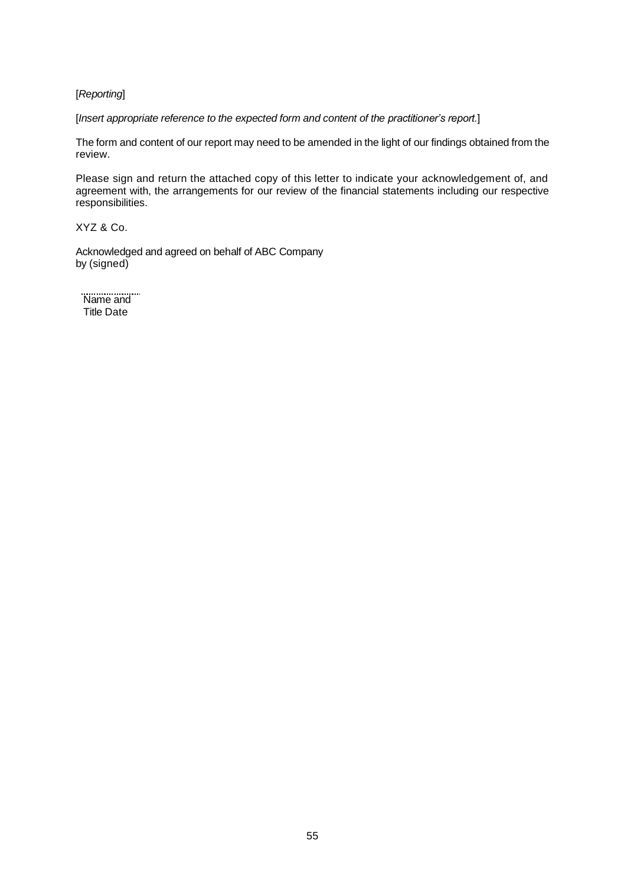[*Reporting*]

[*Insert appropriate reference to the expected form and content of the practitioner's report.*]

The form and content of our report may need to be amended in the light of our findings obtained from the review.

Please sign and return the attached copy of this letter to indicate your acknowledgement of, and agreement with, the arrangements for our review of the financial statements including our respective responsibilities.

XYZ & Co.

Acknowledged and agreed on behalf of ABC Company
by (signed)

.......................
Name and
Title Date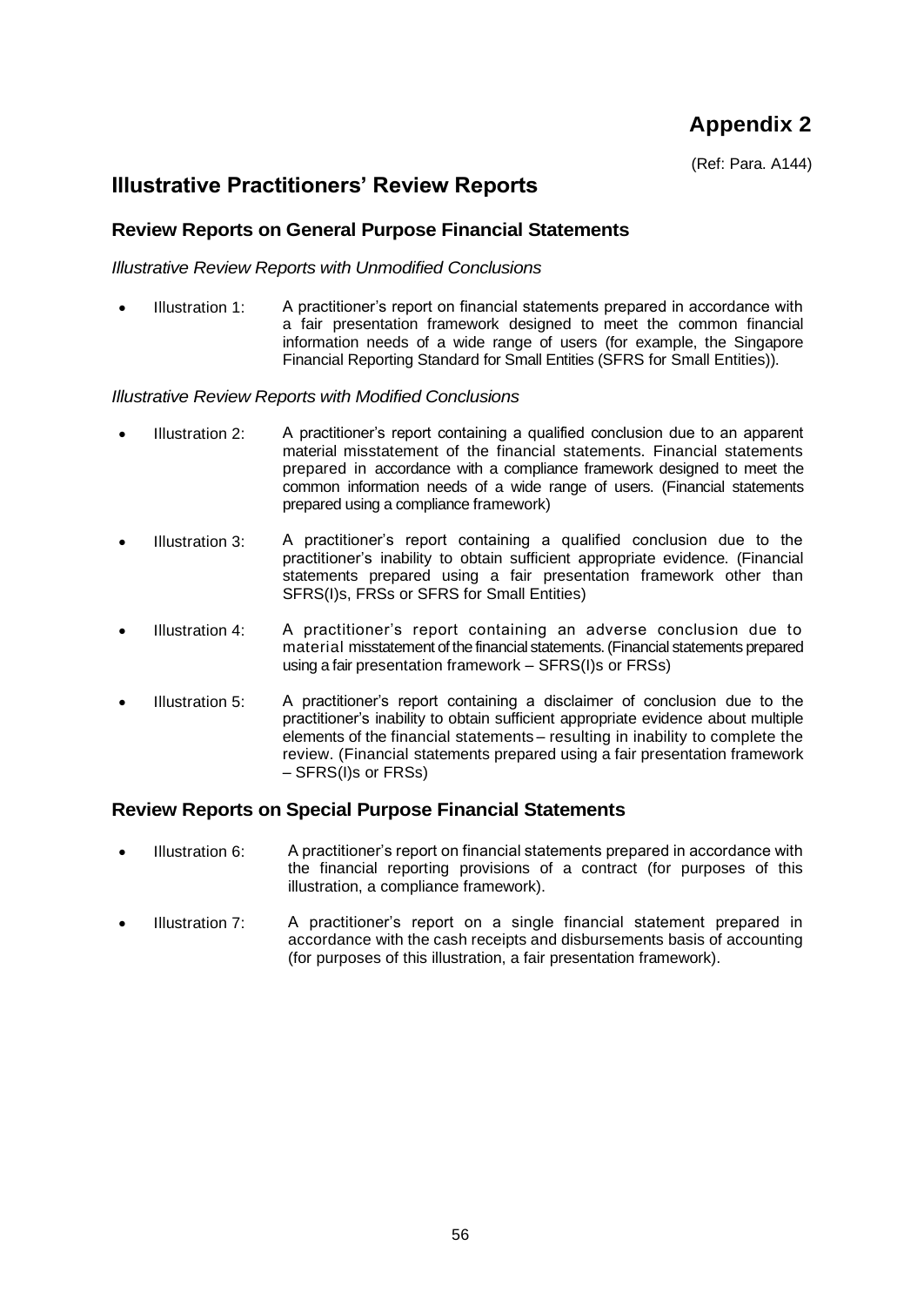# Appendix 2

(Ref: Para. A144)

## Illustrative Practitioners' Review Reports

### Review Reports on General Purpose Financial Statements

*Illustrative Review Reports with Unmodified Conclusions*

- Illustration 1: A practitioner's report on financial statements prepared in accordance with a fair presentation framework designed to meet the common financial information needs of a wide range of users (for example, the Singapore Financial Reporting Standard for Small Entities (SFRS for Small Entities)).

*Illustrative Review Reports with Modified Conclusions*

- Illustration 2: A practitioner's report containing a qualified conclusion due to an apparent material misstatement of the financial statements. Financial statements prepared in accordance with a compliance framework designed to meet the common information needs of a wide range of users. (Financial statements prepared using a compliance framework)
- Illustration 3: A practitioner's report containing a qualified conclusion due to the practitioner's inability to obtain sufficient appropriate evidence. (Financial statements prepared using a fair presentation framework other than SFRS(I)s, FRSs or SFRS for Small Entities)
- Illustration 4: A practitioner's report containing an adverse conclusion due to material misstatement of the financial statements. (Financial statements prepared using a fair presentation framework – SFRS(I)s or FRSs)
- Illustration 5: A practitioner's report containing a disclaimer of conclusion due to the practitioner's inability to obtain sufficient appropriate evidence about multiple elements of the financial statements – resulting in inability to complete the review. (Financial statements prepared using a fair presentation framework – SFRS(I)s or FRSs)

### Review Reports on Special Purpose Financial Statements

- Illustration 6: A practitioner's report on financial statements prepared in accordance with the financial reporting provisions of a contract (for purposes of this illustration, a compliance framework).
- Illustration 7: A practitioner's report on a single financial statement prepared in accordance with the cash receipts and disbursements basis of accounting (for purposes of this illustration, a fair presentation framework).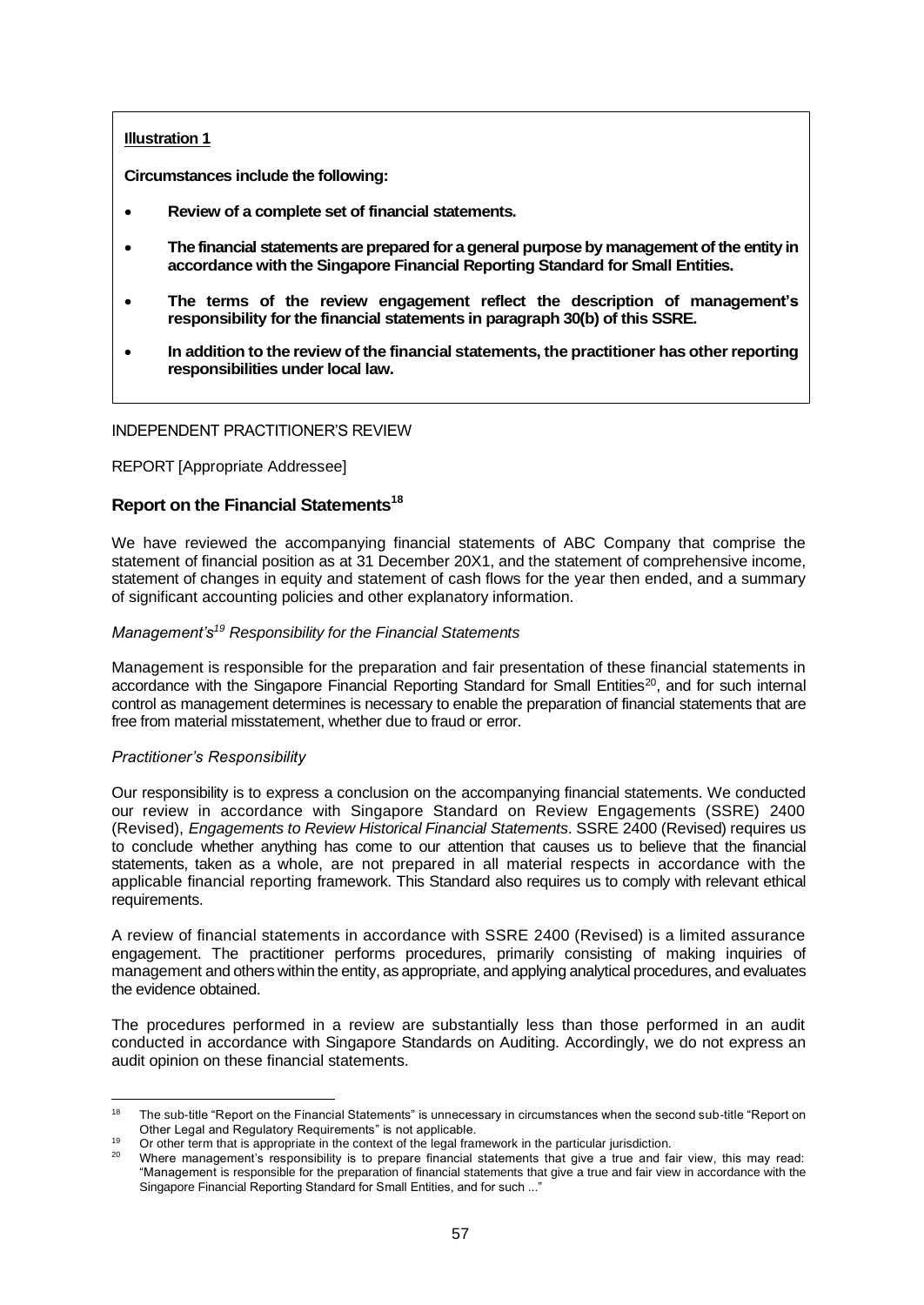**Illustration 1**

**Circumstances include the following:**

- **Review of a complete set of financial statements.**
- **The financial statements are prepared for a general purpose by management of the entity in accordance with the Singapore Financial Reporting Standard for Small Entities.**
- **The terms of the review engagement reflect the description of management's responsibility for the financial statements in paragraph 30(b) of this SSRE.**
- **In addition to the review of the financial statements, the practitioner has other reporting responsibilities under local law.**

INDEPENDENT PRACTITIONER'S REVIEW

REPORT [Appropriate Addressee]

### Report on the Financial Statements[18]

We have reviewed the accompanying financial statements of ABC Company that comprise the statement of financial position as at 31 December 20X1, and the statement of comprehensive income, statement of changes in equity and statement of cash flows for the year then ended, and a summary of significant accounting policies and other explanatory information.

*Management's[19] Responsibility for the Financial Statements*

Management is responsible for the preparation and fair presentation of these financial statements in accordance with the Singapore Financial Reporting Standard for Small Entities[20], and for such internal control as management determines is necessary to enable the preparation of financial statements that are free from material misstatement, whether due to fraud or error.

*Practitioner's Responsibility*

Our responsibility is to express a conclusion on the accompanying financial statements. We conducted our review in accordance with Singapore Standard on Review Engagements (SSRE) 2400 (Revised), *Engagements to Review Historical Financial Statements*. SSRE 2400 (Revised) requires us to conclude whether anything has come to our attention that causes us to believe that the financial statements, taken as a whole, are not prepared in all material respects in accordance with the applicable financial reporting framework. This Standard also requires us to comply with relevant ethical requirements.

A review of financial statements in accordance with SSRE 2400 (Revised) is a limited assurance engagement. The practitioner performs procedures, primarily consisting of making inquiries of management and others within the entity, as appropriate, and applying analytical procedures, and evaluates the evidence obtained.

The procedures performed in a review are substantially less than those performed in an audit conducted in accordance with Singapore Standards on Auditing. Accordingly, we do not express an audit opinion on these financial statements.

---

[18] The sub-title "Report on the Financial Statements" is unnecessary in circumstances when the second sub-title "Report on Other Legal and Regulatory Requirements" is not applicable.

[19] Or other term that is appropriate in the context of the legal framework in the particular jurisdiction.

[20] Where management's responsibility is to prepare financial statements that give a true and fair view, this may read: "Management is responsible for the preparation of financial statements that give a true and fair view in accordance with the Singapore Financial Reporting Standard for Small Entities, and for such ..."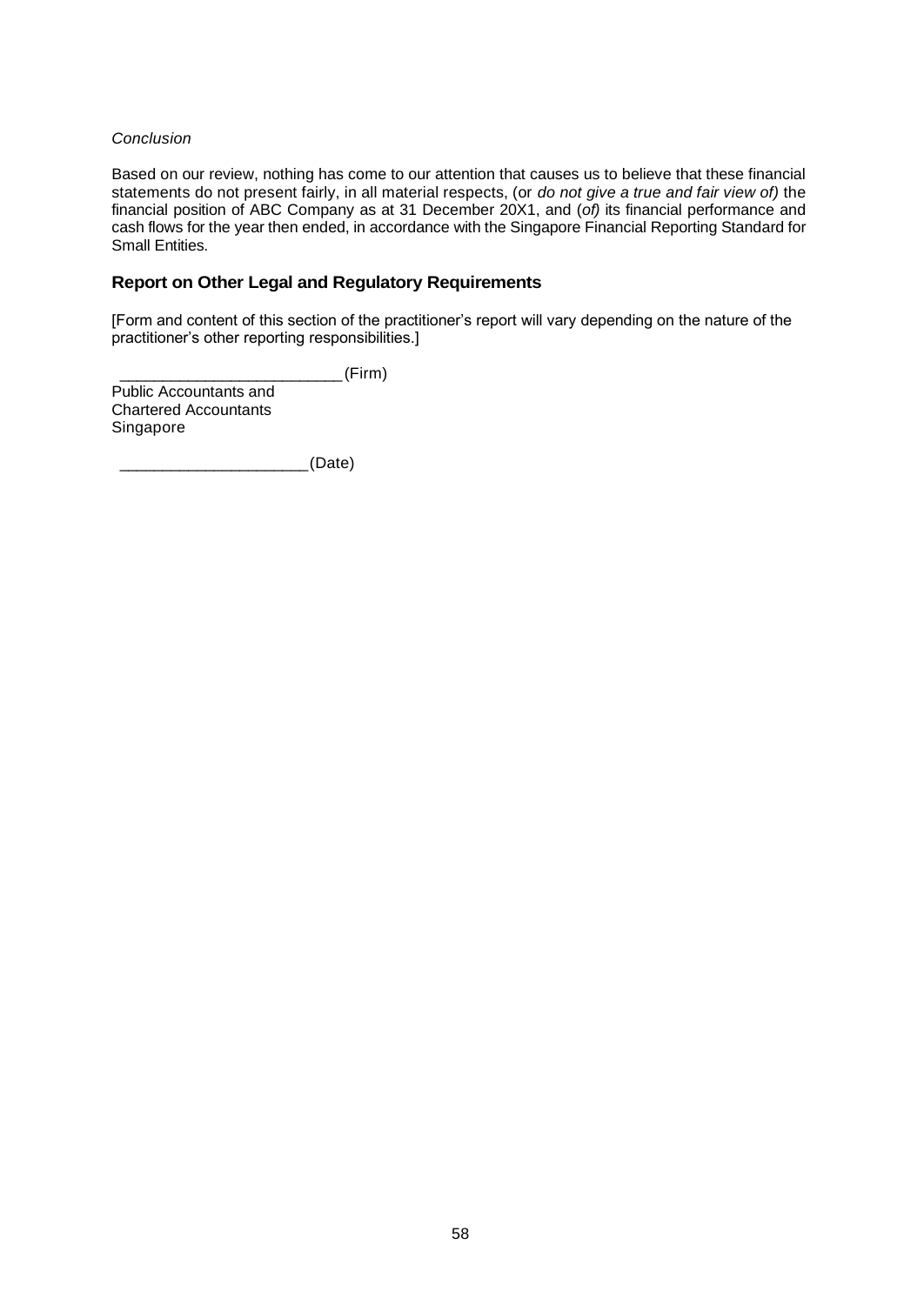*Conclusion*

Based on our review, nothing has come to our attention that causes us to believe that these financial statements do not present fairly, in all material respects, (or *do not give a true and fair view of)* the financial position of ABC Company as at 31 December 20X1, and (*of)* its financial performance and cash flows for the year then ended, in accordance with the Singapore Financial Reporting Standard for Small Entities.

## Report on Other Legal and Regulatory Requirements

[Form and content of this section of the practitioner's report will vary depending on the nature of the practitioner's other reporting responsibilities.]

_________________________(Firm)
Public Accountants and
Chartered Accountants
Singapore

_____________________(Date)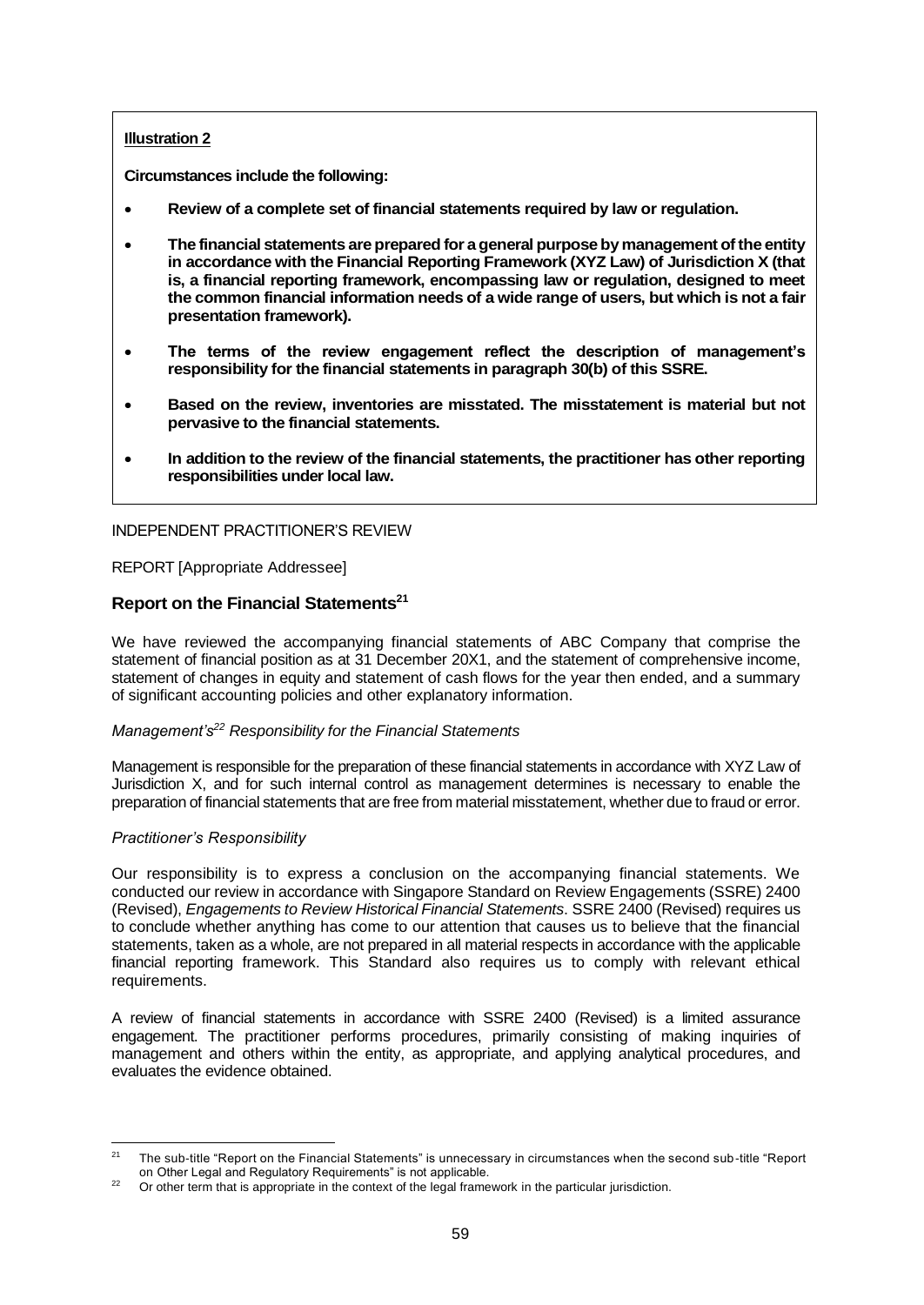**Illustration 2**

**Circumstances include the following:**

- **Review of a complete set of financial statements required by law or regulation.**
- **The financial statements are prepared for a general purpose by management of the entity in accordance with the Financial Reporting Framework (XYZ Law) of Jurisdiction X (that is, a financial reporting framework, encompassing law or regulation, designed to meet the common financial information needs of a wide range of users, but which is not a fair presentation framework).**
- **The terms of the review engagement reflect the description of management's responsibility for the financial statements in paragraph 30(b) of this SSRE.**
- **Based on the review, inventories are misstated. The misstatement is material but not pervasive to the financial statements.**
- **In addition to the review of the financial statements, the practitioner has other reporting responsibilities under local law.**

INDEPENDENT PRACTITIONER'S REVIEW

REPORT [Appropriate Addressee]

### Report on the Financial Statements[21]

We have reviewed the accompanying financial statements of ABC Company that comprise the statement of financial position as at 31 December 20X1, and the statement of comprehensive income, statement of changes in equity and statement of cash flows for the year then ended, and a summary of significant accounting policies and other explanatory information.

*Management's[22] Responsibility for the Financial Statements*

Management is responsible for the preparation of these financial statements in accordance with XYZ Law of Jurisdiction X, and for such internal control as management determines is necessary to enable the preparation of financial statements that are free from material misstatement, whether due to fraud or error.

*Practitioner's Responsibility*

Our responsibility is to express a conclusion on the accompanying financial statements. We conducted our review in accordance with Singapore Standard on Review Engagements (SSRE) 2400 (Revised), *Engagements to Review Historical Financial Statements*. SSRE 2400 (Revised) requires us to conclude whether anything has come to our attention that causes us to believe that the financial statements, taken as a whole, are not prepared in all material respects in accordance with the applicable financial reporting framework. This Standard also requires us to comply with relevant ethical requirements.

A review of financial statements in accordance with SSRE 2400 (Revised) is a limited assurance engagement. The practitioner performs procedures, primarily consisting of making inquiries of management and others within the entity, as appropriate, and applying analytical procedures, and evaluates the evidence obtained.

---

[21] The sub-title "Report on the Financial Statements" is unnecessary in circumstances when the second sub-title "Report on Other Legal and Regulatory Requirements" is not applicable.

[22] Or other term that is appropriate in the context of the legal framework in the particular jurisdiction.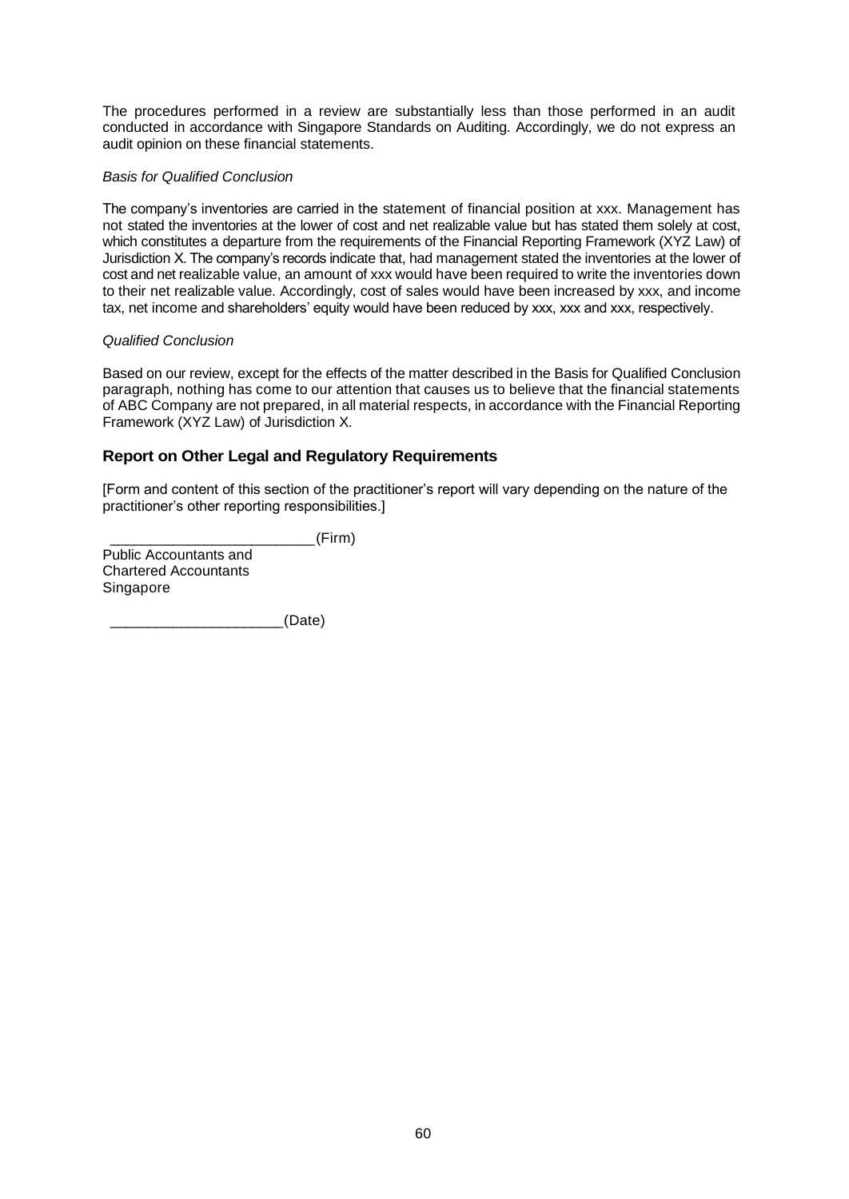The procedures performed in a review are substantially less than those performed in an audit conducted in accordance with Singapore Standards on Auditing. Accordingly, we do not express an audit opinion on these financial statements.

*Basis for Qualified Conclusion*

The company's inventories are carried in the statement of financial position at xxx. Management has not stated the inventories at the lower of cost and net realizable value but has stated them solely at cost, which constitutes a departure from the requirements of the Financial Reporting Framework (XYZ Law) of Jurisdiction X. The company's records indicate that, had management stated the inventories at the lower of cost and net realizable value, an amount of xxx would have been required to write the inventories down to their net realizable value. Accordingly, cost of sales would have been increased by xxx, and income tax, net income and shareholders' equity would have been reduced by xxx, xxx and xxx, respectively.

*Qualified Conclusion*

Based on our review, except for the effects of the matter described in the Basis for Qualified Conclusion paragraph, nothing has come to our attention that causes us to believe that the financial statements of ABC Company are not prepared, in all material respects, in accordance with the Financial Reporting Framework (XYZ Law) of Jurisdiction X.

## Report on Other Legal and Regulatory Requirements

[Form and content of this section of the practitioner's report will vary depending on the nature of the practitioner's other reporting responsibilities.]

_________________________(Firm)
Public Accountants and
Chartered Accountants
Singapore

_____________________(Date)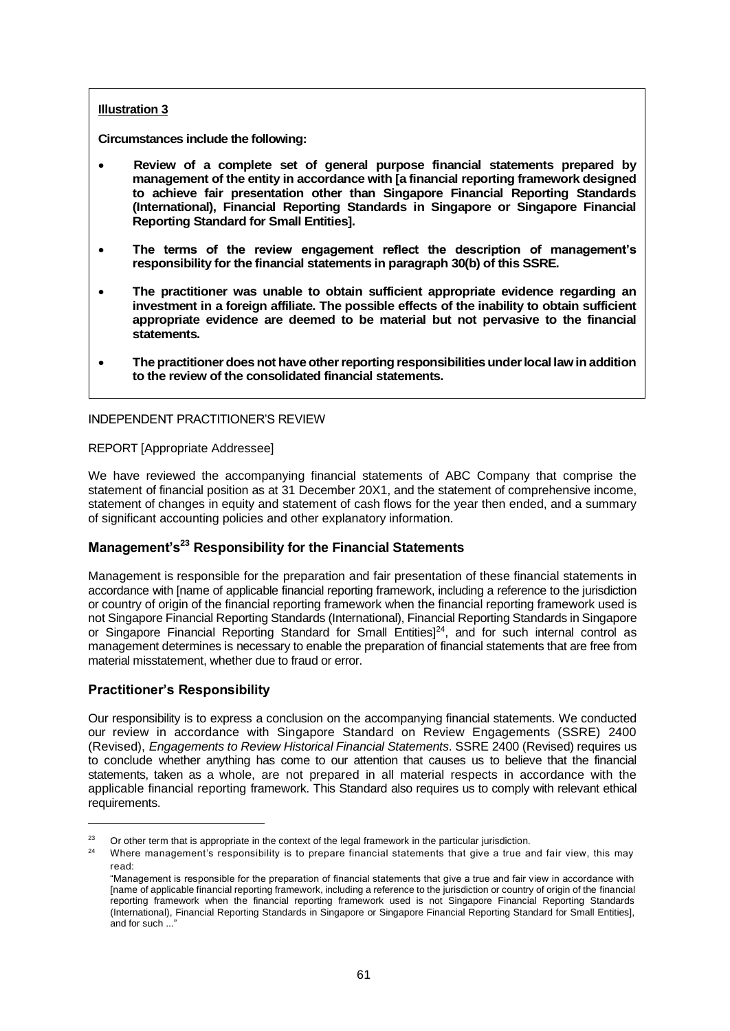**Illustration 3**

**Circumstances include the following:**

- **Review of a complete set of general purpose financial statements prepared by management of the entity in accordance with [a financial reporting framework designed to achieve fair presentation other than Singapore Financial Reporting Standards (International), Financial Reporting Standards in Singapore or Singapore Financial Reporting Standard for Small Entities].**
- **The terms of the review engagement reflect the description of management's responsibility for the financial statements in paragraph 30(b) of this SSRE.**
- **The practitioner was unable to obtain sufficient appropriate evidence regarding an investment in a foreign affiliate. The possible effects of the inability to obtain sufficient appropriate evidence are deemed to be material but not pervasive to the financial statements.**
- **The practitioner does not have other reporting responsibilities under local law in addition to the review of the consolidated financial statements.**

INDEPENDENT PRACTITIONER'S REVIEW

REPORT [Appropriate Addressee]

We have reviewed the accompanying financial statements of ABC Company that comprise the statement of financial position as at 31 December 20X1, and the statement of comprehensive income, statement of changes in equity and statement of cash flows for the year then ended, and a summary of significant accounting policies and other explanatory information.

## Management's[23] Responsibility for the Financial Statements

Management is responsible for the preparation and fair presentation of these financial statements in accordance with [name of applicable financial reporting framework, including a reference to the jurisdiction or country of origin of the financial reporting framework when the financial reporting framework used is not Singapore Financial Reporting Standards (International), Financial Reporting Standards in Singapore or Singapore Financial Reporting Standard for Small Entities][24], and for such internal control as management determines is necessary to enable the preparation of financial statements that are free from material misstatement, whether due to fraud or error.

## Practitioner's Responsibility

Our responsibility is to express a conclusion on the accompanying financial statements. We conducted our review in accordance with Singapore Standard on Review Engagements (SSRE) 2400 (Revised), *Engagements to Review Historical Financial Statements*. SSRE 2400 (Revised) requires us to conclude whether anything has come to our attention that causes us to believe that the financial statements, taken as a whole, are not prepared in all material respects in accordance with the applicable financial reporting framework. This Standard also requires us to comply with relevant ethical requirements.

---

[23] Or other term that is appropriate in the context of the legal framework in the particular jurisdiction.

[24] Where management's responsibility is to prepare financial statements that give a true and fair view, this may read:

"Management is responsible for the preparation of financial statements that give a true and fair view in accordance with [name of applicable financial reporting framework, including a reference to the jurisdiction or country of origin of the financial reporting framework when the financial reporting framework used is not Singapore Financial Reporting Standards (International), Financial Reporting Standards in Singapore or Singapore Financial Reporting Standard for Small Entities], and for such ..."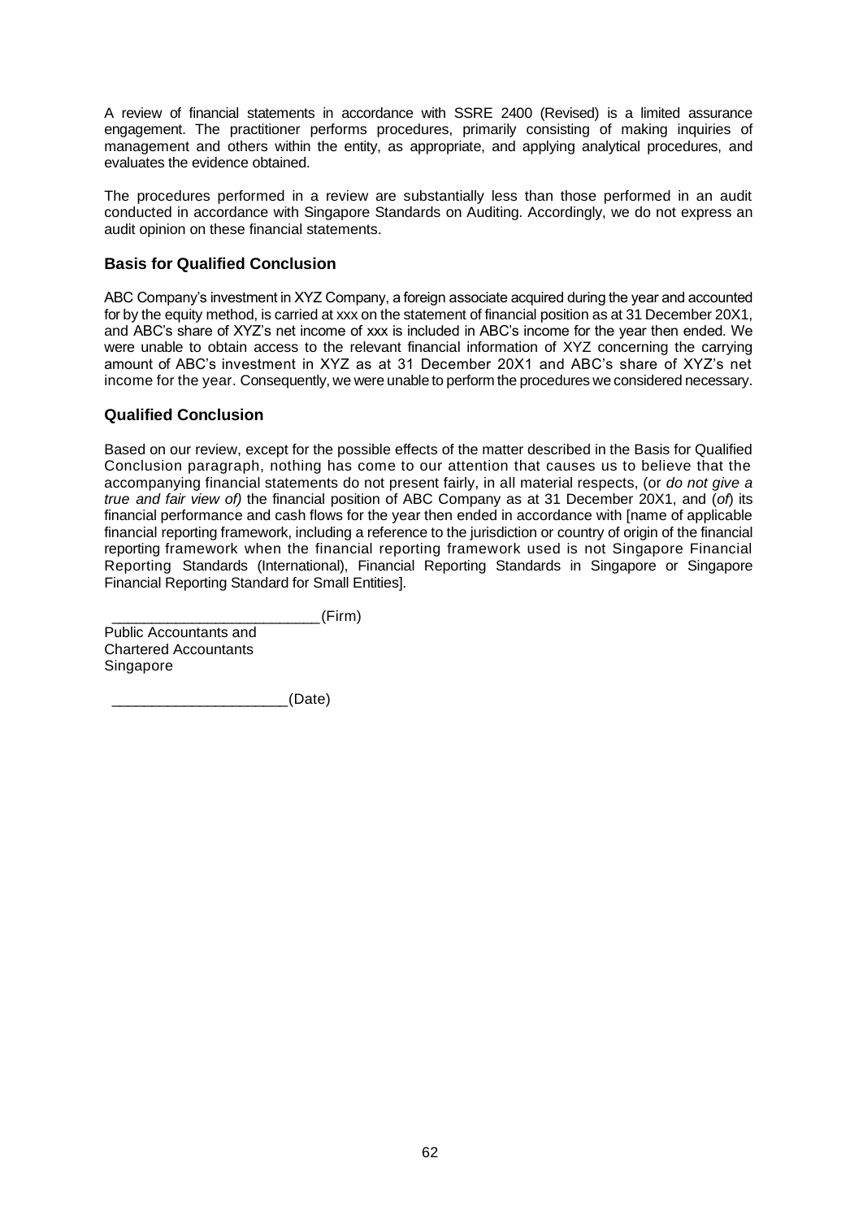A review of financial statements in accordance with SSRE 2400 (Revised) is a limited assurance engagement. The practitioner performs procedures, primarily consisting of making inquiries of management and others within the entity, as appropriate, and applying analytical procedures, and evaluates the evidence obtained.

The procedures performed in a review are substantially less than those performed in an audit conducted in accordance with Singapore Standards on Auditing. Accordingly, we do not express an audit opinion on these financial statements.

### Basis for Qualified Conclusion

ABC Company's investment in XYZ Company, a foreign associate acquired during the year and accounted for by the equity method, is carried at xxx on the statement of financial position as at 31 December 20X1, and ABC's share of XYZ's net income of xxx is included in ABC's income for the year then ended. We were unable to obtain access to the relevant financial information of XYZ concerning the carrying amount of ABC's investment in XYZ as at 31 December 20X1 and ABC's share of XYZ's net income for the year. Consequently, we were unable to perform the procedures we considered necessary.

### Qualified Conclusion

Based on our review, except for the possible effects of the matter described in the Basis for Qualified Conclusion paragraph, nothing has come to our attention that causes us to believe that the accompanying financial statements do not present fairly, in all material respects, (or *do not give a true and fair view of)* the financial position of ABC Company as at 31 December 20X1, and (*of*) its financial performance and cash flows for the year then ended in accordance with [name of applicable financial reporting framework, including a reference to the jurisdiction or country of origin of the financial reporting framework when the financial reporting framework used is not Singapore Financial Reporting Standards (International), Financial Reporting Standards in Singapore or Singapore Financial Reporting Standard for Small Entities].

_________________________(Firm)
Public Accountants and
Chartered Accountants
Singapore

_____________________(Date)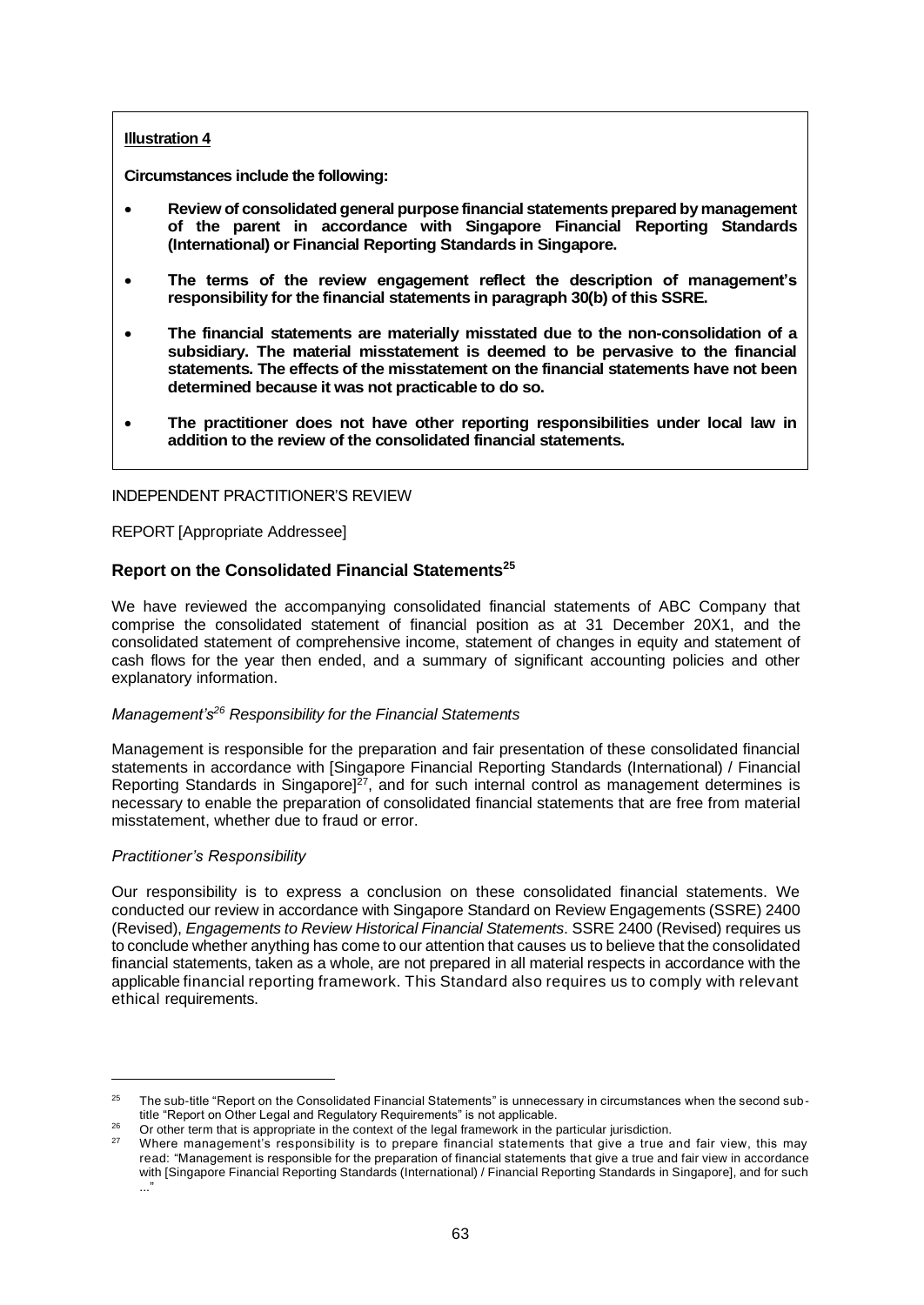**Illustration 4**

**Circumstances include the following:**

- **Review of consolidated general purpose financial statements prepared by management of the parent in accordance with Singapore Financial Reporting Standards (International) or Financial Reporting Standards in Singapore.**
- **The terms of the review engagement reflect the description of management's responsibility for the financial statements in paragraph 30(b) of this SSRE.**
- **The financial statements are materially misstated due to the non-consolidation of a subsidiary. The material misstatement is deemed to be pervasive to the financial statements. The effects of the misstatement on the financial statements have not been determined because it was not practicable to do so.**
- **The practitioner does not have other reporting responsibilities under local law in addition to the review of the consolidated financial statements.**

INDEPENDENT PRACTITIONER'S REVIEW

REPORT [Appropriate Addressee]

## Report on the Consolidated Financial Statements[25]

We have reviewed the accompanying consolidated financial statements of ABC Company that comprise the consolidated statement of financial position as at 31 December 20X1, and the consolidated statement of comprehensive income, statement of changes in equity and statement of cash flows for the year then ended, and a summary of significant accounting policies and other explanatory information.

*Management's[26] Responsibility for the Financial Statements*

Management is responsible for the preparation and fair presentation of these consolidated financial statements in accordance with [Singapore Financial Reporting Standards (International) / Financial Reporting Standards in Singapore][27], and for such internal control as management determines is necessary to enable the preparation of consolidated financial statements that are free from material misstatement, whether due to fraud or error.

*Practitioner's Responsibility*

Our responsibility is to express a conclusion on these consolidated financial statements. We conducted our review in accordance with Singapore Standard on Review Engagements (SSRE) 2400 (Revised), *Engagements to Review Historical Financial Statements*. SSRE 2400 (Revised) requires us to conclude whether anything has come to our attention that causes us to believe that the consolidated financial statements, taken as a whole, are not prepared in all material respects in accordance with the applicable financial reporting framework. This Standard also requires us to comply with relevant ethical requirements.

---

[25] The sub-title "Report on the Consolidated Financial Statements" is unnecessary in circumstances when the second sub-title "Report on Other Legal and Regulatory Requirements" is not applicable.

[26] Or other term that is appropriate in the context of the legal framework in the particular jurisdiction.

[27] Where management's responsibility is to prepare financial statements that give a true and fair view, this may read: "Management is responsible for the preparation of financial statements that give a true and fair view in accordance with [Singapore Financial Reporting Standards (International) / Financial Reporting Standards in Singapore], and for such ..."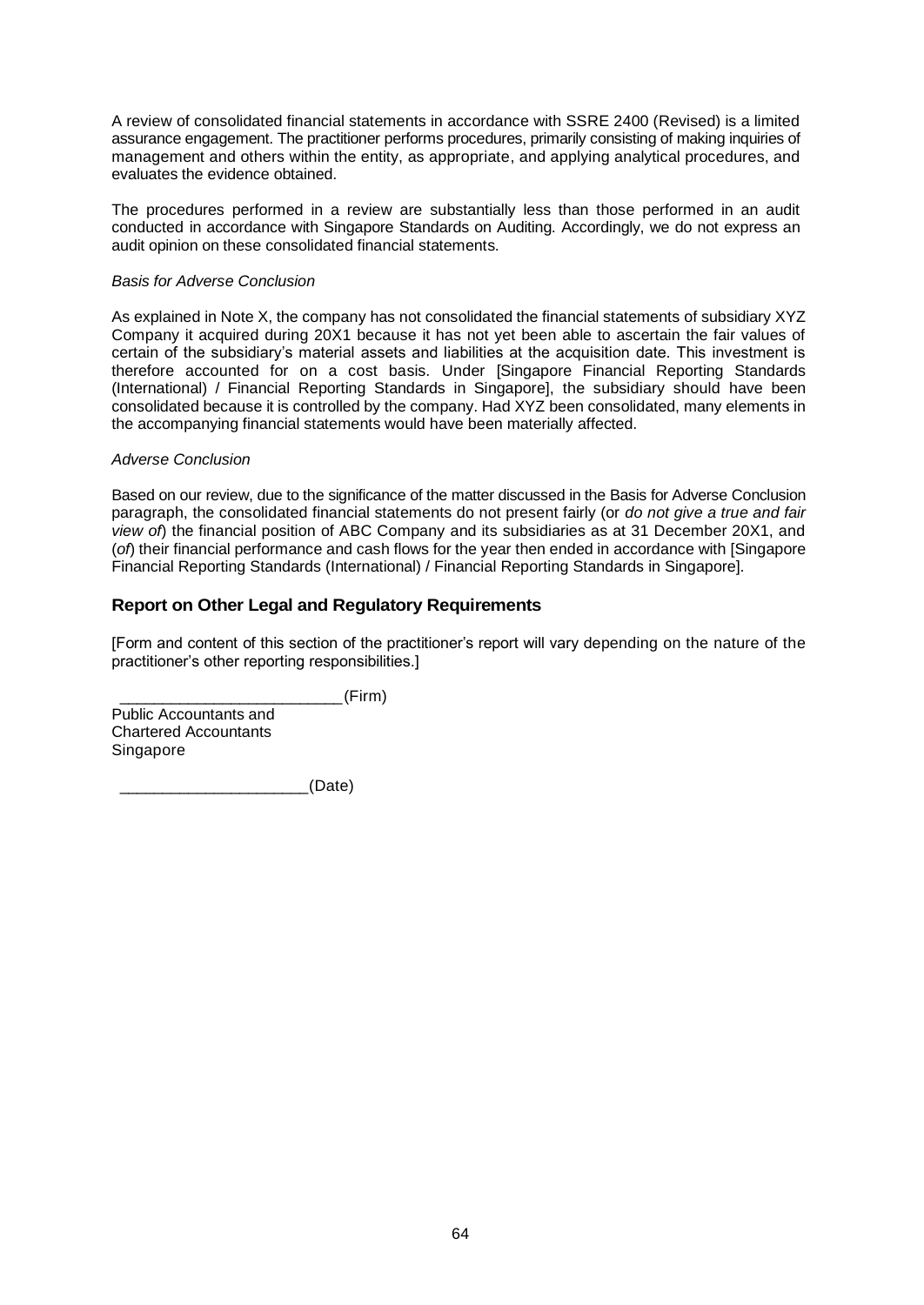A review of consolidated financial statements in accordance with SSRE 2400 (Revised) is a limited assurance engagement. The practitioner performs procedures, primarily consisting of making inquiries of management and others within the entity, as appropriate, and applying analytical procedures, and evaluates the evidence obtained.

The procedures performed in a review are substantially less than those performed in an audit conducted in accordance with Singapore Standards on Auditing. Accordingly, we do not express an audit opinion on these consolidated financial statements.

*Basis for Adverse Conclusion*

As explained in Note X, the company has not consolidated the financial statements of subsidiary XYZ Company it acquired during 20X1 because it has not yet been able to ascertain the fair values of certain of the subsidiary's material assets and liabilities at the acquisition date. This investment is therefore accounted for on a cost basis. Under [Singapore Financial Reporting Standards (International) / Financial Reporting Standards in Singapore], the subsidiary should have been consolidated because it is controlled by the company. Had XYZ been consolidated, many elements in the accompanying financial statements would have been materially affected.

*Adverse Conclusion*

Based on our review, due to the significance of the matter discussed in the Basis for Adverse Conclusion paragraph, the consolidated financial statements do not present fairly (or *do not give a true and fair view of*) the financial position of ABC Company and its subsidiaries as at 31 December 20X1, and (*of*) their financial performance and cash flows for the year then ended in accordance with [Singapore Financial Reporting Standards (International) / Financial Reporting Standards in Singapore].

### Report on Other Legal and Regulatory Requirements

[Form and content of this section of the practitioner's report will vary depending on the nature of the practitioner's other reporting responsibilities.]

_________________________(Firm)
Public Accountants and
Chartered Accountants
Singapore

_____________________(Date)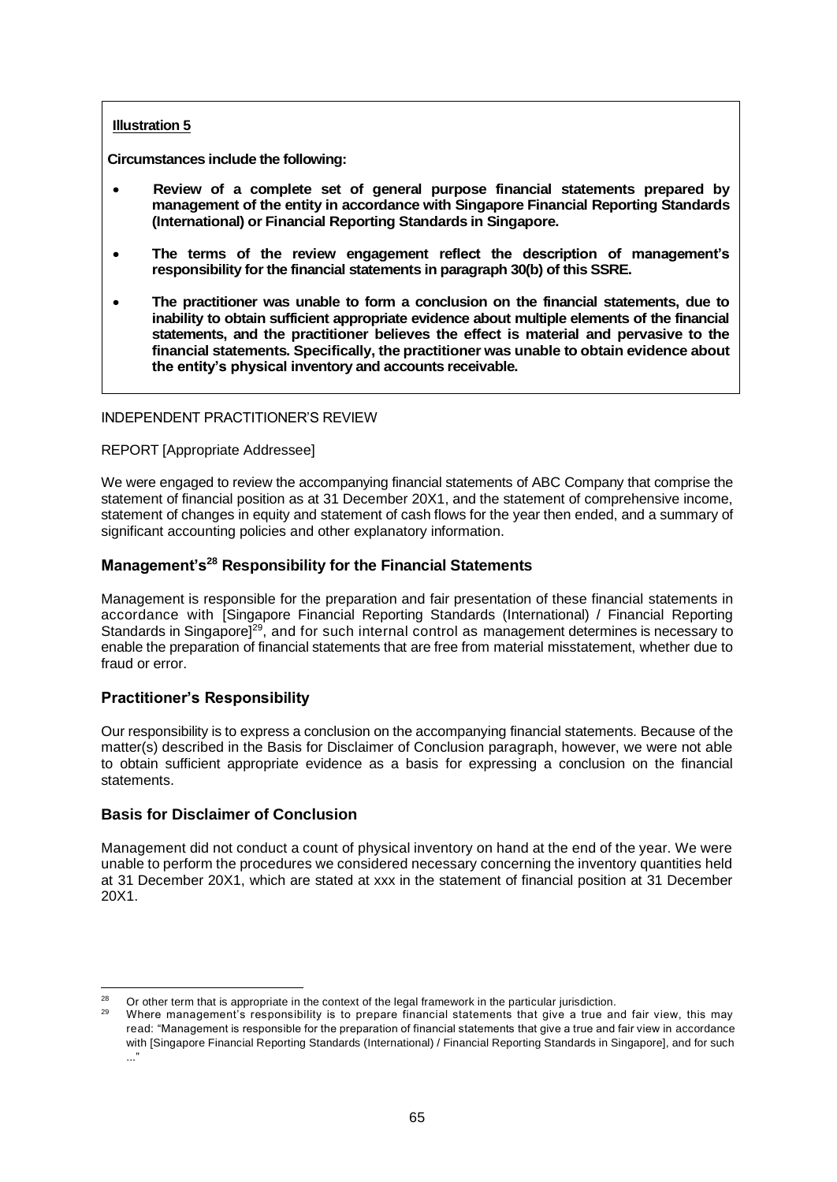**Illustration 5**

**Circumstances include the following:**

- **Review of a complete set of general purpose financial statements prepared by management of the entity in accordance with Singapore Financial Reporting Standards (International) or Financial Reporting Standards in Singapore.**
- **The terms of the review engagement reflect the description of management's responsibility for the financial statements in paragraph 30(b) of this SSRE.**
- **The practitioner was unable to form a conclusion on the financial statements, due to inability to obtain sufficient appropriate evidence about multiple elements of the financial statements, and the practitioner believes the effect is material and pervasive to the financial statements. Specifically, the practitioner was unable to obtain evidence about the entity's physical inventory and accounts receivable.**

INDEPENDENT PRACTITIONER'S REVIEW

REPORT [Appropriate Addressee]

We were engaged to review the accompanying financial statements of ABC Company that comprise the statement of financial position as at 31 December 20X1, and the statement of comprehensive income, statement of changes in equity and statement of cash flows for the year then ended, and a summary of significant accounting policies and other explanatory information.

## Management's[28] Responsibility for the Financial Statements

Management is responsible for the preparation and fair presentation of these financial statements in accordance with [Singapore Financial Reporting Standards (International) / Financial Reporting Standards in Singapore][29], and for such internal control as management determines is necessary to enable the preparation of financial statements that are free from material misstatement, whether due to fraud or error.

## Practitioner's Responsibility

Our responsibility is to express a conclusion on the accompanying financial statements. Because of the matter(s) described in the Basis for Disclaimer of Conclusion paragraph, however, we were not able to obtain sufficient appropriate evidence as a basis for expressing a conclusion on the financial statements.

## Basis for Disclaimer of Conclusion

Management did not conduct a count of physical inventory on hand at the end of the year. We were unable to perform the procedures we considered necessary concerning the inventory quantities held at 31 December 20X1, which are stated at xxx in the statement of financial position at 31 December 20X1.

---

[28] Or other term that is appropriate in the context of the legal framework in the particular jurisdiction.

[29] Where management's responsibility is to prepare financial statements that give a true and fair view, this may read: "Management is responsible for the preparation of financial statements that give a true and fair view in accordance with [Singapore Financial Reporting Standards (International) / Financial Reporting Standards in Singapore], and for such ..."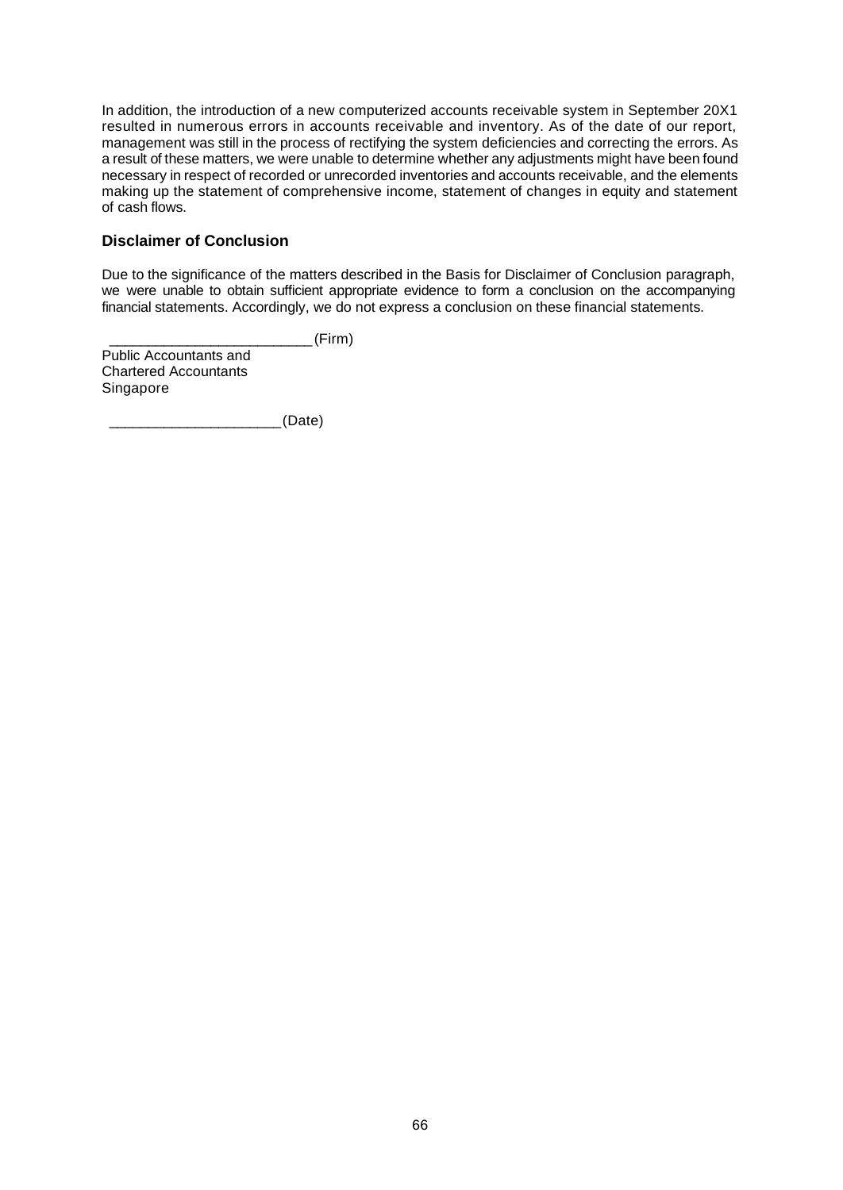In addition, the introduction of a new computerized accounts receivable system in September 20X1 resulted in numerous errors in accounts receivable and inventory. As of the date of our report, management was still in the process of rectifying the system deficiencies and correcting the errors. As a result of these matters, we were unable to determine whether any adjustments might have been found necessary in respect of recorded or unrecorded inventories and accounts receivable, and the elements making up the statement of comprehensive income, statement of changes in equity and statement of cash flows.

### Disclaimer of Conclusion

Due to the significance of the matters described in the Basis for Disclaimer of Conclusion paragraph, we were unable to obtain sufficient appropriate evidence to form a conclusion on the accompanying financial statements. Accordingly, we do not express a conclusion on these financial statements.

_________________________ (Firm)
Public Accountants and
Chartered Accountants
Singapore

_____________________ (Date)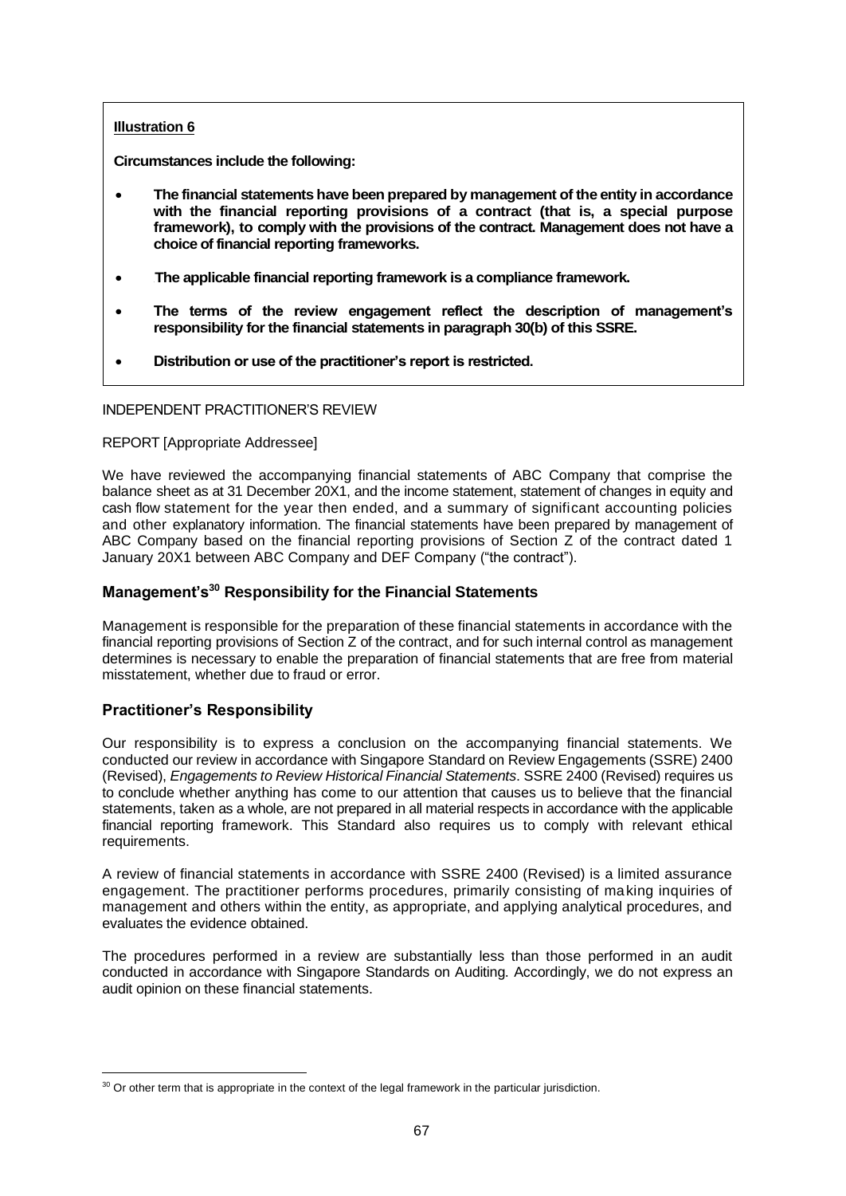**Illustration 6**

**Circumstances include the following:**

- **The financial statements have been prepared by management of the entity in accordance with the financial reporting provisions of a contract (that is, a special purpose framework), to comply with the provisions of the contract. Management does not have a choice of financial reporting frameworks.**
- **The applicable financial reporting framework is a compliance framework.**
- **The terms of the review engagement reflect the description of management's responsibility for the financial statements in paragraph 30(b) of this SSRE.**
- **Distribution or use of the practitioner's report is restricted.**

INDEPENDENT PRACTITIONER'S REVIEW

REPORT [Appropriate Addressee]

We have reviewed the accompanying financial statements of ABC Company that comprise the balance sheet as at 31 December 20X1, and the income statement, statement of changes in equity and cash flow statement for the year then ended, and a summary of significant accounting policies and other explanatory information. The financial statements have been prepared by management of ABC Company based on the financial reporting provisions of Section Z of the contract dated 1 January 20X1 between ABC Company and DEF Company ("the contract").

## Management's[30] Responsibility for the Financial Statements

Management is responsible for the preparation of these financial statements in accordance with the financial reporting provisions of Section Z of the contract, and for such internal control as management determines is necessary to enable the preparation of financial statements that are free from material misstatement, whether due to fraud or error.

## Practitioner's Responsibility

Our responsibility is to express a conclusion on the accompanying financial statements. We conducted our review in accordance with Singapore Standard on Review Engagements (SSRE) 2400 (Revised), *Engagements to Review Historical Financial Statements*. SSRE 2400 (Revised) requires us to conclude whether anything has come to our attention that causes us to believe that the financial statements, taken as a whole, are not prepared in all material respects in accordance with the applicable financial reporting framework. This Standard also requires us to comply with relevant ethical requirements.

A review of financial statements in accordance with SSRE 2400 (Revised) is a limited assurance engagement. The practitioner performs procedures, primarily consisting of making inquiries of management and others within the entity, as appropriate, and applying analytical procedures, and evaluates the evidence obtained.

The procedures performed in a review are substantially less than those performed in an audit conducted in accordance with Singapore Standards on Auditing. Accordingly, we do not express an audit opinion on these financial statements.

[30] Or other term that is appropriate in the context of the legal framework in the particular jurisdiction.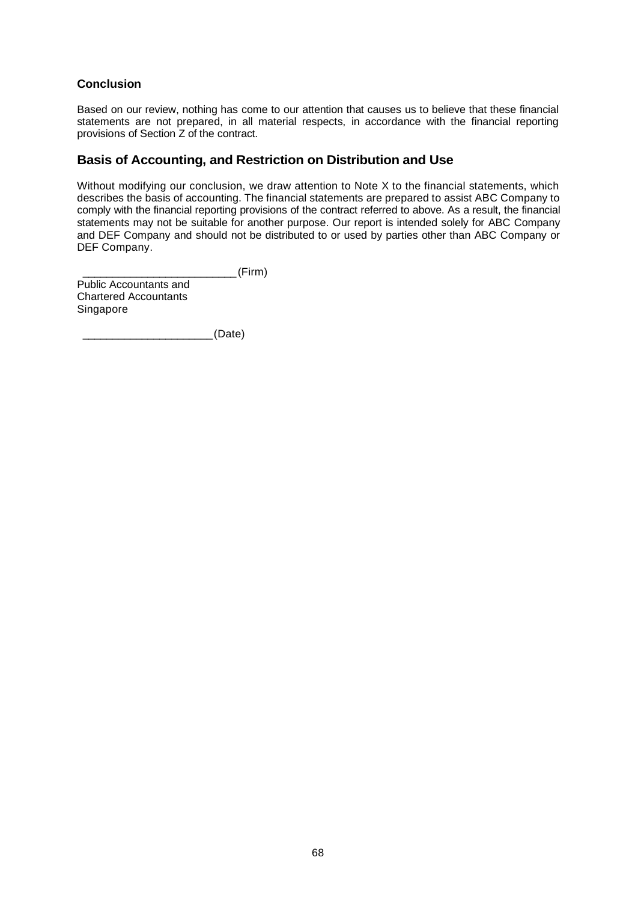### Conclusion

Based on our review, nothing has come to our attention that causes us to believe that these financial statements are not prepared, in all material respects, in accordance with the financial reporting provisions of Section Z of the contract.

## Basis of Accounting, and Restriction on Distribution and Use

Without modifying our conclusion, we draw attention to Note X to the financial statements, which describes the basis of accounting. The financial statements are prepared to assist ABC Company to comply with the financial reporting provisions of the contract referred to above. As a result, the financial statements may not be suitable for another purpose. Our report is intended solely for ABC Company and DEF Company and should not be distributed to or used by parties other than ABC Company or DEF Company.

_________________________ (Firm)
Public Accountants and
Chartered Accountants
Singapore

_____________________ (Date)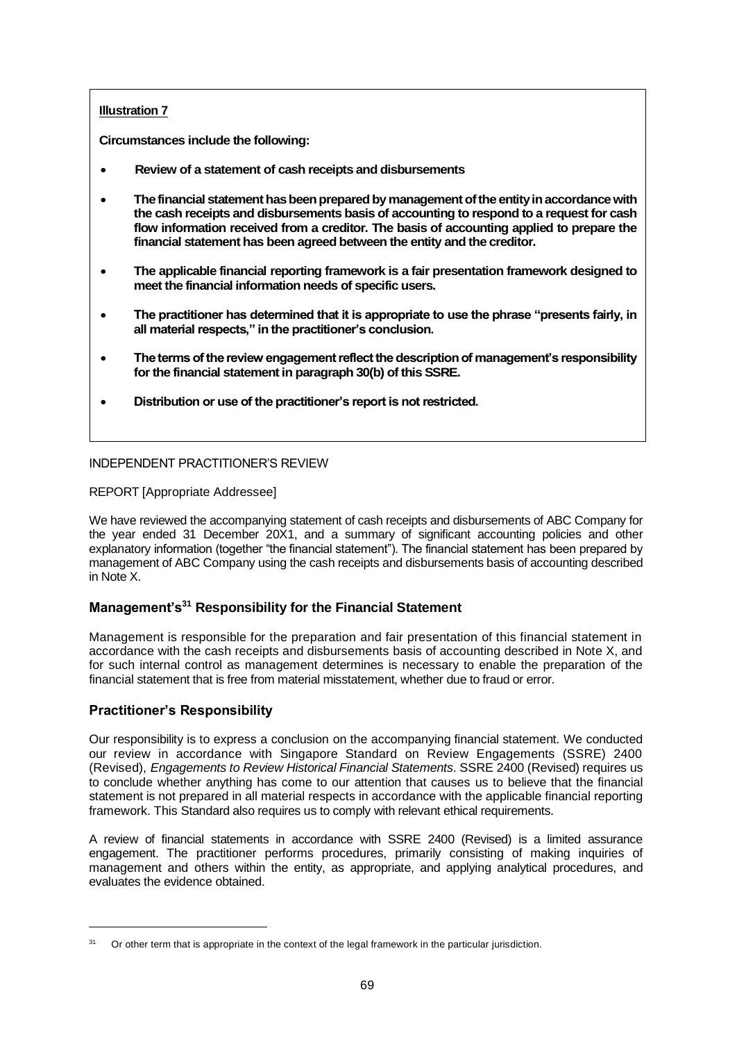**Illustration 7**

**Circumstances include the following:**

- **Review of a statement of cash receipts and disbursements**
- **The financial statement has been prepared by management of the entity in accordance with the cash receipts and disbursements basis of accounting to respond to a request for cash flow information received from a creditor. The basis of accounting applied to prepare the financial statement has been agreed between the entity and the creditor.**
- **The applicable financial reporting framework is a fair presentation framework designed to meet the financial information needs of specific users.**
- **The practitioner has determined that it is appropriate to use the phrase "presents fairly, in all material respects," in the practitioner's conclusion.**
- **The terms of the review engagement reflect the description of management's responsibility for the financial statement in paragraph 30(b) of this SSRE.**
- **Distribution or use of the practitioner's report is not restricted.**

INDEPENDENT PRACTITIONER'S REVIEW

REPORT [Appropriate Addressee]

We have reviewed the accompanying statement of cash receipts and disbursements of ABC Company for the year ended 31 December 20X1, and a summary of significant accounting policies and other explanatory information (together "the financial statement"). The financial statement has been prepared by management of ABC Company using the cash receipts and disbursements basis of accounting described in Note X.

## Management's[31] Responsibility for the Financial Statement

Management is responsible for the preparation and fair presentation of this financial statement in accordance with the cash receipts and disbursements basis of accounting described in Note X, and for such internal control as management determines is necessary to enable the preparation of the financial statement that is free from material misstatement, whether due to fraud or error.

## Practitioner's Responsibility

Our responsibility is to express a conclusion on the accompanying financial statement. We conducted our review in accordance with Singapore Standard on Review Engagements (SSRE) 2400 (Revised), *Engagements to Review Historical Financial Statements*. SSRE 2400 (Revised) requires us to conclude whether anything has come to our attention that causes us to believe that the financial statement is not prepared in all material respects in accordance with the applicable financial reporting framework. This Standard also requires us to comply with relevant ethical requirements.

A review of financial statements in accordance with SSRE 2400 (Revised) is a limited assurance engagement. The practitioner performs procedures, primarily consisting of making inquiries of management and others within the entity, as appropriate, and applying analytical procedures, and evaluates the evidence obtained.

[31] Or other term that is appropriate in the context of the legal framework in the particular jurisdiction.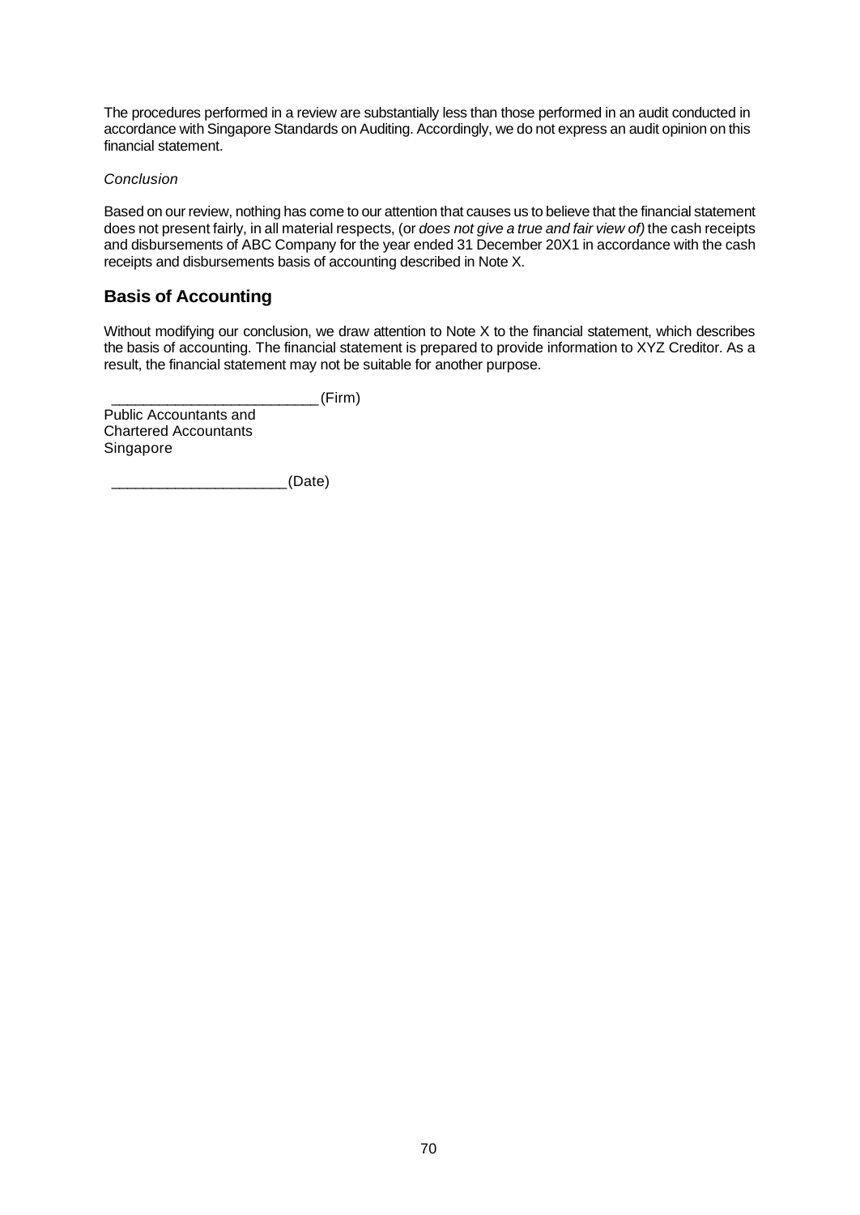The procedures performed in a review are substantially less than those performed in an audit conducted in accordance with Singapore Standards on Auditing. Accordingly, we do not express an audit opinion on this financial statement.

*Conclusion*

Based on our review, nothing has come to our attention that causes us to believe that the financial statement does not present fairly, in all material respects, (or *does not give a true and fair view of)* the cash receipts and disbursements of ABC Company for the year ended 31 December 20X1 in accordance with the cash receipts and disbursements basis of accounting described in Note X.

## Basis of Accounting

Without modifying our conclusion, we draw attention to Note X to the financial statement, which describes the basis of accounting. The financial statement is prepared to provide information to XYZ Creditor. As a result, the financial statement may not be suitable for another purpose.

_________________________ (Firm)
Public Accountants and
Chartered Accountants
Singapore

_____________________ (Date)